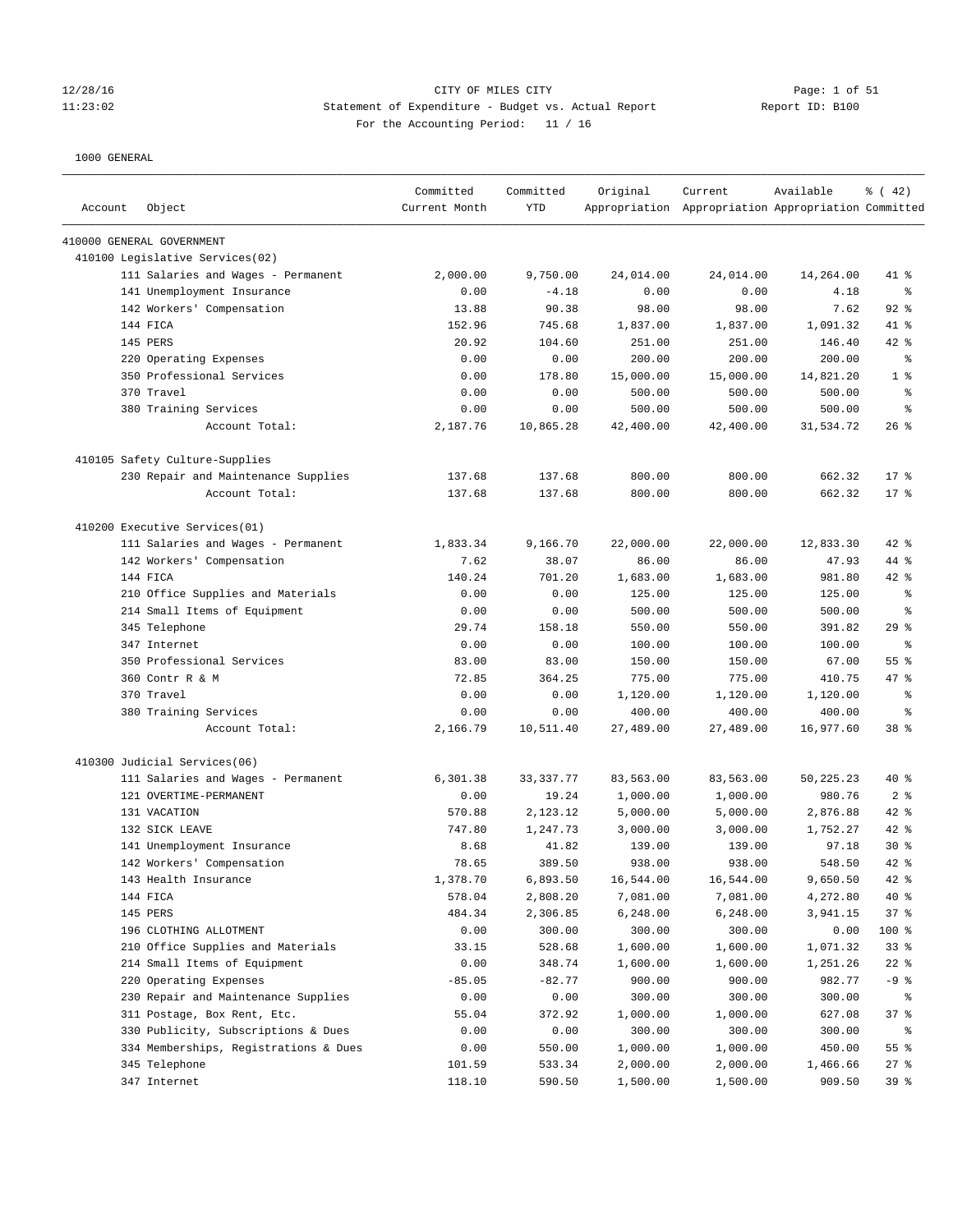CITY OF MILES CITY

Statement of Expenditure - Budget vs. Actual Report

For the Accounting Period: 11 / 16

1000 GENERAL

| Account Object | Committed Current Month | Committed YTD | Original Appropriation | Current Appropriation | Available Appropriation | % ( 42) Committed |
|---|---|---|---|---|---|---|
| 410000 GENERAL GOVERNMENT | | | | | | |
| 410100 Legislative Services(02) | | | | | | |
| 111 Salaries and Wages - Permanent | 2,000.00 | 9,750.00 | 24,014.00 | 24,014.00 | 14,264.00 | 41 % |
| 141 Unemployment Insurance | 0.00 | -4.18 | 0.00 | 0.00 | 4.18 | % |
| 142 Workers' Compensation | 13.88 | 90.38 | 98.00 | 98.00 | 7.62 | 92 % |
| 144 FICA | 152.96 | 745.68 | 1,837.00 | 1,837.00 | 1,091.32 | 41 % |
| 145 PERS | 20.92 | 104.60 | 251.00 | 251.00 | 146.40 | 42 % |
| 220 Operating Expenses | 0.00 | 0.00 | 200.00 | 200.00 | 200.00 | % |
| 350 Professional Services | 0.00 | 178.80 | 15,000.00 | 15,000.00 | 14,821.20 | 1 % |
| 370 Travel | 0.00 | 0.00 | 500.00 | 500.00 | 500.00 | % |
| 380 Training Services | 0.00 | 0.00 | 500.00 | 500.00 | 500.00 | % |
| Account Total: | 2,187.76 | 10,865.28 | 42,400.00 | 42,400.00 | 31,534.72 | 26 % |
| 410105 Safety Culture-Supplies | | | | | | |
| 230 Repair and Maintenance Supplies | 137.68 | 137.68 | 800.00 | 800.00 | 662.32 | 17 % |
| Account Total: | 137.68 | 137.68 | 800.00 | 800.00 | 662.32 | 17 % |
| 410200 Executive Services(01) | | | | | | |
| 111 Salaries and Wages - Permanent | 1,833.34 | 9,166.70 | 22,000.00 | 22,000.00 | 12,833.30 | 42 % |
| 142 Workers' Compensation | 7.62 | 38.07 | 86.00 | 86.00 | 47.93 | 44 % |
| 144 FICA | 140.24 | 701.20 | 1,683.00 | 1,683.00 | 981.80 | 42 % |
| 210 Office Supplies and Materials | 0.00 | 0.00 | 125.00 | 125.00 | 125.00 | % |
| 214 Small Items of Equipment | 0.00 | 0.00 | 500.00 | 500.00 | 500.00 | % |
| 345 Telephone | 29.74 | 158.18 | 550.00 | 550.00 | 391.82 | 29 % |
| 347 Internet | 0.00 | 0.00 | 100.00 | 100.00 | 100.00 | % |
| 350 Professional Services | 83.00 | 83.00 | 150.00 | 150.00 | 67.00 | 55 % |
| 360 Contr R & M | 72.85 | 364.25 | 775.00 | 775.00 | 410.75 | 47 % |
| 370 Travel | 0.00 | 0.00 | 1,120.00 | 1,120.00 | 1,120.00 | % |
| 380 Training Services | 0.00 | 0.00 | 400.00 | 400.00 | 400.00 | % |
| Account Total: | 2,166.79 | 10,511.40 | 27,489.00 | 27,489.00 | 16,977.60 | 38 % |
| 410300 Judicial Services(06) | | | | | | |
| 111 Salaries and Wages - Permanent | 6,301.38 | 33,337.77 | 83,563.00 | 83,563.00 | 50,225.23 | 40 % |
| 121 OVERTIME-PERMANENT | 0.00 | 19.24 | 1,000.00 | 1,000.00 | 980.76 | 2 % |
| 131 VACATION | 570.88 | 2,123.12 | 5,000.00 | 5,000.00 | 2,876.88 | 42 % |
| 132 SICK LEAVE | 747.80 | 1,247.73 | 3,000.00 | 3,000.00 | 1,752.27 | 42 % |
| 141 Unemployment Insurance | 8.68 | 41.82 | 139.00 | 139.00 | 97.18 | 30 % |
| 142 Workers' Compensation | 78.65 | 389.50 | 938.00 | 938.00 | 548.50 | 42 % |
| 143 Health Insurance | 1,378.70 | 6,893.50 | 16,544.00 | 16,544.00 | 9,650.50 | 42 % |
| 144 FICA | 578.04 | 2,808.20 | 7,081.00 | 7,081.00 | 4,272.80 | 40 % |
| 145 PERS | 484.34 | 2,306.85 | 6,248.00 | 6,248.00 | 3,941.15 | 37 % |
| 196 CLOTHING ALLOTMENT | 0.00 | 300.00 | 300.00 | 300.00 | 0.00 | 100 % |
| 210 Office Supplies and Materials | 33.15 | 528.68 | 1,600.00 | 1,600.00 | 1,071.32 | 33 % |
| 214 Small Items of Equipment | 0.00 | 348.74 | 1,600.00 | 1,600.00 | 1,251.26 | 22 % |
| 220 Operating Expenses | -85.05 | -82.77 | 900.00 | 900.00 | 982.77 | -9 % |
| 230 Repair and Maintenance Supplies | 0.00 | 0.00 | 300.00 | 300.00 | 300.00 | % |
| 311 Postage, Box Rent, Etc. | 55.04 | 372.92 | 1,000.00 | 1,000.00 | 627.08 | 37 % |
| 330 Publicity, Subscriptions & Dues | 0.00 | 0.00 | 300.00 | 300.00 | 300.00 | % |
| 334 Memberships, Registrations & Dues | 0.00 | 550.00 | 1,000.00 | 1,000.00 | 450.00 | 55 % |
| 345 Telephone | 101.59 | 533.34 | 2,000.00 | 2,000.00 | 1,466.66 | 27 % |
| 347 Internet | 118.10 | 590.50 | 1,500.00 | 1,500.00 | 909.50 | 39 % |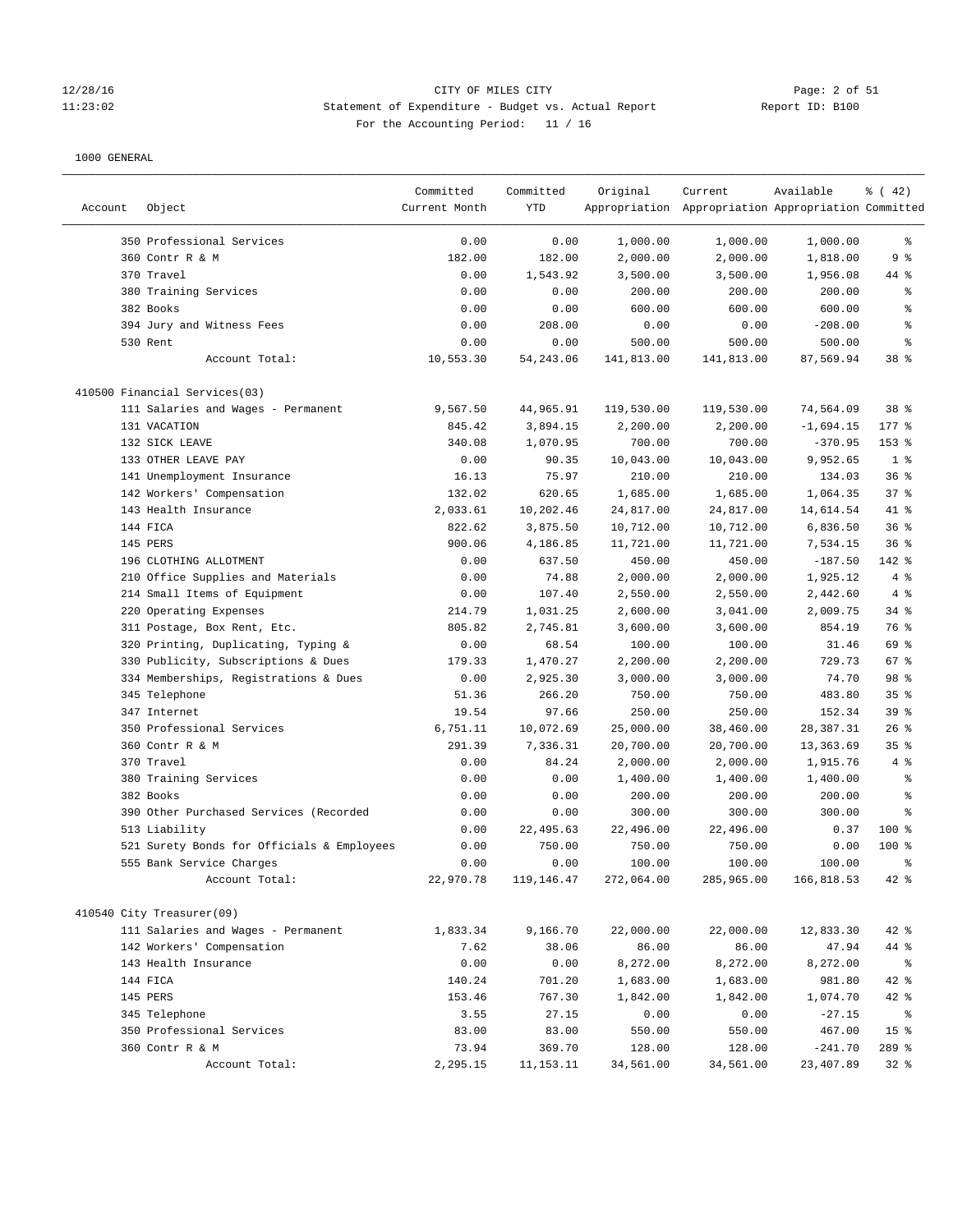CITY OF MILES CITY

Statement of Expenditure - Budget vs. Actual Report

For the Accounting Period: 11 / 16

1000 GENERAL

| Account | Object | Committed Current Month | Committed YTD | Original Appropriation | Current Appropriation | Available Appropriation | % ( 42) Committed |
|---|---|---|---|---|---|---|---|
| | 350 Professional Services | 0.00 | 0.00 | 1,000.00 | 1,000.00 | 1,000.00 | % |
| | 360 Contr R & M | 182.00 | 182.00 | 2,000.00 | 2,000.00 | 1,818.00 | 9 % |
| | 370 Travel | 0.00 | 1,543.92 | 3,500.00 | 3,500.00 | 1,956.08 | 44 % |
| | 380 Training Services | 0.00 | 0.00 | 200.00 | 200.00 | 200.00 | % |
| | 382 Books | 0.00 | 0.00 | 600.00 | 600.00 | 600.00 | % |
| | 394 Jury and Witness Fees | 0.00 | 208.00 | 0.00 | 0.00 | -208.00 | % |
| | 530 Rent | 0.00 | 0.00 | 500.00 | 500.00 | 500.00 | % |
| | Account Total: | 10,553.30 | 54,243.06 | 141,813.00 | 141,813.00 | 87,569.94 | 38 % |
| 410500 Financial Services(03) | | | | | | | |
| | 111 Salaries and Wages - Permanent | 9,567.50 | 44,965.91 | 119,530.00 | 119,530.00 | 74,564.09 | 38 % |
| | 131 VACATION | 845.42 | 3,894.15 | 2,200.00 | 2,200.00 | -1,694.15 | 177 % |
| | 132 SICK LEAVE | 340.08 | 1,070.95 | 700.00 | 700.00 | -370.95 | 153 % |
| | 133 OTHER LEAVE PAY | 0.00 | 90.35 | 10,043.00 | 10,043.00 | 9,952.65 | 1 % |
| | 141 Unemployment Insurance | 16.13 | 75.97 | 210.00 | 210.00 | 134.03 | 36 % |
| | 142 Workers' Compensation | 132.02 | 620.65 | 1,685.00 | 1,685.00 | 1,064.35 | 37 % |
| | 143 Health Insurance | 2,033.61 | 10,202.46 | 24,817.00 | 24,817.00 | 14,614.54 | 41 % |
| | 144 FICA | 822.62 | 3,875.50 | 10,712.00 | 10,712.00 | 6,836.50 | 36 % |
| | 145 PERS | 900.06 | 4,186.85 | 11,721.00 | 11,721.00 | 7,534.15 | 36 % |
| | 196 CLOTHING ALLOTMENT | 0.00 | 637.50 | 450.00 | 450.00 | -187.50 | 142 % |
| | 210 Office Supplies and Materials | 0.00 | 74.88 | 2,000.00 | 2,000.00 | 1,925.12 | 4 % |
| | 214 Small Items of Equipment | 0.00 | 107.40 | 2,550.00 | 2,550.00 | 2,442.60 | 4 % |
| | 220 Operating Expenses | 214.79 | 1,031.25 | 2,600.00 | 3,041.00 | 2,009.75 | 34 % |
| | 311 Postage, Box Rent, Etc. | 805.82 | 2,745.81 | 3,600.00 | 3,600.00 | 854.19 | 76 % |
| | 320 Printing, Duplicating, Typing & | 0.00 | 68.54 | 100.00 | 100.00 | 31.46 | 69 % |
| | 330 Publicity, Subscriptions & Dues | 179.33 | 1,470.27 | 2,200.00 | 2,200.00 | 729.73 | 67 % |
| | 334 Memberships, Registrations & Dues | 0.00 | 2,925.30 | 3,000.00 | 3,000.00 | 74.70 | 98 % |
| | 345 Telephone | 51.36 | 266.20 | 750.00 | 750.00 | 483.80 | 35 % |
| | 347 Internet | 19.54 | 97.66 | 250.00 | 250.00 | 152.34 | 39 % |
| | 350 Professional Services | 6,751.11 | 10,072.69 | 25,000.00 | 38,460.00 | 28,387.31 | 26 % |
| | 360 Contr R & M | 291.39 | 7,336.31 | 20,700.00 | 20,700.00 | 13,363.69 | 35 % |
| | 370 Travel | 0.00 | 84.24 | 2,000.00 | 2,000.00 | 1,915.76 | 4 % |
| | 380 Training Services | 0.00 | 0.00 | 1,400.00 | 1,400.00 | 1,400.00 | % |
| | 382 Books | 0.00 | 0.00 | 200.00 | 200.00 | 200.00 | % |
| | 390 Other Purchased Services (Recorded | 0.00 | 0.00 | 300.00 | 300.00 | 300.00 | % |
| | 513 Liability | 0.00 | 22,495.63 | 22,496.00 | 22,496.00 | 0.37 | 100 % |
| | 521 Surety Bonds for Officials & Employees | 0.00 | 750.00 | 750.00 | 750.00 | 0.00 | 100 % |
| | 555 Bank Service Charges | 0.00 | 0.00 | 100.00 | 100.00 | 100.00 | % |
| | Account Total: | 22,970.78 | 119,146.47 | 272,064.00 | 285,965.00 | 166,818.53 | 42 % |
| 410540 City Treasurer(09) | | | | | | | |
| | 111 Salaries and Wages - Permanent | 1,833.34 | 9,166.70 | 22,000.00 | 22,000.00 | 12,833.30 | 42 % |
| | 142 Workers' Compensation | 7.62 | 38.06 | 86.00 | 86.00 | 47.94 | 44 % |
| | 143 Health Insurance | 0.00 | 0.00 | 8,272.00 | 8,272.00 | 8,272.00 | % |
| | 144 FICA | 140.24 | 701.20 | 1,683.00 | 1,683.00 | 981.80 | 42 % |
| | 145 PERS | 153.46 | 767.30 | 1,842.00 | 1,842.00 | 1,074.70 | 42 % |
| | 345 Telephone | 3.55 | 27.15 | 0.00 | 0.00 | -27.15 | % |
| | 350 Professional Services | 83.00 | 83.00 | 550.00 | 550.00 | 467.00 | 15 % |
| | 360 Contr R & M | 73.94 | 369.70 | 128.00 | 128.00 | -241.70 | 289 % |
| | Account Total: | 2,295.15 | 11,153.11 | 34,561.00 | 34,561.00 | 23,407.89 | 32 % |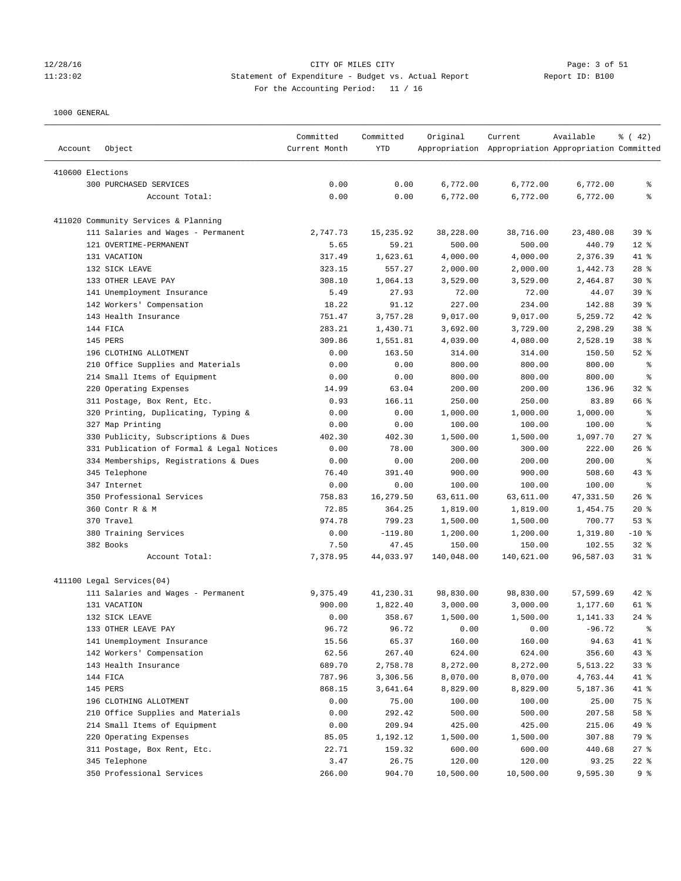CITY OF MILES CITY
Statement of Expenditure - Budget vs. Actual Report
For the Accounting Period: 11 / 16

1000 GENERAL

| Account Object | Committed Current Month | Committed YTD | Original Appropriation | Current Appropriation | Available Appropriation | % ( 42) Committed |
|---|---|---|---|---|---|---|
| 410600 Elections | | | | | | |
| 300 PURCHASED SERVICES | 0.00 | 0.00 | 6,772.00 | 6,772.00 | 6,772.00 | % |
| Account Total: | 0.00 | 0.00 | 6,772.00 | 6,772.00 | 6,772.00 | % |
| 411020 Community Services & Planning | | | | | | |
| 111 Salaries and Wages - Permanent | 2,747.73 | 15,235.92 | 38,228.00 | 38,716.00 | 23,480.08 | 39 % |
| 121 OVERTIME-PERMANENT | 5.65 | 59.21 | 500.00 | 500.00 | 440.79 | 12 % |
| 131 VACATION | 317.49 | 1,623.61 | 4,000.00 | 4,000.00 | 2,376.39 | 41 % |
| 132 SICK LEAVE | 323.15 | 557.27 | 2,000.00 | 2,000.00 | 1,442.73 | 28 % |
| 133 OTHER LEAVE PAY | 308.10 | 1,064.13 | 3,529.00 | 3,529.00 | 2,464.87 | 30 % |
| 141 Unemployment Insurance | 5.49 | 27.93 | 72.00 | 72.00 | 44.07 | 39 % |
| 142 Workers' Compensation | 18.22 | 91.12 | 227.00 | 234.00 | 142.88 | 39 % |
| 143 Health Insurance | 751.47 | 3,757.28 | 9,017.00 | 9,017.00 | 5,259.72 | 42 % |
| 144 FICA | 283.21 | 1,430.71 | 3,692.00 | 3,729.00 | 2,298.29 | 38 % |
| 145 PERS | 309.86 | 1,551.81 | 4,039.00 | 4,080.00 | 2,528.19 | 38 % |
| 196 CLOTHING ALLOTMENT | 0.00 | 163.50 | 314.00 | 314.00 | 150.50 | 52 % |
| 210 Office Supplies and Materials | 0.00 | 0.00 | 800.00 | 800.00 | 800.00 | % |
| 214 Small Items of Equipment | 0.00 | 0.00 | 800.00 | 800.00 | 800.00 | % |
| 220 Operating Expenses | 14.99 | 63.04 | 200.00 | 200.00 | 136.96 | 32 % |
| 311 Postage, Box Rent, Etc. | 0.93 | 166.11 | 250.00 | 250.00 | 83.89 | 66 % |
| 320 Printing, Duplicating, Typing & | 0.00 | 0.00 | 1,000.00 | 1,000.00 | 1,000.00 | % |
| 327 Map Printing | 0.00 | 0.00 | 100.00 | 100.00 | 100.00 | % |
| 330 Publicity, Subscriptions & Dues | 402.30 | 402.30 | 1,500.00 | 1,500.00 | 1,097.70 | 27 % |
| 331 Publication of Formal & Legal Notices | 0.00 | 78.00 | 300.00 | 300.00 | 222.00 | 26 % |
| 334 Memberships, Registrations & Dues | 0.00 | 0.00 | 200.00 | 200.00 | 200.00 | % |
| 345 Telephone | 76.40 | 391.40 | 900.00 | 900.00 | 508.60 | 43 % |
| 347 Internet | 0.00 | 0.00 | 100.00 | 100.00 | 100.00 | % |
| 350 Professional Services | 758.83 | 16,279.50 | 63,611.00 | 63,611.00 | 47,331.50 | 26 % |
| 360 Contr R & M | 72.85 | 364.25 | 1,819.00 | 1,819.00 | 1,454.75 | 20 % |
| 370 Travel | 974.78 | 799.23 | 1,500.00 | 1,500.00 | 700.77 | 53 % |
| 380 Training Services | 0.00 | -119.80 | 1,200.00 | 1,200.00 | 1,319.80 | -10 % |
| 382 Books | 7.50 | 47.45 | 150.00 | 150.00 | 102.55 | 32 % |
| Account Total: | 7,378.95 | 44,033.97 | 140,048.00 | 140,621.00 | 96,587.03 | 31 % |
| 411100 Legal Services(04) | | | | | | |
| 111 Salaries and Wages - Permanent | 9,375.49 | 41,230.31 | 98,830.00 | 98,830.00 | 57,599.69 | 42 % |
| 131 VACATION | 900.00 | 1,822.40 | 3,000.00 | 3,000.00 | 1,177.60 | 61 % |
| 132 SICK LEAVE | 0.00 | 358.67 | 1,500.00 | 1,500.00 | 1,141.33 | 24 % |
| 133 OTHER LEAVE PAY | 96.72 | 96.72 | 0.00 | 0.00 | -96.72 | % |
| 141 Unemployment Insurance | 15.56 | 65.37 | 160.00 | 160.00 | 94.63 | 41 % |
| 142 Workers' Compensation | 62.56 | 267.40 | 624.00 | 624.00 | 356.60 | 43 % |
| 143 Health Insurance | 689.70 | 2,758.78 | 8,272.00 | 8,272.00 | 5,513.22 | 33 % |
| 144 FICA | 787.96 | 3,306.56 | 8,070.00 | 8,070.00 | 4,763.44 | 41 % |
| 145 PERS | 868.15 | 3,641.64 | 8,829.00 | 8,829.00 | 5,187.36 | 41 % |
| 196 CLOTHING ALLOTMENT | 0.00 | 75.00 | 100.00 | 100.00 | 25.00 | 75 % |
| 210 Office Supplies and Materials | 0.00 | 292.42 | 500.00 | 500.00 | 207.58 | 58 % |
| 214 Small Items of Equipment | 0.00 | 209.94 | 425.00 | 425.00 | 215.06 | 49 % |
| 220 Operating Expenses | 85.05 | 1,192.12 | 1,500.00 | 1,500.00 | 307.88 | 79 % |
| 311 Postage, Box Rent, Etc. | 22.71 | 159.32 | 600.00 | 600.00 | 440.68 | 27 % |
| 345 Telephone | 3.47 | 26.75 | 120.00 | 120.00 | 93.25 | 22 % |
| 350 Professional Services | 266.00 | 904.70 | 10,500.00 | 10,500.00 | 9,595.30 | 9 % |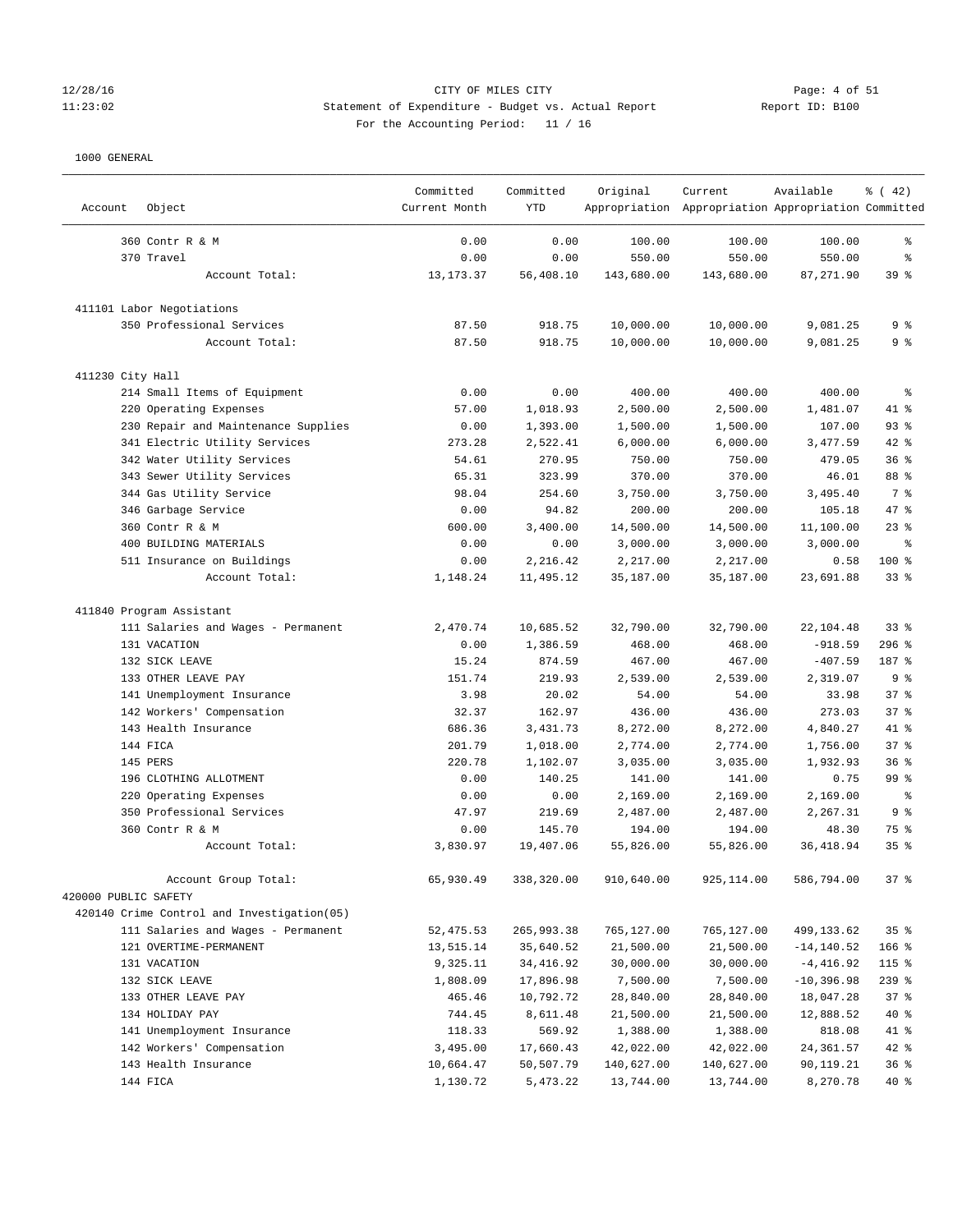CITY OF MILES CITY
Statement of Expenditure - Budget vs. Actual Report
For the Accounting Period: 11 / 16

1000 GENERAL

| Account | Object | Committed Current Month | Committed YTD | Original Appropriation | Current Appropriation | Available Appropriation | % ( 42) Committed |
|---|---|---|---|---|---|---|---|
| | 360 Contr R & M | 0.00 | 0.00 | 100.00 | 100.00 | 100.00 | % |
| | 370 Travel | 0.00 | 0.00 | 550.00 | 550.00 | 550.00 | % |
| | Account Total: | 13,173.37 | 56,408.10 | 143,680.00 | 143,680.00 | 87,271.90 | 39 % |
| 411101 Labor Negotiations | | | | | | | |
| | 350 Professional Services | 87.50 | 918.75 | 10,000.00 | 10,000.00 | 9,081.25 | 9 % |
| | Account Total: | 87.50 | 918.75 | 10,000.00 | 10,000.00 | 9,081.25 | 9 % |
| 411230 City Hall | | | | | | | |
| | 214 Small Items of Equipment | 0.00 | 0.00 | 400.00 | 400.00 | 400.00 | % |
| | 220 Operating Expenses | 57.00 | 1,018.93 | 2,500.00 | 2,500.00 | 1,481.07 | 41 % |
| | 230 Repair and Maintenance Supplies | 0.00 | 1,393.00 | 1,500.00 | 1,500.00 | 107.00 | 93 % |
| | 341 Electric Utility Services | 273.28 | 2,522.41 | 6,000.00 | 6,000.00 | 3,477.59 | 42 % |
| | 342 Water Utility Services | 54.61 | 270.95 | 750.00 | 750.00 | 479.05 | 36 % |
| | 343 Sewer Utility Services | 65.31 | 323.99 | 370.00 | 370.00 | 46.01 | 88 % |
| | 344 Gas Utility Service | 98.04 | 254.60 | 3,750.00 | 3,750.00 | 3,495.40 | 7 % |
| | 346 Garbage Service | 0.00 | 94.82 | 200.00 | 200.00 | 105.18 | 47 % |
| | 360 Contr R & M | 600.00 | 3,400.00 | 14,500.00 | 14,500.00 | 11,100.00 | 23 % |
| | 400 BUILDING MATERIALS | 0.00 | 0.00 | 3,000.00 | 3,000.00 | 3,000.00 | % |
| | 511 Insurance on Buildings | 0.00 | 2,216.42 | 2,217.00 | 2,217.00 | 0.58 | 100 % |
| | Account Total: | 1,148.24 | 11,495.12 | 35,187.00 | 35,187.00 | 23,691.88 | 33 % |
| 411840 Program Assistant | | | | | | | |
| | 111 Salaries and Wages - Permanent | 2,470.74 | 10,685.52 | 32,790.00 | 32,790.00 | 22,104.48 | 33 % |
| | 131 VACATION | 0.00 | 1,386.59 | 468.00 | 468.00 | -918.59 | 296 % |
| | 132 SICK LEAVE | 15.24 | 874.59 | 467.00 | 467.00 | -407.59 | 187 % |
| | 133 OTHER LEAVE PAY | 151.74 | 219.93 | 2,539.00 | 2,539.00 | 2,319.07 | 9 % |
| | 141 Unemployment Insurance | 3.98 | 20.02 | 54.00 | 54.00 | 33.98 | 37 % |
| | 142 Workers' Compensation | 32.37 | 162.97 | 436.00 | 436.00 | 273.03 | 37 % |
| | 143 Health Insurance | 686.36 | 3,431.73 | 8,272.00 | 8,272.00 | 4,840.27 | 41 % |
| | 144 FICA | 201.79 | 1,018.00 | 2,774.00 | 2,774.00 | 1,756.00 | 37 % |
| | 145 PERS | 220.78 | 1,102.07 | 3,035.00 | 3,035.00 | 1,932.93 | 36 % |
| | 196 CLOTHING ALLOTMENT | 0.00 | 140.25 | 141.00 | 141.00 | 0.75 | 99 % |
| | 220 Operating Expenses | 0.00 | 0.00 | 2,169.00 | 2,169.00 | 2,169.00 | % |
| | 350 Professional Services | 47.97 | 219.69 | 2,487.00 | 2,487.00 | 2,267.31 | 9 % |
| | 360 Contr R & M | 0.00 | 145.70 | 194.00 | 194.00 | 48.30 | 75 % |
| | Account Total: | 3,830.97 | 19,407.06 | 55,826.00 | 55,826.00 | 36,418.94 | 35 % |
| | Account Group Total: | 65,930.49 | 338,320.00 | 910,640.00 | 925,114.00 | 586,794.00 | 37 % |
| 420000 PUBLIC SAFETY | | | | | | | |
| 420140 Crime Control and Investigation(05) | | | | | | | |
| | 111 Salaries and Wages - Permanent | 52,475.53 | 265,993.38 | 765,127.00 | 765,127.00 | 499,133.62 | 35 % |
| | 121 OVERTIME-PERMANENT | 13,515.14 | 35,640.52 | 21,500.00 | 21,500.00 | -14,140.52 | 166 % |
| | 131 VACATION | 9,325.11 | 34,416.92 | 30,000.00 | 30,000.00 | -4,416.92 | 115 % |
| | 132 SICK LEAVE | 1,808.09 | 17,896.98 | 7,500.00 | 7,500.00 | -10,396.98 | 239 % |
| | 133 OTHER LEAVE PAY | 465.46 | 10,792.72 | 28,840.00 | 28,840.00 | 18,047.28 | 37 % |
| | 134 HOLIDAY PAY | 744.45 | 8,611.48 | 21,500.00 | 21,500.00 | 12,888.52 | 40 % |
| | 141 Unemployment Insurance | 118.33 | 569.92 | 1,388.00 | 1,388.00 | 818.08 | 41 % |
| | 142 Workers' Compensation | 3,495.00 | 17,660.43 | 42,022.00 | 42,022.00 | 24,361.57 | 42 % |
| | 143 Health Insurance | 10,664.47 | 50,507.79 | 140,627.00 | 140,627.00 | 90,119.21 | 36 % |
| | 144 FICA | 1,130.72 | 5,473.22 | 13,744.00 | 13,744.00 | 8,270.78 | 40 % |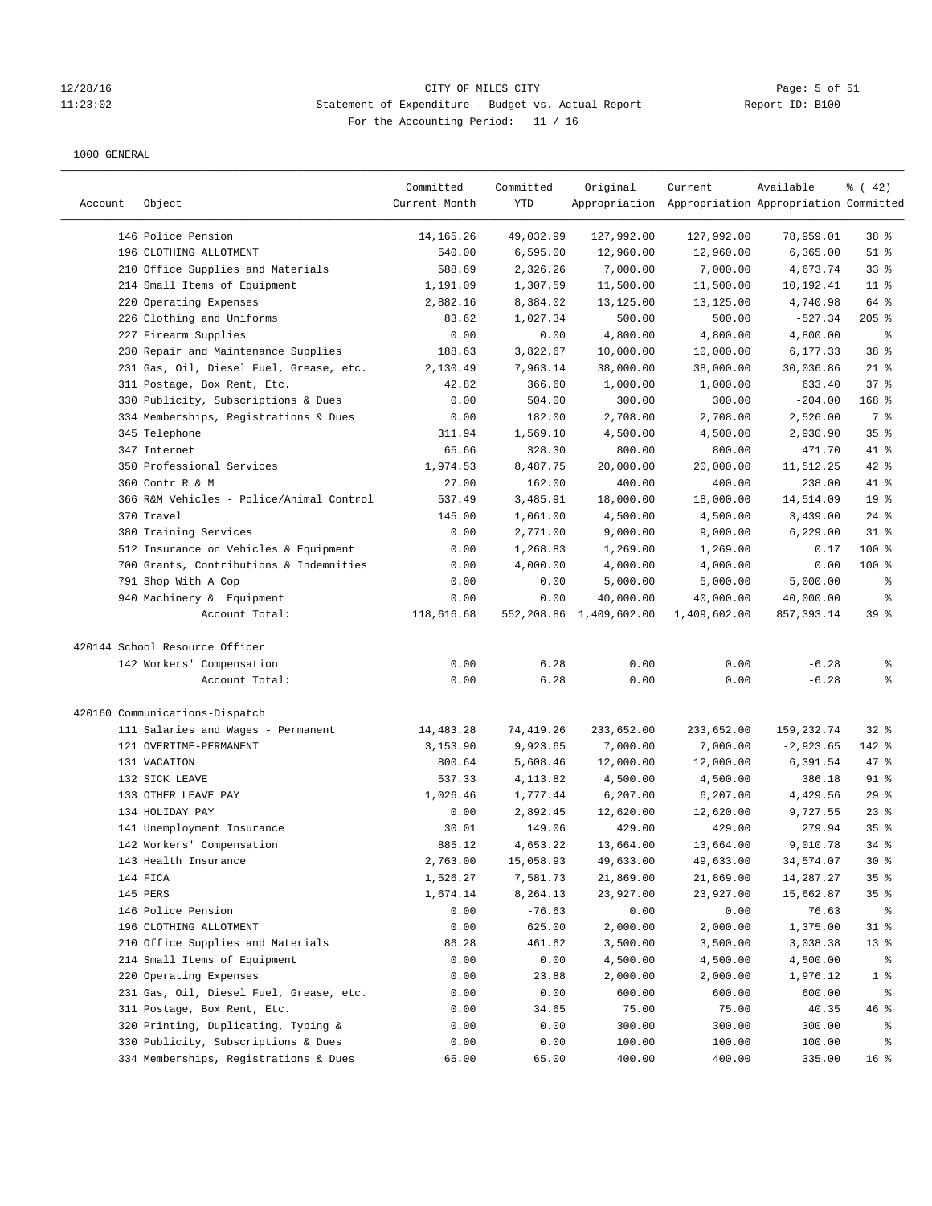12/28/16 CITY OF MILES CITY
11:23:02 Statement of Expenditure - Budget vs. Actual Report Report ID: B100
For the Accounting Period: 11 / 16

1000 GENERAL

| Account | Object | Committed Current Month | Committed YTD | Original Appropriation | Current Appropriation | Available Appropriation | % ( 42) Committed |
|---|---|---|---|---|---|---|---|
| | 146 Police Pension | 14,165.26 | 49,032.99 | 127,992.00 | 127,992.00 | 78,959.01 | 38 % |
| | 196 CLOTHING ALLOTMENT | 540.00 | 6,595.00 | 12,960.00 | 12,960.00 | 6,365.00 | 51 % |
| | 210 Office Supplies and Materials | 588.69 | 2,326.26 | 7,000.00 | 7,000.00 | 4,673.74 | 33 % |
| | 214 Small Items of Equipment | 1,191.09 | 1,307.59 | 11,500.00 | 11,500.00 | 10,192.41 | 11 % |
| | 220 Operating Expenses | 2,882.16 | 8,384.02 | 13,125.00 | 13,125.00 | 4,740.98 | 64 % |
| | 226 Clothing and Uniforms | 83.62 | 1,027.34 | 500.00 | 500.00 | -527.34 | 205 % |
| | 227 Firearm Supplies | 0.00 | 0.00 | 4,800.00 | 4,800.00 | 4,800.00 | % |
| | 230 Repair and Maintenance Supplies | 188.63 | 3,822.67 | 10,000.00 | 10,000.00 | 6,177.33 | 38 % |
| | 231 Gas, Oil, Diesel Fuel, Grease, etc. | 2,130.49 | 7,963.14 | 38,000.00 | 38,000.00 | 30,036.86 | 21 % |
| | 311 Postage, Box Rent, Etc. | 42.82 | 366.60 | 1,000.00 | 1,000.00 | 633.40 | 37 % |
| | 330 Publicity, Subscriptions & Dues | 0.00 | 504.00 | 300.00 | 300.00 | -204.00 | 168 % |
| | 334 Memberships, Registrations & Dues | 0.00 | 182.00 | 2,708.00 | 2,708.00 | 2,526.00 | 7 % |
| | 345 Telephone | 311.94 | 1,569.10 | 4,500.00 | 4,500.00 | 2,930.90 | 35 % |
| | 347 Internet | 65.66 | 328.30 | 800.00 | 800.00 | 471.70 | 41 % |
| | 350 Professional Services | 1,974.53 | 8,487.75 | 20,000.00 | 20,000.00 | 11,512.25 | 42 % |
| | 360 Contr R & M | 27.00 | 162.00 | 400.00 | 400.00 | 238.00 | 41 % |
| | 366 R&M Vehicles - Police/Animal Control | 537.49 | 3,485.91 | 18,000.00 | 18,000.00 | 14,514.09 | 19 % |
| | 370 Travel | 145.00 | 1,061.00 | 4,500.00 | 4,500.00 | 3,439.00 | 24 % |
| | 380 Training Services | 0.00 | 2,771.00 | 9,000.00 | 9,000.00 | 6,229.00 | 31 % |
| | 512 Insurance on Vehicles & Equipment | 0.00 | 1,268.83 | 1,269.00 | 1,269.00 | 0.17 | 100 % |
| | 700 Grants, Contributions & Indemnities | 0.00 | 4,000.00 | 4,000.00 | 4,000.00 | 0.00 | 100 % |
| | 791 Shop With A Cop | 0.00 | 0.00 | 5,000.00 | 5,000.00 | 5,000.00 | % |
| | 940 Machinery & Equipment | 0.00 | 0.00 | 40,000.00 | 40,000.00 | 40,000.00 | % |
| | Account Total: | 118,616.68 | 552,208.86 | 1,409,602.00 | 1,409,602.00 | 857,393.14 | 39 % |
| 420144 | School Resource Officer | | | | | | |
| | 142 Workers' Compensation | 0.00 | 6.28 | 0.00 | 0.00 | -6.28 | % |
| | Account Total: | 0.00 | 6.28 | 0.00 | 0.00 | -6.28 | % |
| 420160 | Communications-Dispatch | | | | | | |
| | 111 Salaries and Wages - Permanent | 14,483.28 | 74,419.26 | 233,652.00 | 233,652.00 | 159,232.74 | 32 % |
| | 121 OVERTIME-PERMANENT | 3,153.90 | 9,923.65 | 7,000.00 | 7,000.00 | -2,923.65 | 142 % |
| | 131 VACATION | 800.64 | 5,608.46 | 12,000.00 | 12,000.00 | 6,391.54 | 47 % |
| | 132 SICK LEAVE | 537.33 | 4,113.82 | 4,500.00 | 4,500.00 | 386.18 | 91 % |
| | 133 OTHER LEAVE PAY | 1,026.46 | 1,777.44 | 6,207.00 | 6,207.00 | 4,429.56 | 29 % |
| | 134 HOLIDAY PAY | 0.00 | 2,892.45 | 12,620.00 | 12,620.00 | 9,727.55 | 23 % |
| | 141 Unemployment Insurance | 30.01 | 149.06 | 429.00 | 429.00 | 279.94 | 35 % |
| | 142 Workers' Compensation | 885.12 | 4,653.22 | 13,664.00 | 13,664.00 | 9,010.78 | 34 % |
| | 143 Health Insurance | 2,763.00 | 15,058.93 | 49,633.00 | 49,633.00 | 34,574.07 | 30 % |
| | 144 FICA | 1,526.27 | 7,581.73 | 21,869.00 | 21,869.00 | 14,287.27 | 35 % |
| | 145 PERS | 1,674.14 | 8,264.13 | 23,927.00 | 23,927.00 | 15,662.87 | 35 % |
| | 146 Police Pension | 0.00 | -76.63 | 0.00 | 0.00 | 76.63 | % |
| | 196 CLOTHING ALLOTMENT | 0.00 | 625.00 | 2,000.00 | 2,000.00 | 1,375.00 | 31 % |
| | 210 Office Supplies and Materials | 86.28 | 461.62 | 3,500.00 | 3,500.00 | 3,038.38 | 13 % |
| | 214 Small Items of Equipment | 0.00 | 0.00 | 4,500.00 | 4,500.00 | 4,500.00 | % |
| | 220 Operating Expenses | 0.00 | 23.88 | 2,000.00 | 2,000.00 | 1,976.12 | 1 % |
| | 231 Gas, Oil, Diesel Fuel, Grease, etc. | 0.00 | 0.00 | 600.00 | 600.00 | 600.00 | % |
| | 311 Postage, Box Rent, Etc. | 0.00 | 34.65 | 75.00 | 75.00 | 40.35 | 46 % |
| | 320 Printing, Duplicating, Typing & | 0.00 | 0.00 | 300.00 | 300.00 | 300.00 | % |
| | 330 Publicity, Subscriptions & Dues | 0.00 | 0.00 | 100.00 | 100.00 | 100.00 | % |
| | 334 Memberships, Registrations & Dues | 65.00 | 65.00 | 400.00 | 400.00 | 335.00 | 16 % |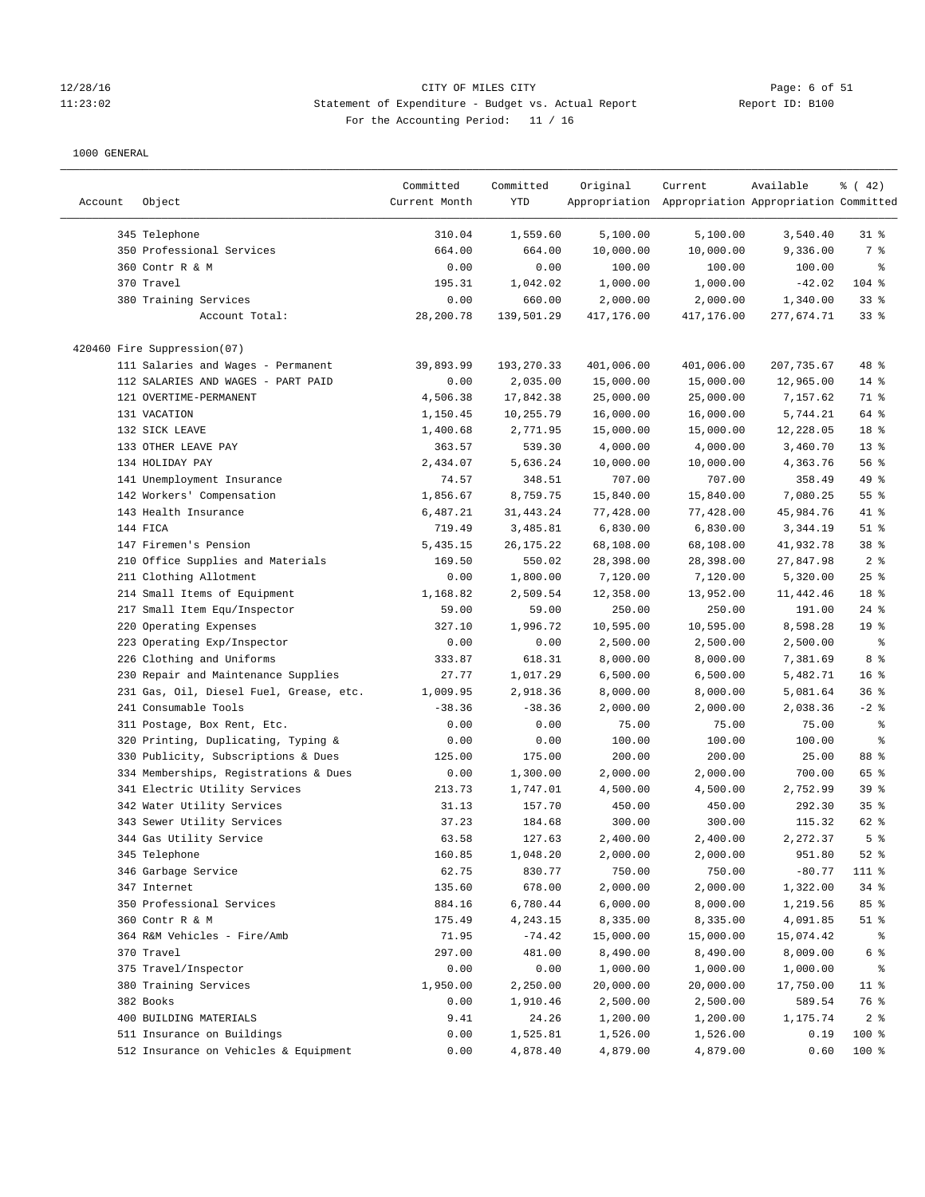CITY OF MILES CITY

Statement of Expenditure - Budget vs. Actual Report

For the Accounting Period: 11 / 16

1000 GENERAL

| Account | Object | Committed Current Month | Committed YTD | Original Appropriation | Current Appropriation | Available Appropriation | % ( 42) Committed |
|---|---|---|---|---|---|---|---|
| | 345 Telephone | 310.04 | 1,559.60 | 5,100.00 | 5,100.00 | 3,540.40 | 31 % |
| | 350 Professional Services | 664.00 | 664.00 | 10,000.00 | 10,000.00 | 9,336.00 | 7 % |
| | 360 Contr R & M | 0.00 | 0.00 | 100.00 | 100.00 | 100.00 | % |
| | 370 Travel | 195.31 | 1,042.02 | 1,000.00 | 1,000.00 | -42.02 | 104 % |
| | 380 Training Services | 0.00 | 660.00 | 2,000.00 | 2,000.00 | 1,340.00 | 33 % |
| | Account Total: | 28,200.78 | 139,501.29 | 417,176.00 | 417,176.00 | 277,674.71 | 33 % |
| 420460 Fire Suppression(07) | | | | | | | |
| | 111 Salaries and Wages - Permanent | 39,893.99 | 193,270.33 | 401,006.00 | 401,006.00 | 207,735.67 | 48 % |
| | 112 SALARIES AND WAGES - PART PAID | 0.00 | 2,035.00 | 15,000.00 | 15,000.00 | 12,965.00 | 14 % |
| | 121 OVERTIME-PERMANENT | 4,506.38 | 17,842.38 | 25,000.00 | 25,000.00 | 7,157.62 | 71 % |
| | 131 VACATION | 1,150.45 | 10,255.79 | 16,000.00 | 16,000.00 | 5,744.21 | 64 % |
| | 132 SICK LEAVE | 1,400.68 | 2,771.95 | 15,000.00 | 15,000.00 | 12,228.05 | 18 % |
| | 133 OTHER LEAVE PAY | 363.57 | 539.30 | 4,000.00 | 4,000.00 | 3,460.70 | 13 % |
| | 134 HOLIDAY PAY | 2,434.07 | 5,636.24 | 10,000.00 | 10,000.00 | 4,363.76 | 56 % |
| | 141 Unemployment Insurance | 74.57 | 348.51 | 707.00 | 707.00 | 358.49 | 49 % |
| | 142 Workers' Compensation | 1,856.67 | 8,759.75 | 15,840.00 | 15,840.00 | 7,080.25 | 55 % |
| | 143 Health Insurance | 6,487.21 | 31,443.24 | 77,428.00 | 77,428.00 | 45,984.76 | 41 % |
| | 144 FICA | 719.49 | 3,485.81 | 6,830.00 | 6,830.00 | 3,344.19 | 51 % |
| | 147 Firemen's Pension | 5,435.15 | 26,175.22 | 68,108.00 | 68,108.00 | 41,932.78 | 38 % |
| | 210 Office Supplies and Materials | 169.50 | 550.02 | 28,398.00 | 28,398.00 | 27,847.98 | 2 % |
| | 211 Clothing Allotment | 0.00 | 1,800.00 | 7,120.00 | 7,120.00 | 5,320.00 | 25 % |
| | 214 Small Items of Equipment | 1,168.82 | 2,509.54 | 12,358.00 | 13,952.00 | 11,442.46 | 18 % |
| | 217 Small Item Equ/Inspector | 59.00 | 59.00 | 250.00 | 250.00 | 191.00 | 24 % |
| | 220 Operating Expenses | 327.10 | 1,996.72 | 10,595.00 | 10,595.00 | 8,598.28 | 19 % |
| | 223 Operating Exp/Inspector | 0.00 | 0.00 | 2,500.00 | 2,500.00 | 2,500.00 | % |
| | 226 Clothing and Uniforms | 333.87 | 618.31 | 8,000.00 | 8,000.00 | 7,381.69 | 8 % |
| | 230 Repair and Maintenance Supplies | 27.77 | 1,017.29 | 6,500.00 | 6,500.00 | 5,482.71 | 16 % |
| | 231 Gas, Oil, Diesel Fuel, Grease, etc. | 1,009.95 | 2,918.36 | 8,000.00 | 8,000.00 | 5,081.64 | 36 % |
| | 241 Consumable Tools | -38.36 | -38.36 | 2,000.00 | 2,000.00 | 2,038.36 | -2 % |
| | 311 Postage, Box Rent, Etc. | 0.00 | 0.00 | 75.00 | 75.00 | 75.00 | % |
| | 320 Printing, Duplicating, Typing & | 0.00 | 0.00 | 100.00 | 100.00 | 100.00 | % |
| | 330 Publicity, Subscriptions & Dues | 125.00 | 175.00 | 200.00 | 200.00 | 25.00 | 88 % |
| | 334 Memberships, Registrations & Dues | 0.00 | 1,300.00 | 2,000.00 | 2,000.00 | 700.00 | 65 % |
| | 341 Electric Utility Services | 213.73 | 1,747.01 | 4,500.00 | 4,500.00 | 2,752.99 | 39 % |
| | 342 Water Utility Services | 31.13 | 157.70 | 450.00 | 450.00 | 292.30 | 35 % |
| | 343 Sewer Utility Services | 37.23 | 184.68 | 300.00 | 300.00 | 115.32 | 62 % |
| | 344 Gas Utility Service | 63.58 | 127.63 | 2,400.00 | 2,400.00 | 2,272.37 | 5 % |
| | 345 Telephone | 160.85 | 1,048.20 | 2,000.00 | 2,000.00 | 951.80 | 52 % |
| | 346 Garbage Service | 62.75 | 830.77 | 750.00 | 750.00 | -80.77 | 111 % |
| | 347 Internet | 135.60 | 678.00 | 2,000.00 | 2,000.00 | 1,322.00 | 34 % |
| | 350 Professional Services | 884.16 | 6,780.44 | 6,000.00 | 8,000.00 | 1,219.56 | 85 % |
| | 360 Contr R & M | 175.49 | 4,243.15 | 8,335.00 | 8,335.00 | 4,091.85 | 51 % |
| | 364 R&M Vehicles - Fire/Amb | 71.95 | -74.42 | 15,000.00 | 15,000.00 | 15,074.42 | % |
| | 370 Travel | 297.00 | 481.00 | 8,490.00 | 8,490.00 | 8,009.00 | 6 % |
| | 375 Travel/Inspector | 0.00 | 0.00 | 1,000.00 | 1,000.00 | 1,000.00 | % |
| | 380 Training Services | 1,950.00 | 2,250.00 | 20,000.00 | 20,000.00 | 17,750.00 | 11 % |
| | 382 Books | 0.00 | 1,910.46 | 2,500.00 | 2,500.00 | 589.54 | 76 % |
| | 400 BUILDING MATERIALS | 9.41 | 24.26 | 1,200.00 | 1,200.00 | 1,175.74 | 2 % |
| | 511 Insurance on Buildings | 0.00 | 1,525.81 | 1,526.00 | 1,526.00 | 0.19 | 100 % |
| | 512 Insurance on Vehicles & Equipment | 0.00 | 4,878.40 | 4,879.00 | 4,879.00 | 0.60 | 100 % |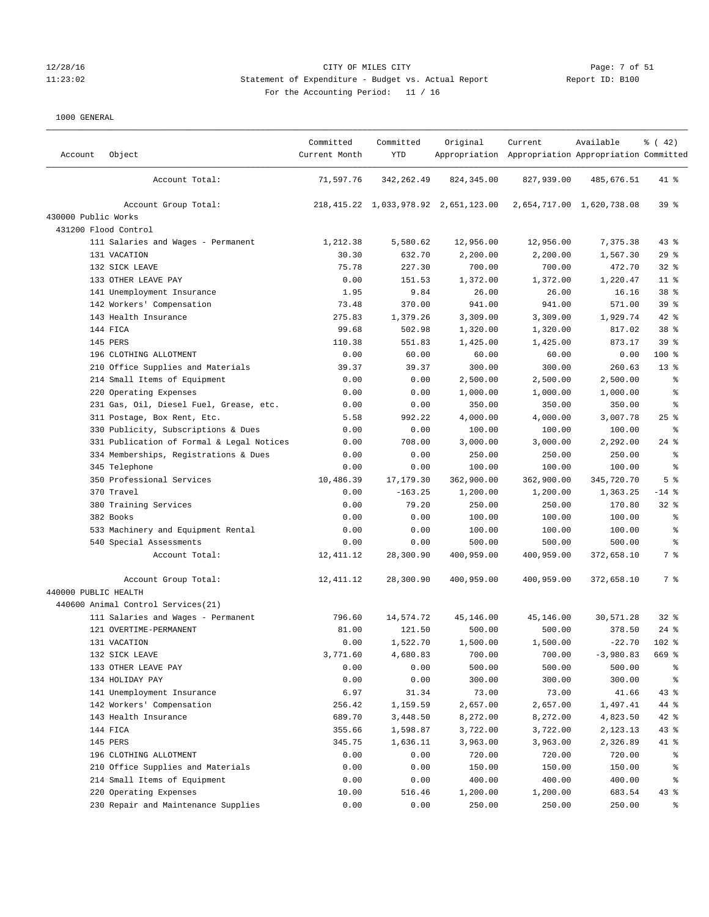CITY OF MILES CITY
Statement of Expenditure - Budget vs. Actual Report
For the Accounting Period: 11 / 16

Report ID: B100

1000 GENERAL

| Account | Object | Committed Current Month | Committed YTD | Original Appropriation | Current Appropriation | Available Appropriation | % ( 42) Committed |
|---|---|---|---|---|---|---|---|
| | Account Total: | 71,597.76 | 342,262.49 | 824,345.00 | 827,939.00 | 485,676.51 | 41 % |
| | Account Group Total: | 218,415.22 | 1,033,978.92 | 2,651,123.00 | 2,654,717.00 | 1,620,738.08 | 39 % |
| 430000 Public Works | | | | | | | |
| 431200 Flood Control | | | | | | | |
| | 111 Salaries and Wages - Permanent | 1,212.38 | 5,580.62 | 12,956.00 | 12,956.00 | 7,375.38 | 43 % |
| | 131 VACATION | 30.30 | 632.70 | 2,200.00 | 2,200.00 | 1,567.30 | 29 % |
| | 132 SICK LEAVE | 75.78 | 227.30 | 700.00 | 700.00 | 472.70 | 32 % |
| | 133 OTHER LEAVE PAY | 0.00 | 151.53 | 1,372.00 | 1,372.00 | 1,220.47 | 11 % |
| | 141 Unemployment Insurance | 1.95 | 9.84 | 26.00 | 26.00 | 16.16 | 38 % |
| | 142 Workers' Compensation | 73.48 | 370.00 | 941.00 | 941.00 | 571.00 | 39 % |
| | 143 Health Insurance | 275.83 | 1,379.26 | 3,309.00 | 3,309.00 | 1,929.74 | 42 % |
| | 144 FICA | 99.68 | 502.98 | 1,320.00 | 1,320.00 | 817.02 | 38 % |
| | 145 PERS | 110.38 | 551.83 | 1,425.00 | 1,425.00 | 873.17 | 39 % |
| | 196 CLOTHING ALLOTMENT | 0.00 | 60.00 | 60.00 | 60.00 | 0.00 | 100 % |
| | 210 Office Supplies and Materials | 39.37 | 39.37 | 300.00 | 300.00 | 260.63 | 13 % |
| | 214 Small Items of Equipment | 0.00 | 0.00 | 2,500.00 | 2,500.00 | 2,500.00 | % |
| | 220 Operating Expenses | 0.00 | 0.00 | 1,000.00 | 1,000.00 | 1,000.00 | % |
| | 231 Gas, Oil, Diesel Fuel, Grease, etc. | 0.00 | 0.00 | 350.00 | 350.00 | 350.00 | % |
| | 311 Postage, Box Rent, Etc. | 5.58 | 992.22 | 4,000.00 | 4,000.00 | 3,007.78 | 25 % |
| | 330 Publicity, Subscriptions & Dues | 0.00 | 0.00 | 100.00 | 100.00 | 100.00 | % |
| | 331 Publication of Formal & Legal Notices | 0.00 | 708.00 | 3,000.00 | 3,000.00 | 2,292.00 | 24 % |
| | 334 Memberships, Registrations & Dues | 0.00 | 0.00 | 250.00 | 250.00 | 250.00 | % |
| | 345 Telephone | 0.00 | 0.00 | 100.00 | 100.00 | 100.00 | % |
| | 350 Professional Services | 10,486.39 | 17,179.30 | 362,900.00 | 362,900.00 | 345,720.70 | 5 % |
| | 370 Travel | 0.00 | -163.25 | 1,200.00 | 1,200.00 | 1,363.25 | -14 % |
| | 380 Training Services | 0.00 | 79.20 | 250.00 | 250.00 | 170.80 | 32 % |
| | 382 Books | 0.00 | 0.00 | 100.00 | 100.00 | 100.00 | % |
| | 533 Machinery and Equipment Rental | 0.00 | 0.00 | 100.00 | 100.00 | 100.00 | % |
| | 540 Special Assessments | 0.00 | 0.00 | 500.00 | 500.00 | 500.00 | % |
| | Account Total: | 12,411.12 | 28,300.90 | 400,959.00 | 400,959.00 | 372,658.10 | 7 % |
| | Account Group Total: | 12,411.12 | 28,300.90 | 400,959.00 | 400,959.00 | 372,658.10 | 7 % |
| 440000 PUBLIC HEALTH | | | | | | | |
| 440600 Animal Control Services(21) | | | | | | | |
| | 111 Salaries and Wages - Permanent | 796.60 | 14,574.72 | 45,146.00 | 45,146.00 | 30,571.28 | 32 % |
| | 121 OVERTIME-PERMANENT | 81.00 | 121.50 | 500.00 | 500.00 | 378.50 | 24 % |
| | 131 VACATION | 0.00 | 1,522.70 | 1,500.00 | 1,500.00 | -22.70 | 102 % |
| | 132 SICK LEAVE | 3,771.60 | 4,680.83 | 700.00 | 700.00 | -3,980.83 | 669 % |
| | 133 OTHER LEAVE PAY | 0.00 | 0.00 | 500.00 | 500.00 | 500.00 | % |
| | 134 HOLIDAY PAY | 0.00 | 0.00 | 300.00 | 300.00 | 300.00 | % |
| | 141 Unemployment Insurance | 6.97 | 31.34 | 73.00 | 73.00 | 41.66 | 43 % |
| | 142 Workers' Compensation | 256.42 | 1,159.59 | 2,657.00 | 2,657.00 | 1,497.41 | 44 % |
| | 143 Health Insurance | 689.70 | 3,448.50 | 8,272.00 | 8,272.00 | 4,823.50 | 42 % |
| | 144 FICA | 355.66 | 1,598.87 | 3,722.00 | 3,722.00 | 2,123.13 | 43 % |
| | 145 PERS | 345.75 | 1,636.11 | 3,963.00 | 3,963.00 | 2,326.89 | 41 % |
| | 196 CLOTHING ALLOTMENT | 0.00 | 0.00 | 720.00 | 720.00 | 720.00 | % |
| | 210 Office Supplies and Materials | 0.00 | 0.00 | 150.00 | 150.00 | 150.00 | % |
| | 214 Small Items of Equipment | 0.00 | 0.00 | 400.00 | 400.00 | 400.00 | % |
| | 220 Operating Expenses | 10.00 | 516.46 | 1,200.00 | 1,200.00 | 683.54 | 43 % |
| | 230 Repair and Maintenance Supplies | 0.00 | 0.00 | 250.00 | 250.00 | 250.00 | % |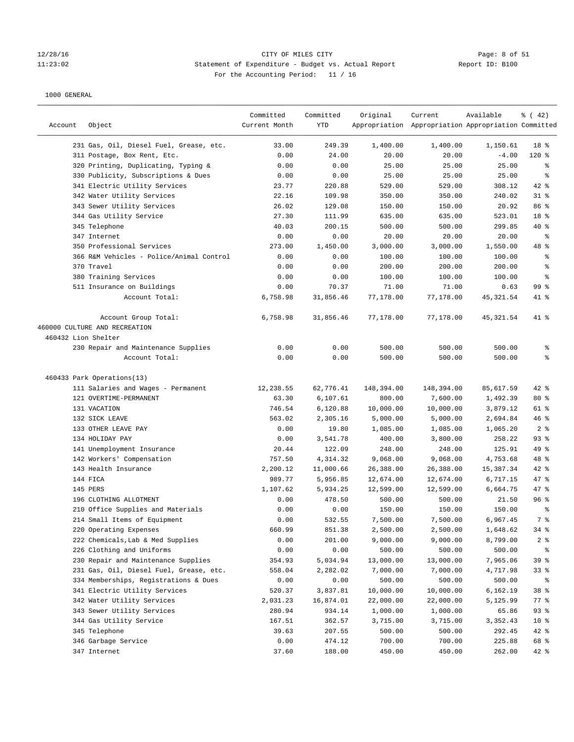CITY OF MILES CITY
Statement of Expenditure - Budget vs. Actual Report
For the Accounting Period: 11 / 16

1000 GENERAL

| Account | Object | Committed Current Month | Committed YTD | Original Appropriation | Current Appropriation | Available Appropriation | % ( 42) Committed |
|---|---|---|---|---|---|---|---|
| | 231 Gas, Oil, Diesel Fuel, Grease, etc. | 33.00 | 249.39 | 1,400.00 | 1,400.00 | 1,150.61 | 18 % |
| | 311 Postage, Box Rent, Etc. | 0.00 | 24.00 | 20.00 | 20.00 | -4.00 | 120 % |
| | 320 Printing, Duplicating, Typing & | 0.00 | 0.00 | 25.00 | 25.00 | 25.00 | % |
| | 330 Publicity, Subscriptions & Dues | 0.00 | 0.00 | 25.00 | 25.00 | 25.00 | % |
| | 341 Electric Utility Services | 23.77 | 220.88 | 529.00 | 529.00 | 308.12 | 42 % |
| | 342 Water Utility Services | 22.16 | 109.98 | 350.00 | 350.00 | 240.02 | 31 % |
| | 343 Sewer Utility Services | 26.02 | 129.08 | 150.00 | 150.00 | 20.92 | 86 % |
| | 344 Gas Utility Service | 27.30 | 111.99 | 635.00 | 635.00 | 523.01 | 18 % |
| | 345 Telephone | 40.03 | 200.15 | 500.00 | 500.00 | 299.85 | 40 % |
| | 347 Internet | 0.00 | 0.00 | 20.00 | 20.00 | 20.00 | % |
| | 350 Professional Services | 273.00 | 1,450.00 | 3,000.00 | 3,000.00 | 1,550.00 | 48 % |
| | 366 R&M Vehicles - Police/Animal Control | 0.00 | 0.00 | 100.00 | 100.00 | 100.00 | % |
| | 370 Travel | 0.00 | 0.00 | 200.00 | 200.00 | 200.00 | % |
| | 380 Training Services | 0.00 | 0.00 | 100.00 | 100.00 | 100.00 | % |
| | 511 Insurance on Buildings | 0.00 | 70.37 | 71.00 | 71.00 | 0.63 | 99 % |
| | Account Total: | 6,758.98 | 31,856.46 | 77,178.00 | 77,178.00 | 45,321.54 | 41 % |
| | | | | | | | |
| | Account Group Total: | 6,758.98 | 31,856.46 | 77,178.00 | 77,178.00 | 45,321.54 | 41 % |
| 460000 CULTURE AND RECREATION | | | | | | | |
| 460432 Lion Shelter | | | | | | | |
| | 230 Repair and Maintenance Supplies | 0.00 | 0.00 | 500.00 | 500.00 | 500.00 | % |
| | Account Total: | 0.00 | 0.00 | 500.00 | 500.00 | 500.00 | % |
| | | | | | | | |
| 460433 Park Operations(13) | | | | | | | |
| | 111 Salaries and Wages - Permanent | 12,238.55 | 62,776.41 | 148,394.00 | 148,394.00 | 85,617.59 | 42 % |
| | 121 OVERTIME-PERMANENT | 63.30 | 6,107.61 | 800.00 | 7,600.00 | 1,492.39 | 80 % |
| | 131 VACATION | 746.54 | 6,120.88 | 10,000.00 | 10,000.00 | 3,879.12 | 61 % |
| | 132 SICK LEAVE | 563.02 | 2,305.16 | 5,000.00 | 5,000.00 | 2,694.84 | 46 % |
| | 133 OTHER LEAVE PAY | 0.00 | 19.80 | 1,085.00 | 1,085.00 | 1,065.20 | 2 % |
| | 134 HOLIDAY PAY | 0.00 | 3,541.78 | 400.00 | 3,800.00 | 258.22 | 93 % |
| | 141 Unemployment Insurance | 20.44 | 122.09 | 248.00 | 248.00 | 125.91 | 49 % |
| | 142 Workers' Compensation | 757.50 | 4,314.32 | 9,068.00 | 9,068.00 | 4,753.68 | 48 % |
| | 143 Health Insurance | 2,200.12 | 11,000.66 | 26,388.00 | 26,388.00 | 15,387.34 | 42 % |
| | 144 FICA | 989.77 | 5,956.85 | 12,674.00 | 12,674.00 | 6,717.15 | 47 % |
| | 145 PERS | 1,107.62 | 5,934.25 | 12,599.00 | 12,599.00 | 6,664.75 | 47 % |
| | 196 CLOTHING ALLOTMENT | 0.00 | 478.50 | 500.00 | 500.00 | 21.50 | 96 % |
| | 210 Office Supplies and Materials | 0.00 | 0.00 | 150.00 | 150.00 | 150.00 | % |
| | 214 Small Items of Equipment | 0.00 | 532.55 | 7,500.00 | 7,500.00 | 6,967.45 | 7 % |
| | 220 Operating Expenses | 660.99 | 851.38 | 2,500.00 | 2,500.00 | 1,648.62 | 34 % |
| | 222 Chemicals,Lab & Med Supplies | 0.00 | 201.00 | 9,000.00 | 9,000.00 | 8,799.00 | 2 % |
| | 226 Clothing and Uniforms | 0.00 | 0.00 | 500.00 | 500.00 | 500.00 | % |
| | 230 Repair and Maintenance Supplies | 354.93 | 5,034.94 | 13,000.00 | 13,000.00 | 7,965.06 | 39 % |
| | 231 Gas, Oil, Diesel Fuel, Grease, etc. | 558.04 | 2,282.02 | 7,000.00 | 7,000.00 | 4,717.98 | 33 % |
| | 334 Memberships, Registrations & Dues | 0.00 | 0.00 | 500.00 | 500.00 | 500.00 | % |
| | 341 Electric Utility Services | 520.37 | 3,837.81 | 10,000.00 | 10,000.00 | 6,162.19 | 38 % |
| | 342 Water Utility Services | 2,031.23 | 16,874.01 | 22,000.00 | 22,000.00 | 5,125.99 | 77 % |
| | 343 Sewer Utility Services | 280.94 | 934.14 | 1,000.00 | 1,000.00 | 65.86 | 93 % |
| | 344 Gas Utility Service | 167.51 | 362.57 | 3,715.00 | 3,715.00 | 3,352.43 | 10 % |
| | 345 Telephone | 39.63 | 207.55 | 500.00 | 500.00 | 292.45 | 42 % |
| | 346 Garbage Service | 0.00 | 474.12 | 700.00 | 700.00 | 225.88 | 68 % |
| | 347 Internet | 37.60 | 188.00 | 450.00 | 450.00 | 262.00 | 42 % |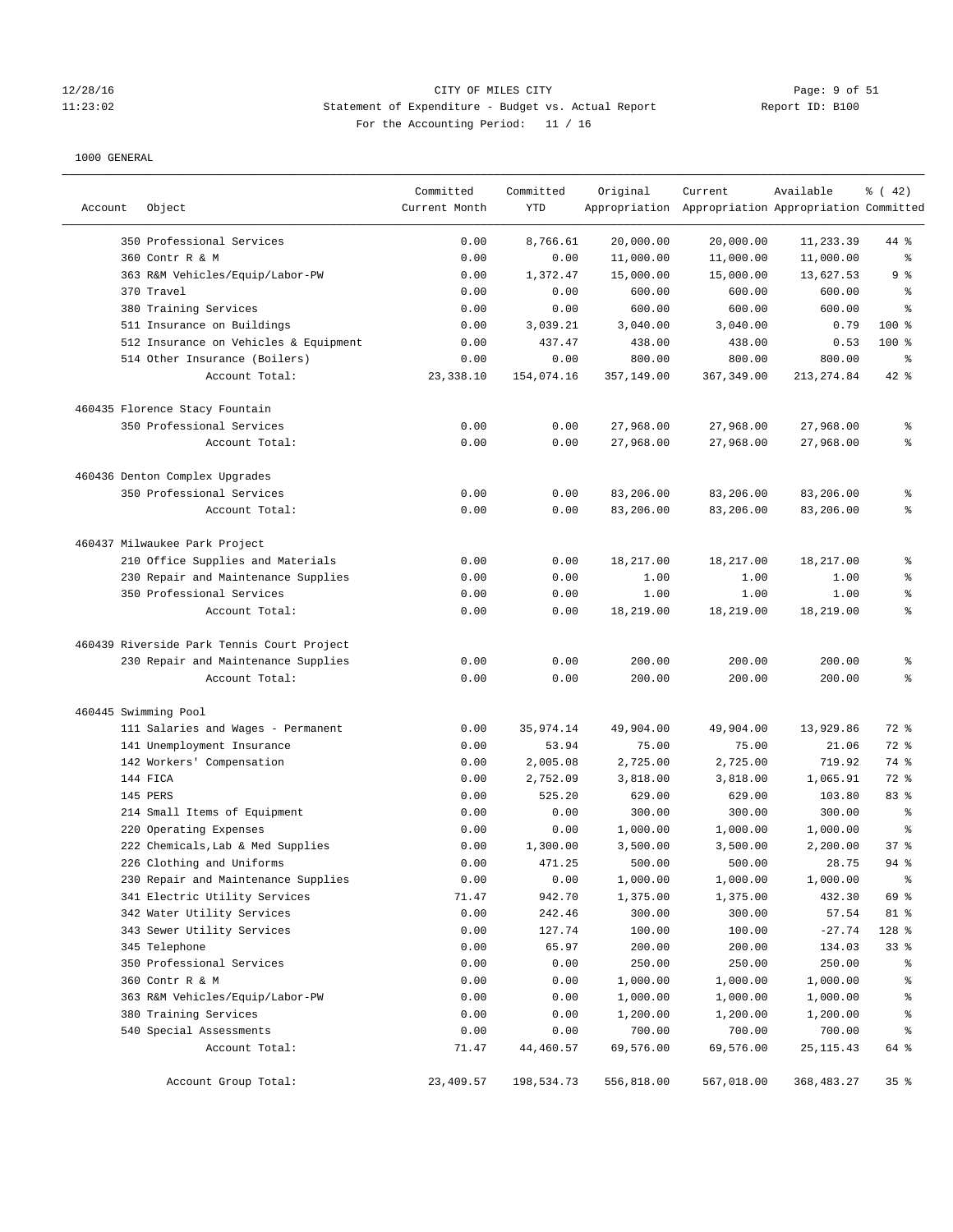CITY OF MILES CITY

Statement of Expenditure - Budget vs. Actual Report

Report ID: B100

For the Accounting Period: 11 / 16

12/28/16
11:23:02

1000 GENERAL

| Account | Object | Committed Current Month | Committed YTD | Original Appropriation | Current Appropriation | Available Appropriation | % ( 42) Committed |
|---|---|---|---|---|---|---|---|
| | 350 Professional Services | 0.00 | 8,766.61 | 20,000.00 | 20,000.00 | 11,233.39 | 44 % |
| | 360 Contr R & M | 0.00 | 0.00 | 11,000.00 | 11,000.00 | 11,000.00 | % |
| | 363 R&M Vehicles/Equip/Labor-PW | 0.00 | 1,372.47 | 15,000.00 | 15,000.00 | 13,627.53 | 9 % |
| | 370 Travel | 0.00 | 0.00 | 600.00 | 600.00 | 600.00 | % |
| | 380 Training Services | 0.00 | 0.00 | 600.00 | 600.00 | 600.00 | % |
| | 511 Insurance on Buildings | 0.00 | 3,039.21 | 3,040.00 | 3,040.00 | 0.79 | 100 % |
| | 512 Insurance on Vehicles & Equipment | 0.00 | 437.47 | 438.00 | 438.00 | 0.53 | 100 % |
| | 514 Other Insurance (Boilers) | 0.00 | 0.00 | 800.00 | 800.00 | 800.00 | % |
| | Account Total: | 23,338.10 | 154,074.16 | 357,149.00 | 367,349.00 | 213,274.84 | 42 % |
| 460435 Florence Stacy Fountain | | | | | | | |
| | 350 Professional Services | 0.00 | 0.00 | 27,968.00 | 27,968.00 | 27,968.00 | % |
| | Account Total: | 0.00 | 0.00 | 27,968.00 | 27,968.00 | 27,968.00 | % |
| 460436 Denton Complex Upgrades | | | | | | | |
| | 350 Professional Services | 0.00 | 0.00 | 83,206.00 | 83,206.00 | 83,206.00 | % |
| | Account Total: | 0.00 | 0.00 | 83,206.00 | 83,206.00 | 83,206.00 | % |
| 460437 Milwaukee Park Project | | | | | | | |
| | 210 Office Supplies and Materials | 0.00 | 0.00 | 18,217.00 | 18,217.00 | 18,217.00 | % |
| | 230 Repair and Maintenance Supplies | 0.00 | 0.00 | 1.00 | 1.00 | 1.00 | % |
| | 350 Professional Services | 0.00 | 0.00 | 1.00 | 1.00 | 1.00 | % |
| | Account Total: | 0.00 | 0.00 | 18,219.00 | 18,219.00 | 18,219.00 | % |
| 460439 Riverside Park Tennis Court Project | | | | | | | |
| | 230 Repair and Maintenance Supplies | 0.00 | 0.00 | 200.00 | 200.00 | 200.00 | % |
| | Account Total: | 0.00 | 0.00 | 200.00 | 200.00 | 200.00 | % |
| 460445 Swimming Pool | | | | | | | |
| | 111 Salaries and Wages - Permanent | 0.00 | 35,974.14 | 49,904.00 | 49,904.00 | 13,929.86 | 72 % |
| | 141 Unemployment Insurance | 0.00 | 53.94 | 75.00 | 75.00 | 21.06 | 72 % |
| | 142 Workers' Compensation | 0.00 | 2,005.08 | 2,725.00 | 2,725.00 | 719.92 | 74 % |
| | 144 FICA | 0.00 | 2,752.09 | 3,818.00 | 3,818.00 | 1,065.91 | 72 % |
| | 145 PERS | 0.00 | 525.20 | 629.00 | 629.00 | 103.80 | 83 % |
| | 214 Small Items of Equipment | 0.00 | 0.00 | 300.00 | 300.00 | 300.00 | % |
| | 220 Operating Expenses | 0.00 | 0.00 | 1,000.00 | 1,000.00 | 1,000.00 | % |
| | 222 Chemicals,Lab & Med Supplies | 0.00 | 1,300.00 | 3,500.00 | 3,500.00 | 2,200.00 | 37 % |
| | 226 Clothing and Uniforms | 0.00 | 471.25 | 500.00 | 500.00 | 28.75 | 94 % |
| | 230 Repair and Maintenance Supplies | 0.00 | 0.00 | 1,000.00 | 1,000.00 | 1,000.00 | % |
| | 341 Electric Utility Services | 71.47 | 942.70 | 1,375.00 | 1,375.00 | 432.30 | 69 % |
| | 342 Water Utility Services | 0.00 | 242.46 | 300.00 | 300.00 | 57.54 | 81 % |
| | 343 Sewer Utility Services | 0.00 | 127.74 | 100.00 | 100.00 | -27.74 | 128 % |
| | 345 Telephone | 0.00 | 65.97 | 200.00 | 200.00 | 134.03 | 33 % |
| | 350 Professional Services | 0.00 | 0.00 | 250.00 | 250.00 | 250.00 | % |
| | 360 Contr R & M | 0.00 | 0.00 | 1,000.00 | 1,000.00 | 1,000.00 | % |
| | 363 R&M Vehicles/Equip/Labor-PW | 0.00 | 0.00 | 1,000.00 | 1,000.00 | 1,000.00 | % |
| | 380 Training Services | 0.00 | 0.00 | 1,200.00 | 1,200.00 | 1,200.00 | % |
| | 540 Special Assessments | 0.00 | 0.00 | 700.00 | 700.00 | 700.00 | % |
| | Account Total: | 71.47 | 44,460.57 | 69,576.00 | 69,576.00 | 25,115.43 | 64 % |
| | Account Group Total: | 23,409.57 | 198,534.73 | 556,818.00 | 567,018.00 | 368,483.27 | 35 % |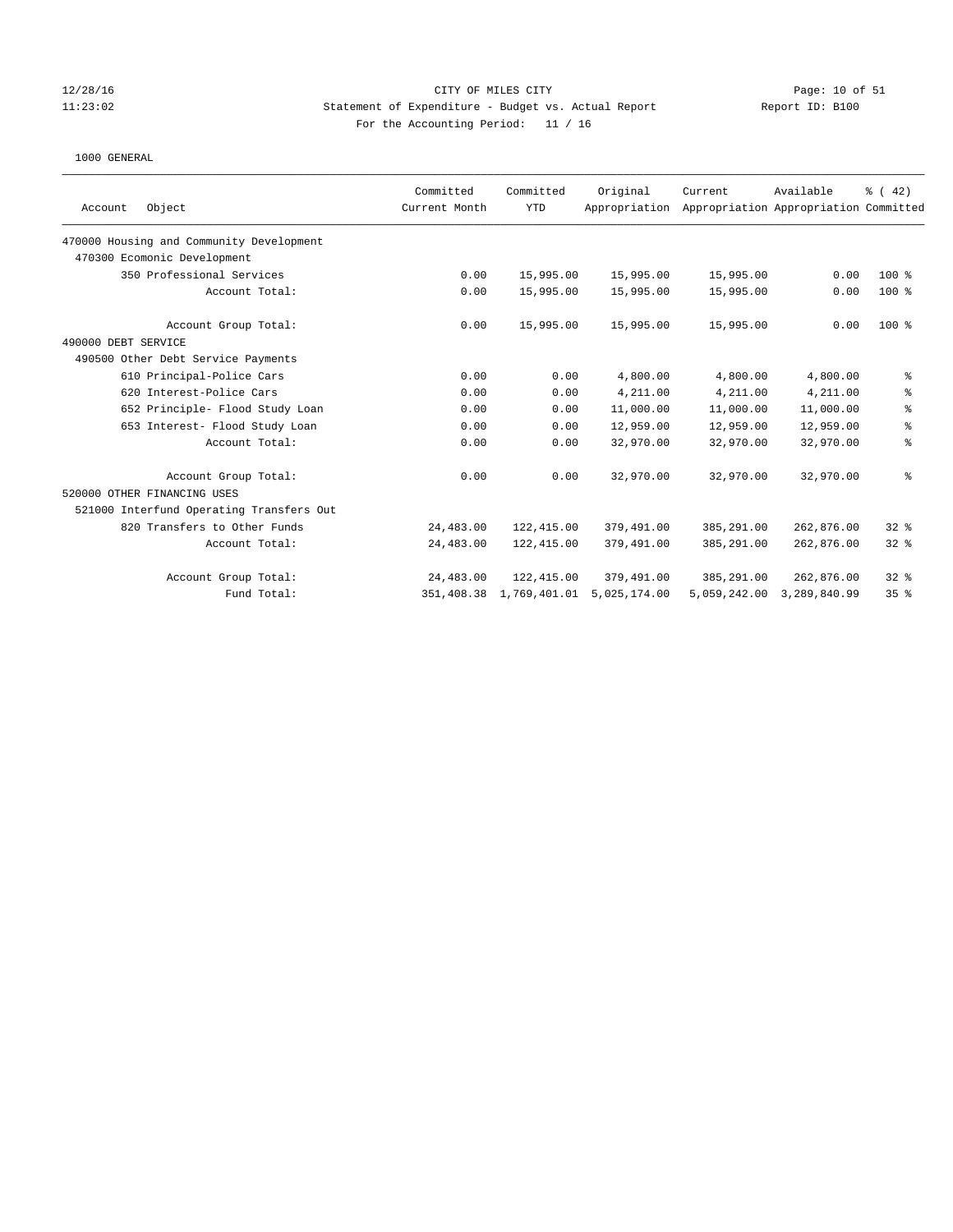CITY OF MILES CITY
Statement of Expenditure - Budget vs. Actual Report
For the Accounting Period: 11 / 16

12/28/16
11:23:02

Report ID: B100

1000 GENERAL

| Account Object | Committed Current Month | Committed YTD | Original Appropriation | Current Appropriation | Available Appropriation | % ( 42) Committed |
|---|---|---|---|---|---|---|
| 470000 Housing and Community Development | | | | | | |
| 470300 Ecomonic Development | | | | | | |
| 350 Professional Services | 0.00 | 15,995.00 | 15,995.00 | 15,995.00 | 0.00 | 100 % |
| Account Total: | 0.00 | 15,995.00 | 15,995.00 | 15,995.00 | 0.00 | 100 % |
| Account Group Total: | 0.00 | 15,995.00 | 15,995.00 | 15,995.00 | 0.00 | 100 % |
| 490000 DEBT SERVICE | | | | | | |
| 490500 Other Debt Service Payments | | | | | | |
| 610 Principal-Police Cars | 0.00 | 0.00 | 4,800.00 | 4,800.00 | 4,800.00 | % |
| 620 Interest-Police Cars | 0.00 | 0.00 | 4,211.00 | 4,211.00 | 4,211.00 | % |
| 652 Principle- Flood Study Loan | 0.00 | 0.00 | 11,000.00 | 11,000.00 | 11,000.00 | % |
| 653 Interest- Flood Study Loan | 0.00 | 0.00 | 12,959.00 | 12,959.00 | 12,959.00 | % |
| Account Total: | 0.00 | 0.00 | 32,970.00 | 32,970.00 | 32,970.00 | % |
| Account Group Total: | 0.00 | 0.00 | 32,970.00 | 32,970.00 | 32,970.00 | % |
| 520000 OTHER FINANCING USES | | | | | | |
| 521000 Interfund Operating Transfers Out | | | | | | |
| 820 Transfers to Other Funds | 24,483.00 | 122,415.00 | 379,491.00 | 385,291.00 | 262,876.00 | 32 % |
| Account Total: | 24,483.00 | 122,415.00 | 379,491.00 | 385,291.00 | 262,876.00 | 32 % |
| Account Group Total: | 24,483.00 | 122,415.00 | 379,491.00 | 385,291.00 | 262,876.00 | 32 % |
| Fund Total: | 351,408.38 | 1,769,401.01 | 5,025,174.00 | 5,059,242.00 | 3,289,840.99 | 35 % |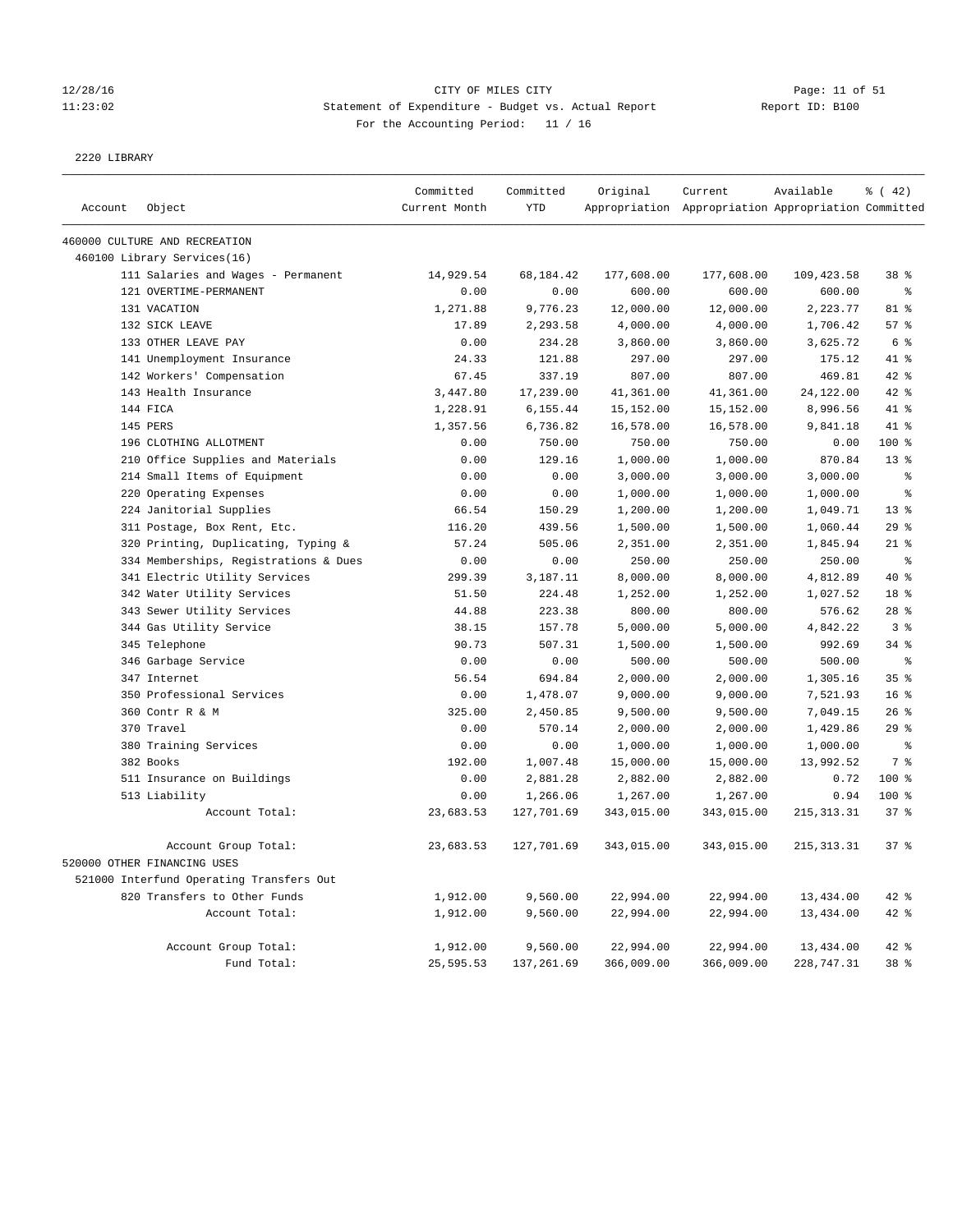CITY OF MILES CITY
Statement of Expenditure - Budget vs. Actual Report
For the Accounting Period: 11 / 16

12/28/16
11:23:02

Report ID: B100

2220 LIBRARY

| Account | Object | Committed Current Month | Committed YTD | Original Appropriation | Current Appropriation | Available Appropriation | % ( 42) Committed |
|---|---|---|---|---|---|---|---|
| 460000 CULTURE AND RECREATION | | | | | | | |
| 460100 Library Services(16) | | | | | | | |
| | 111 Salaries and Wages - Permanent | 14,929.54 | 68,184.42 | 177,608.00 | 177,608.00 | 109,423.58 | 38 % |
| | 121 OVERTIME-PERMANENT | 0.00 | 0.00 | 600.00 | 600.00 | 600.00 | % |
| | 131 VACATION | 1,271.88 | 9,776.23 | 12,000.00 | 12,000.00 | 2,223.77 | 81 % |
| | 132 SICK LEAVE | 17.89 | 2,293.58 | 4,000.00 | 4,000.00 | 1,706.42 | 57 % |
| | 133 OTHER LEAVE PAY | 0.00 | 234.28 | 3,860.00 | 3,860.00 | 3,625.72 | 6 % |
| | 141 Unemployment Insurance | 24.33 | 121.88 | 297.00 | 297.00 | 175.12 | 41 % |
| | 142 Workers' Compensation | 67.45 | 337.19 | 807.00 | 807.00 | 469.81 | 42 % |
| | 143 Health Insurance | 3,447.80 | 17,239.00 | 41,361.00 | 41,361.00 | 24,122.00 | 42 % |
| | 144 FICA | 1,228.91 | 6,155.44 | 15,152.00 | 15,152.00 | 8,996.56 | 41 % |
| | 145 PERS | 1,357.56 | 6,736.82 | 16,578.00 | 16,578.00 | 9,841.18 | 41 % |
| | 196 CLOTHING ALLOTMENT | 0.00 | 750.00 | 750.00 | 750.00 | 0.00 | 100 % |
| | 210 Office Supplies and Materials | 0.00 | 129.16 | 1,000.00 | 1,000.00 | 870.84 | 13 % |
| | 214 Small Items of Equipment | 0.00 | 0.00 | 3,000.00 | 3,000.00 | 3,000.00 | % |
| | 220 Operating Expenses | 0.00 | 0.00 | 1,000.00 | 1,000.00 | 1,000.00 | % |
| | 224 Janitorial Supplies | 66.54 | 150.29 | 1,200.00 | 1,200.00 | 1,049.71 | 13 % |
| | 311 Postage, Box Rent, Etc. | 116.20 | 439.56 | 1,500.00 | 1,500.00 | 1,060.44 | 29 % |
| | 320 Printing, Duplicating, Typing & | 57.24 | 505.06 | 2,351.00 | 2,351.00 | 1,845.94 | 21 % |
| | 334 Memberships, Registrations & Dues | 0.00 | 0.00 | 250.00 | 250.00 | 250.00 | % |
| | 341 Electric Utility Services | 299.39 | 3,187.11 | 8,000.00 | 8,000.00 | 4,812.89 | 40 % |
| | 342 Water Utility Services | 51.50 | 224.48 | 1,252.00 | 1,252.00 | 1,027.52 | 18 % |
| | 343 Sewer Utility Services | 44.88 | 223.38 | 800.00 | 800.00 | 576.62 | 28 % |
| | 344 Gas Utility Service | 38.15 | 157.78 | 5,000.00 | 5,000.00 | 4,842.22 | 3 % |
| | 345 Telephone | 90.73 | 507.31 | 1,500.00 | 1,500.00 | 992.69 | 34 % |
| | 346 Garbage Service | 0.00 | 0.00 | 500.00 | 500.00 | 500.00 | % |
| | 347 Internet | 56.54 | 694.84 | 2,000.00 | 2,000.00 | 1,305.16 | 35 % |
| | 350 Professional Services | 0.00 | 1,478.07 | 9,000.00 | 9,000.00 | 7,521.93 | 16 % |
| | 360 Contr R & M | 325.00 | 2,450.85 | 9,500.00 | 9,500.00 | 7,049.15 | 26 % |
| | 370 Travel | 0.00 | 570.14 | 2,000.00 | 2,000.00 | 1,429.86 | 29 % |
| | 380 Training Services | 0.00 | 0.00 | 1,000.00 | 1,000.00 | 1,000.00 | % |
| | 382 Books | 192.00 | 1,007.48 | 15,000.00 | 15,000.00 | 13,992.52 | 7 % |
| | 511 Insurance on Buildings | 0.00 | 2,881.28 | 2,882.00 | 2,882.00 | 0.72 | 100 % |
| | 513 Liability | 0.00 | 1,266.06 | 1,267.00 | 1,267.00 | 0.94 | 100 % |
| | Account Total: | 23,683.53 | 127,701.69 | 343,015.00 | 343,015.00 | 215,313.31 | 37 % |
| | Account Group Total: | 23,683.53 | 127,701.69 | 343,015.00 | 343,015.00 | 215,313.31 | 37 % |
| 520000 OTHER FINANCING USES | | | | | | | |
| 521000 Interfund Operating Transfers Out | | | | | | | |
| | 820 Transfers to Other Funds | 1,912.00 | 9,560.00 | 22,994.00 | 22,994.00 | 13,434.00 | 42 % |
| | Account Total: | 1,912.00 | 9,560.00 | 22,994.00 | 22,994.00 | 13,434.00 | 42 % |
| | Account Group Total: | 1,912.00 | 9,560.00 | 22,994.00 | 22,994.00 | 13,434.00 | 42 % |
| | Fund Total: | 25,595.53 | 137,261.69 | 366,009.00 | 366,009.00 | 228,747.31 | 38 % |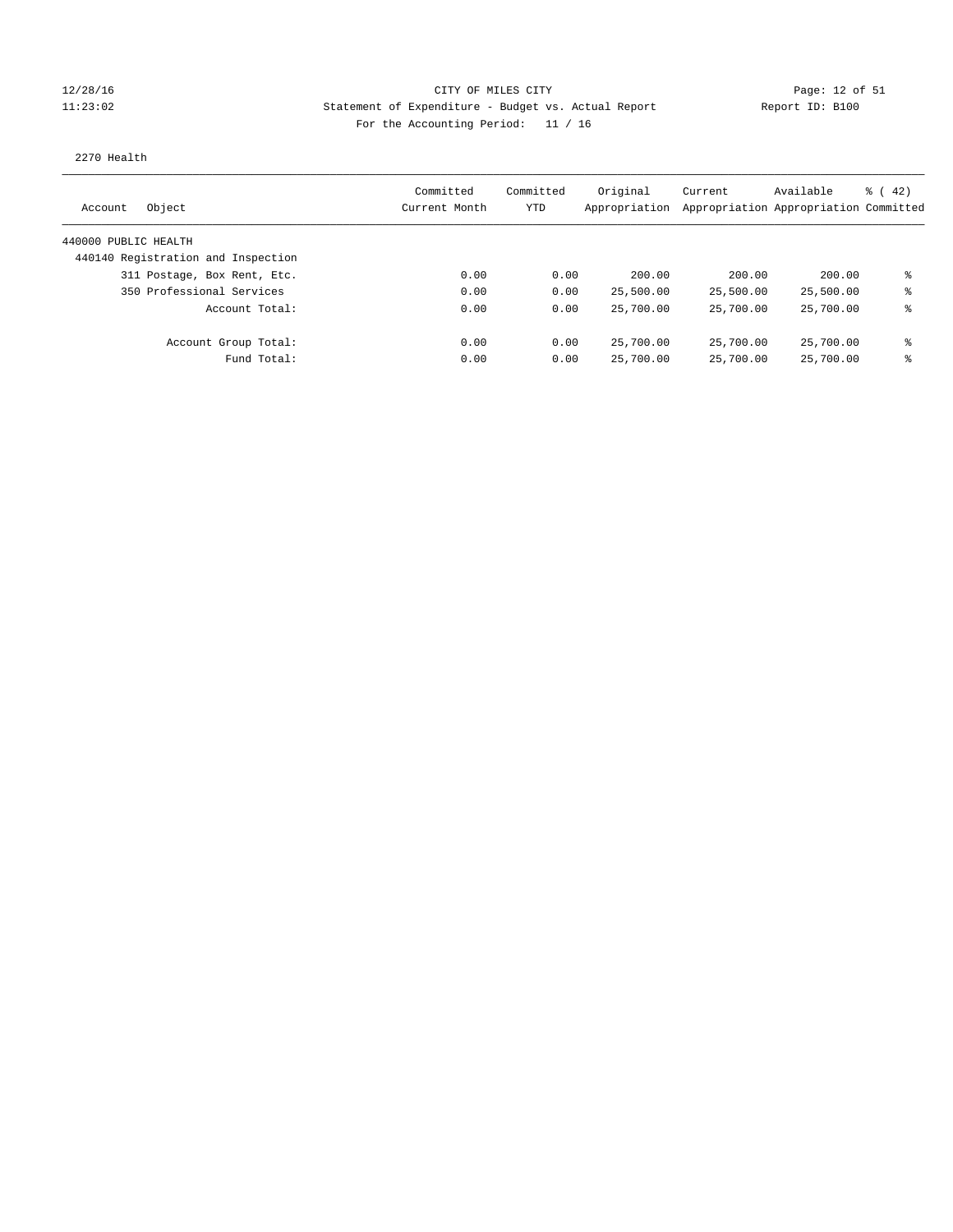CITY OF MILES CITY

Statement of Expenditure - Budget vs. Actual Report

Report ID: B100

For the Accounting Period: 11 / 16

12/28/16
11:23:02

2270 Health

| Account | Object | Committed Current Month | Committed YTD | Original Appropriation | Current Appropriation | Available Appropriation | % ( 42) Committed |
|---|---|---|---|---|---|---|---|
| 440000 PUBLIC HEALTH | | | | | | | |
| 440140 Registration and Inspection | | | | | | | |
| | 311 Postage, Box Rent, Etc. | 0.00 | 0.00 | 200.00 | 200.00 | 200.00 | % |
| | 350 Professional Services | 0.00 | 0.00 | 25,500.00 | 25,500.00 | 25,500.00 | % |
| | Account Total: | 0.00 | 0.00 | 25,700.00 | 25,700.00 | 25,700.00 | % |
| | Account Group Total: | 0.00 | 0.00 | 25,700.00 | 25,700.00 | 25,700.00 | % |
| | Fund Total: | 0.00 | 0.00 | 25,700.00 | 25,700.00 | 25,700.00 | % |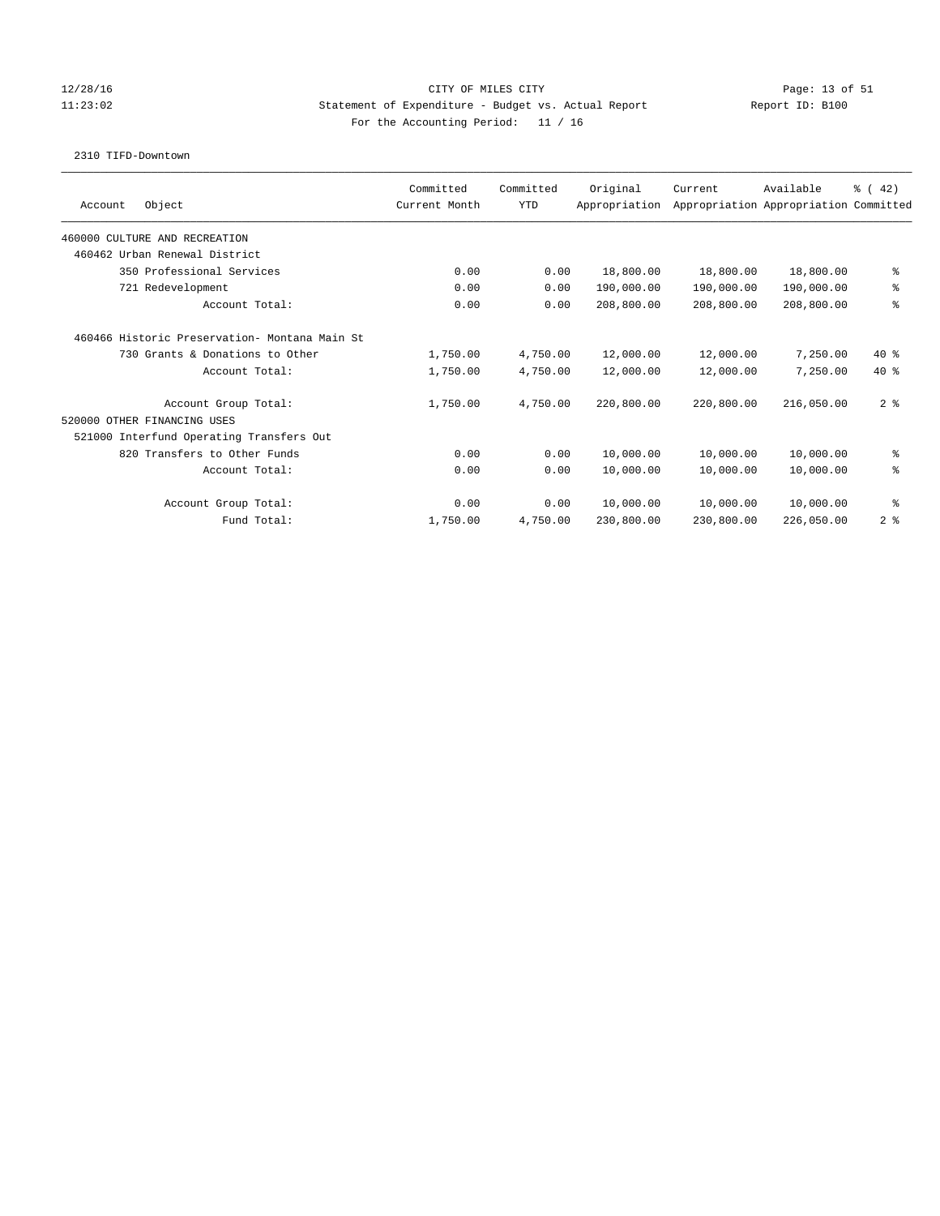CITY OF MILES CITY
Statement of Expenditure - Budget vs. Actual Report
For the Accounting Period: 11 / 16

12/28/16
11:23:02
Report ID: B100

2310 TIFD-Downtown

| Account Object | Committed Current Month | Committed YTD | Original Appropriation | Current Appropriation | Available Appropriation | % ( 42) Committed |
|---|---|---|---|---|---|---|
| 460000 CULTURE AND RECREATION | | | | | | |
| 460462 Urban Renewal District | | | | | | |
| 350 Professional Services | 0.00 | 0.00 | 18,800.00 | 18,800.00 | 18,800.00 | % |
| 721 Redevelopment | 0.00 | 0.00 | 190,000.00 | 190,000.00 | 190,000.00 | % |
| Account Total: | 0.00 | 0.00 | 208,800.00 | 208,800.00 | 208,800.00 | % |
| 460466 Historic Preservation- Montana Main St | | | | | | |
| 730 Grants & Donations to Other | 1,750.00 | 4,750.00 | 12,000.00 | 12,000.00 | 7,250.00 | 40 % |
| Account Total: | 1,750.00 | 4,750.00 | 12,000.00 | 12,000.00 | 7,250.00 | 40 % |
| Account Group Total: | 1,750.00 | 4,750.00 | 220,800.00 | 220,800.00 | 216,050.00 | 2 % |
| 520000 OTHER FINANCING USES | | | | | | |
| 521000 Interfund Operating Transfers Out | | | | | | |
| 820 Transfers to Other Funds | 0.00 | 0.00 | 10,000.00 | 10,000.00 | 10,000.00 | % |
| Account Total: | 0.00 | 0.00 | 10,000.00 | 10,000.00 | 10,000.00 | % |
| Account Group Total: | 0.00 | 0.00 | 10,000.00 | 10,000.00 | 10,000.00 | % |
| Fund Total: | 1,750.00 | 4,750.00 | 230,800.00 | 230,800.00 | 226,050.00 | 2 % |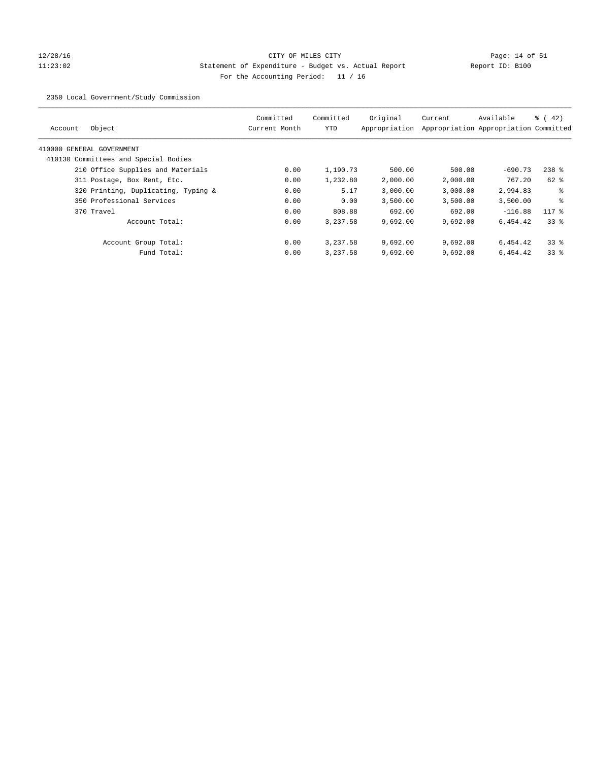CITY OF MILES CITY

Statement of Expenditure - Budget vs. Actual Report

Report ID: B100

For the Accounting Period: 11 / 16

2350 Local Government/Study Commission

| Account | Object | Committed Current Month | Committed YTD | Original Appropriation | Current Appropriation | Available Appropriation | % ( 42) Committed |
|---|---|---|---|---|---|---|---|
| 410000 GENERAL GOVERNMENT | | | | | | | |
| 410130 Committees and Special Bodies | | | | | | | |
| | 210 Office Supplies and Materials | 0.00 | 1,190.73 | 500.00 | 500.00 | -690.73 | 238 % |
| | 311 Postage, Box Rent, Etc. | 0.00 | 1,232.80 | 2,000.00 | 2,000.00 | 767.20 | 62 % |
| | 320 Printing, Duplicating, Typing & | 0.00 | 5.17 | 3,000.00 | 3,000.00 | 2,994.83 | % |
| | 350 Professional Services | 0.00 | 0.00 | 3,500.00 | 3,500.00 | 3,500.00 | % |
| | 370 Travel | 0.00 | 808.88 | 692.00 | 692.00 | -116.88 | 117 % |
| | Account Total: | 0.00 | 3,237.58 | 9,692.00 | 9,692.00 | 6,454.42 | 33 % |
| | Account Group Total: | 0.00 | 3,237.58 | 9,692.00 | 9,692.00 | 6,454.42 | 33 % |
| | Fund Total: | 0.00 | 3,237.58 | 9,692.00 | 9,692.00 | 6,454.42 | 33 % |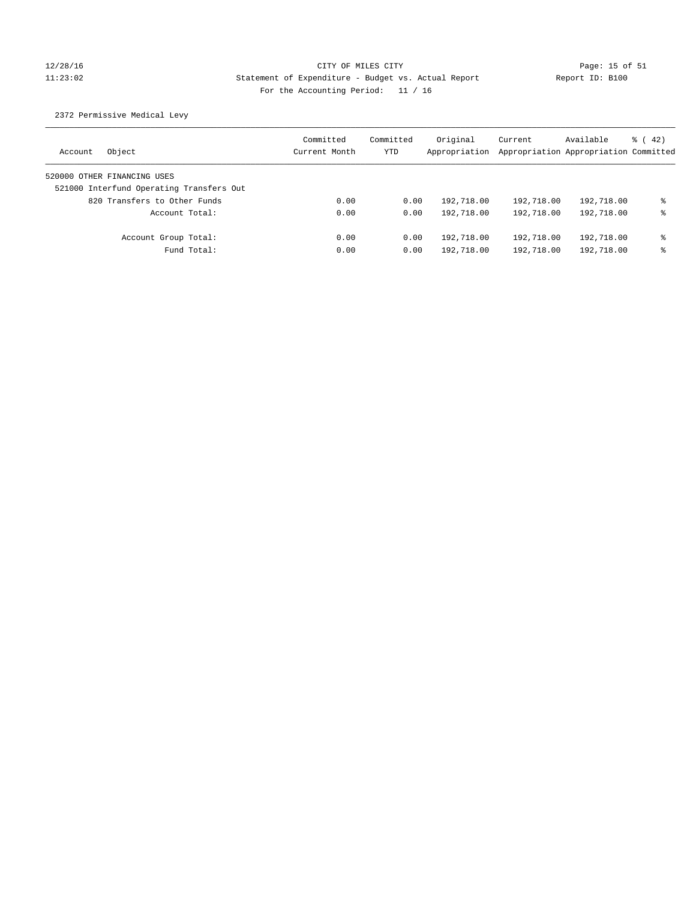CITY OF MILES CITY
Statement of Expenditure - Budget vs. Actual Report
Report ID: B100
For the Accounting Period: 11 / 16

2372 Permissive Medical Levy

| Account | Object | Committed Current Month | Committed YTD | Original Appropriation | Current Appropriation | Available Appropriation | % ( 42) Committed |
|---|---|---|---|---|---|---|---|
| 520000 OTHER FINANCING USES | | | | | | | |
| 521000 Interfund Operating Transfers Out | | | | | | | |
| | 820 Transfers to Other Funds | 0.00 | 0.00 | 192,718.00 | 192,718.00 | 192,718.00 | % |
| | Account Total: | 0.00 | 0.00 | 192,718.00 | 192,718.00 | 192,718.00 | % |
| | Account Group Total: | 0.00 | 0.00 | 192,718.00 | 192,718.00 | 192,718.00 | % |
| | Fund Total: | 0.00 | 0.00 | 192,718.00 | 192,718.00 | 192,718.00 | % |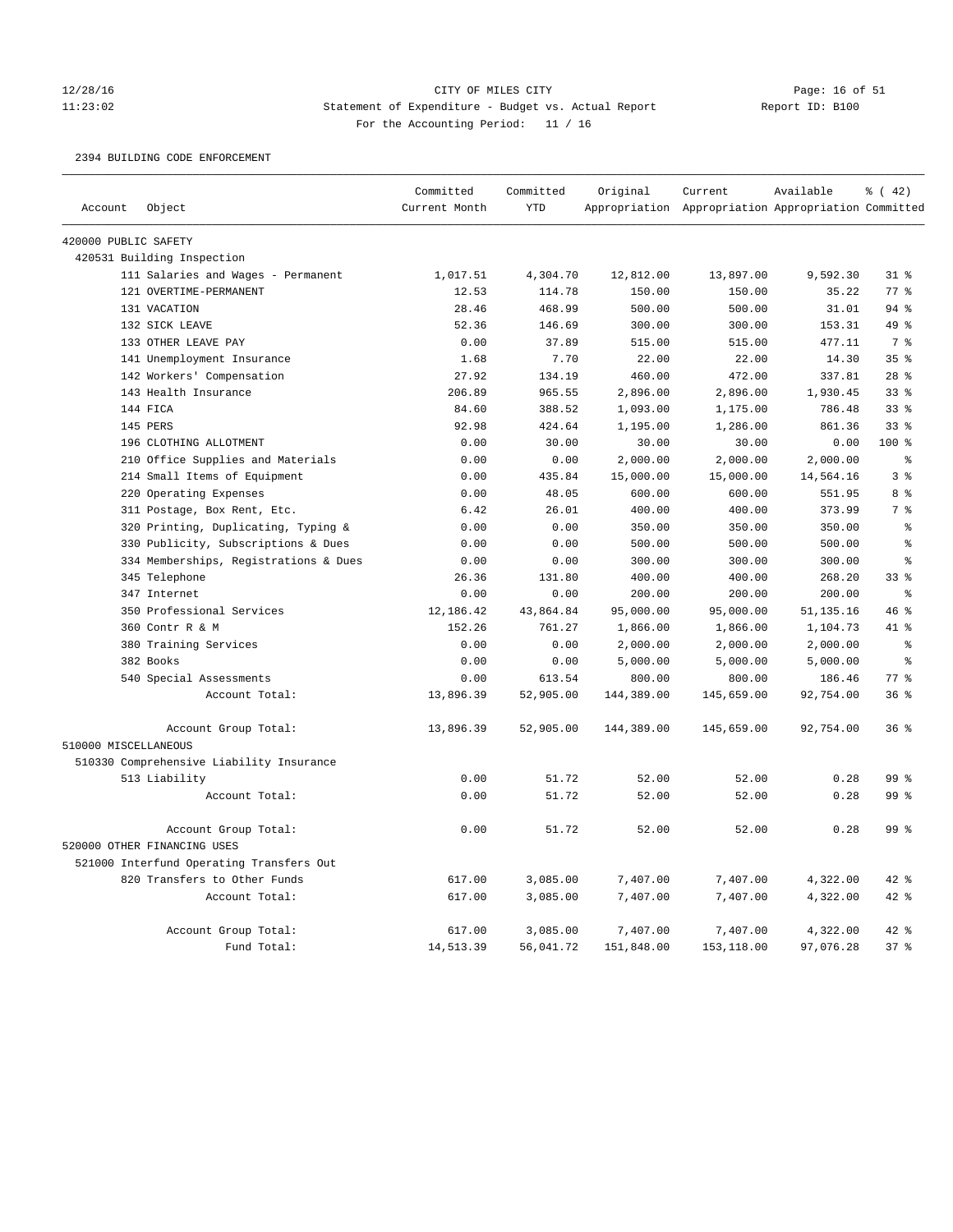CITY OF MILES CITY

Statement of Expenditure - Budget vs. Actual Report

For the Accounting Period: 11 / 16

2394 BUILDING CODE ENFORCEMENT

| Account | Object | Committed Current Month | Committed YTD | Original Appropriation | Current Appropriation | Available Appropriation | % ( 42) Committed |
|---|---|---|---|---|---|---|---|
| 420000 PUBLIC SAFETY | | | | | | | |
| 420531 Building Inspection | | | | | | | |
| | 111 Salaries and Wages - Permanent | 1,017.51 | 4,304.70 | 12,812.00 | 13,897.00 | 9,592.30 | 31 % |
| | 121 OVERTIME-PERMANENT | 12.53 | 114.78 | 150.00 | 150.00 | 35.22 | 77 % |
| | 131 VACATION | 28.46 | 468.99 | 500.00 | 500.00 | 31.01 | 94 % |
| | 132 SICK LEAVE | 52.36 | 146.69 | 300.00 | 300.00 | 153.31 | 49 % |
| | 133 OTHER LEAVE PAY | 0.00 | 37.89 | 515.00 | 515.00 | 477.11 | 7 % |
| | 141 Unemployment Insurance | 1.68 | 7.70 | 22.00 | 22.00 | 14.30 | 35 % |
| | 142 Workers' Compensation | 27.92 | 134.19 | 460.00 | 472.00 | 337.81 | 28 % |
| | 143 Health Insurance | 206.89 | 965.55 | 2,896.00 | 2,896.00 | 1,930.45 | 33 % |
| | 144 FICA | 84.60 | 388.52 | 1,093.00 | 1,175.00 | 786.48 | 33 % |
| | 145 PERS | 92.98 | 424.64 | 1,195.00 | 1,286.00 | 861.36 | 33 % |
| | 196 CLOTHING ALLOTMENT | 0.00 | 30.00 | 30.00 | 30.00 | 0.00 | 100 % |
| | 210 Office Supplies and Materials | 0.00 | 0.00 | 2,000.00 | 2,000.00 | 2,000.00 | % |
| | 214 Small Items of Equipment | 0.00 | 435.84 | 15,000.00 | 15,000.00 | 14,564.16 | 3 % |
| | 220 Operating Expenses | 0.00 | 48.05 | 600.00 | 600.00 | 551.95 | 8 % |
| | 311 Postage, Box Rent, Etc. | 6.42 | 26.01 | 400.00 | 400.00 | 373.99 | 7 % |
| | 320 Printing, Duplicating, Typing & | 0.00 | 0.00 | 350.00 | 350.00 | 350.00 | % |
| | 330 Publicity, Subscriptions & Dues | 0.00 | 0.00 | 500.00 | 500.00 | 500.00 | % |
| | 334 Memberships, Registrations & Dues | 0.00 | 0.00 | 300.00 | 300.00 | 300.00 | % |
| | 345 Telephone | 26.36 | 131.80 | 400.00 | 400.00 | 268.20 | 33 % |
| | 347 Internet | 0.00 | 0.00 | 200.00 | 200.00 | 200.00 | % |
| | 350 Professional Services | 12,186.42 | 43,864.84 | 95,000.00 | 95,000.00 | 51,135.16 | 46 % |
| | 360 Contr R & M | 152.26 | 761.27 | 1,866.00 | 1,866.00 | 1,104.73 | 41 % |
| | 380 Training Services | 0.00 | 0.00 | 2,000.00 | 2,000.00 | 2,000.00 | % |
| | 382 Books | 0.00 | 0.00 | 5,000.00 | 5,000.00 | 5,000.00 | % |
| | 540 Special Assessments | 0.00 | 613.54 | 800.00 | 800.00 | 186.46 | 77 % |
| | Account Total: | 13,896.39 | 52,905.00 | 144,389.00 | 145,659.00 | 92,754.00 | 36 % |
| | Account Group Total: | 13,896.39 | 52,905.00 | 144,389.00 | 145,659.00 | 92,754.00 | 36 % |
| 510000 MISCELLANEOUS | | | | | | | |
| 510330 Comprehensive Liability Insurance | | | | | | | |
| | 513 Liability | 0.00 | 51.72 | 52.00 | 52.00 | 0.28 | 99 % |
| | Account Total: | 0.00 | 51.72 | 52.00 | 52.00 | 0.28 | 99 % |
| | Account Group Total: | 0.00 | 51.72 | 52.00 | 52.00 | 0.28 | 99 % |
| 520000 OTHER FINANCING USES | | | | | | | |
| 521000 Interfund Operating Transfers Out | | | | | | | |
| | 820 Transfers to Other Funds | 617.00 | 3,085.00 | 7,407.00 | 7,407.00 | 4,322.00 | 42 % |
| | Account Total: | 617.00 | 3,085.00 | 7,407.00 | 7,407.00 | 4,322.00 | 42 % |
| | Account Group Total: | 617.00 | 3,085.00 | 7,407.00 | 7,407.00 | 4,322.00 | 42 % |
| | Fund Total: | 14,513.39 | 56,041.72 | 151,848.00 | 153,118.00 | 97,076.28 | 37 % |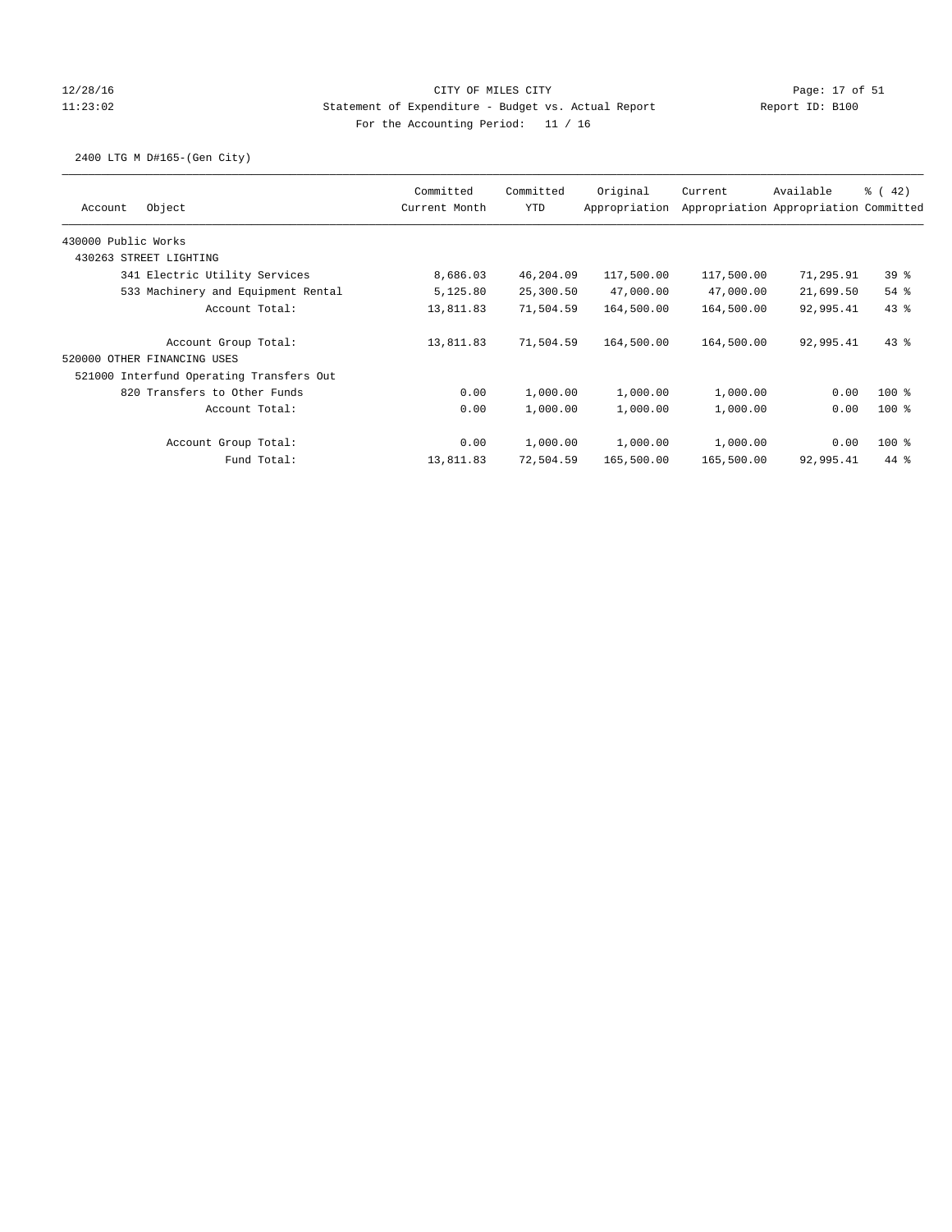CITY OF MILES CITY
Statement of Expenditure - Budget vs. Actual Report
For the Accounting Period: 11 / 16

12/28/16
11:23:02

Report ID: B100

2400 LTG M D#165-(Gen City)

| Account | Object | Committed Current Month | Committed YTD | Original Appropriation | Current Appropriation | Available Appropriation | % ( 42) Committed |
|---|---|---|---|---|---|---|---|
| 430000 Public Works | | | | | | | |
| 430263 STREET LIGHTING | | | | | | | |
| | 341 Electric Utility Services | 8,686.03 | 46,204.09 | 117,500.00 | 117,500.00 | 71,295.91 | 39 % |
| | 533 Machinery and Equipment Rental | 5,125.80 | 25,300.50 | 47,000.00 | 47,000.00 | 21,699.50 | 54 % |
| | Account Total: | 13,811.83 | 71,504.59 | 164,500.00 | 164,500.00 | 92,995.41 | 43 % |
| | Account Group Total: | 13,811.83 | 71,504.59 | 164,500.00 | 164,500.00 | 92,995.41 | 43 % |
| 520000 OTHER FINANCING USES | | | | | | | |
| 521000 Interfund Operating Transfers Out | | | | | | | |
| | 820 Transfers to Other Funds | 0.00 | 1,000.00 | 1,000.00 | 1,000.00 | 0.00 | 100 % |
| | Account Total: | 0.00 | 1,000.00 | 1,000.00 | 1,000.00 | 0.00 | 100 % |
| | Account Group Total: | 0.00 | 1,000.00 | 1,000.00 | 1,000.00 | 0.00 | 100 % |
| | Fund Total: | 13,811.83 | 72,504.59 | 165,500.00 | 165,500.00 | 92,995.41 | 44 % |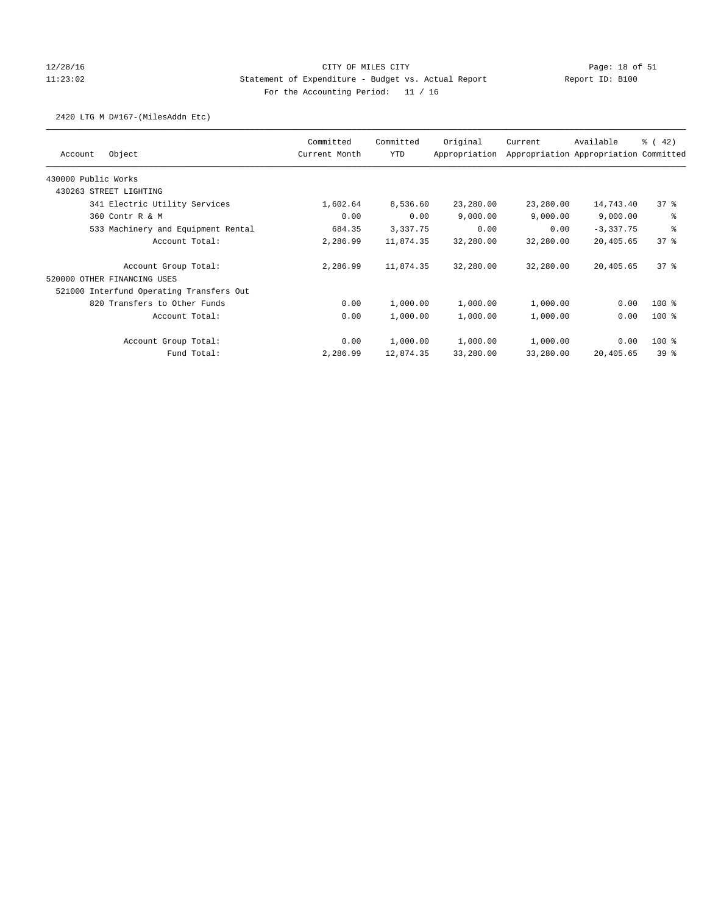CITY OF MILES CITY
Statement of Expenditure - Budget vs. Actual Report
For the Accounting Period: 11 / 16

2420 LTG M D#167-(MilesAddn Etc)

| Account Object | Committed Current Month | Committed YTD | Original Appropriation | Current Appropriation | Available Appropriation | % ( 42) Committed |
|---|---|---|---|---|---|---|
| 430000 Public Works | | | | | | |
| 430263 STREET LIGHTING | | | | | | |
| 341 Electric Utility Services | 1,602.64 | 8,536.60 | 23,280.00 | 23,280.00 | 14,743.40 | 37 % |
| 360 Contr R & M | 0.00 | 0.00 | 9,000.00 | 9,000.00 | 9,000.00 | % |
| 533 Machinery and Equipment Rental | 684.35 | 3,337.75 | 0.00 | 0.00 | -3,337.75 | % |
| Account Total: | 2,286.99 | 11,874.35 | 32,280.00 | 32,280.00 | 20,405.65 | 37 % |
| Account Group Total: | 2,286.99 | 11,874.35 | 32,280.00 | 32,280.00 | 20,405.65 | 37 % |
| 520000 OTHER FINANCING USES | | | | | | |
| 521000 Interfund Operating Transfers Out | | | | | | |
| 820 Transfers to Other Funds | 0.00 | 1,000.00 | 1,000.00 | 1,000.00 | 0.00 | 100 % |
| Account Total: | 0.00 | 1,000.00 | 1,000.00 | 1,000.00 | 0.00 | 100 % |
| Account Group Total: | 0.00 | 1,000.00 | 1,000.00 | 1,000.00 | 0.00 | 100 % |
| Fund Total: | 2,286.99 | 12,874.35 | 33,280.00 | 33,280.00 | 20,405.65 | 39 % |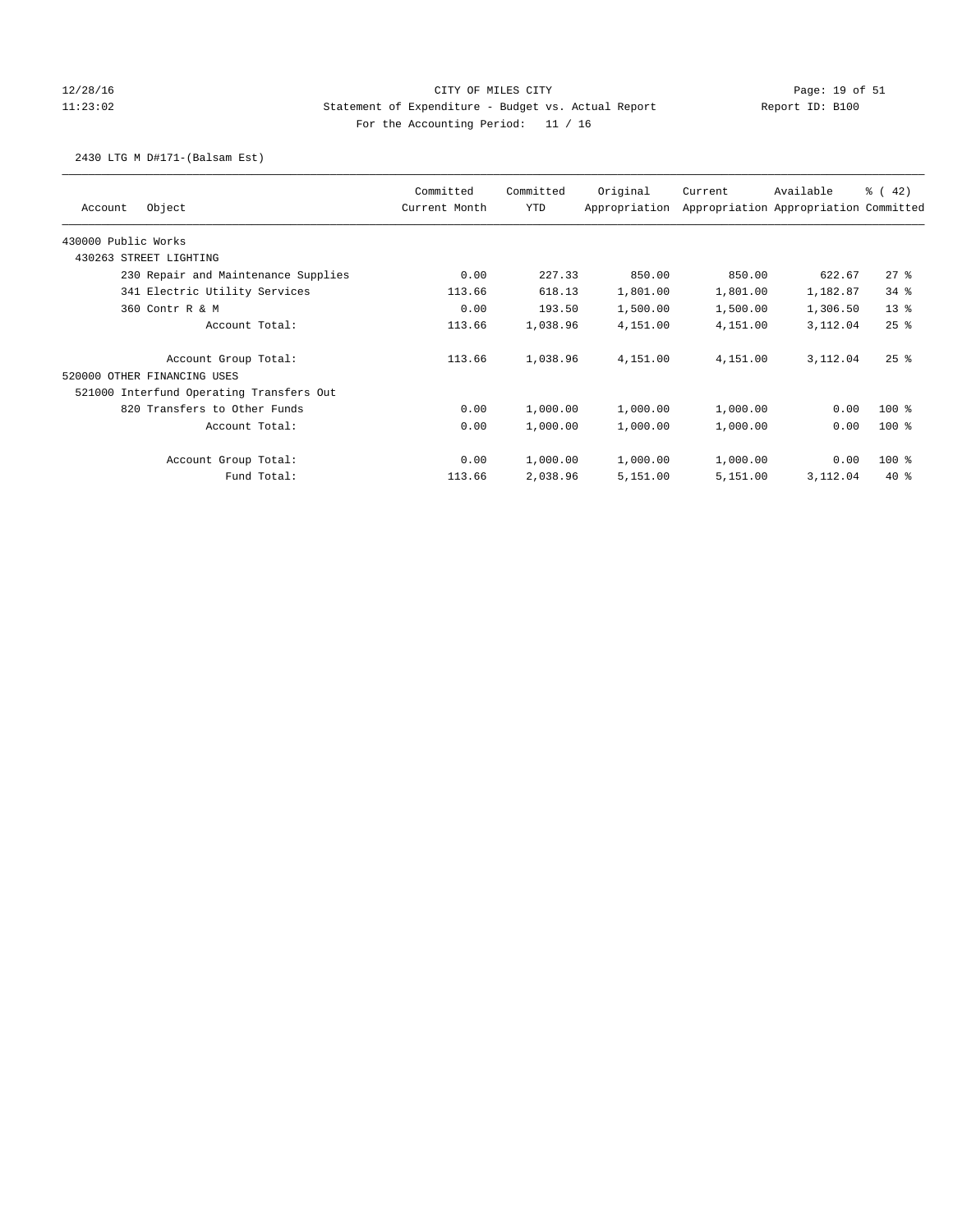CITY OF MILES CITY
Statement of Expenditure - Budget vs. Actual Report
For the Accounting Period: 11 / 16

12/28/16
11:23:02

Report ID: B100

2430 LTG M D#171-(Balsam Est)

| Account Object | Committed Current Month | Committed YTD | Original Appropriation | Current Appropriation | Available Appropriation | % ( 42) Committed |
|---|---|---|---|---|---|---|
| 430000 Public Works | | | | | | |
| 430263 STREET LIGHTING | | | | | | |
| 230 Repair and Maintenance Supplies | 0.00 | 227.33 | 850.00 | 850.00 | 622.67 | 27 % |
| 341 Electric Utility Services | 113.66 | 618.13 | 1,801.00 | 1,801.00 | 1,182.87 | 34 % |
| 360 Contr R & M | 0.00 | 193.50 | 1,500.00 | 1,500.00 | 1,306.50 | 13 % |
| Account Total: | 113.66 | 1,038.96 | 4,151.00 | 4,151.00 | 3,112.04 | 25 % |
| Account Group Total: | 113.66 | 1,038.96 | 4,151.00 | 4,151.00 | 3,112.04 | 25 % |
| 520000 OTHER FINANCING USES | | | | | | |
| 521000 Interfund Operating Transfers Out | | | | | | |
| 820 Transfers to Other Funds | 0.00 | 1,000.00 | 1,000.00 | 1,000.00 | 0.00 | 100 % |
| Account Total: | 0.00 | 1,000.00 | 1,000.00 | 1,000.00 | 0.00 | 100 % |
| Account Group Total: | 0.00 | 1,000.00 | 1,000.00 | 1,000.00 | 0.00 | 100 % |
| Fund Total: | 113.66 | 2,038.96 | 5,151.00 | 5,151.00 | 3,112.04 | 40 % |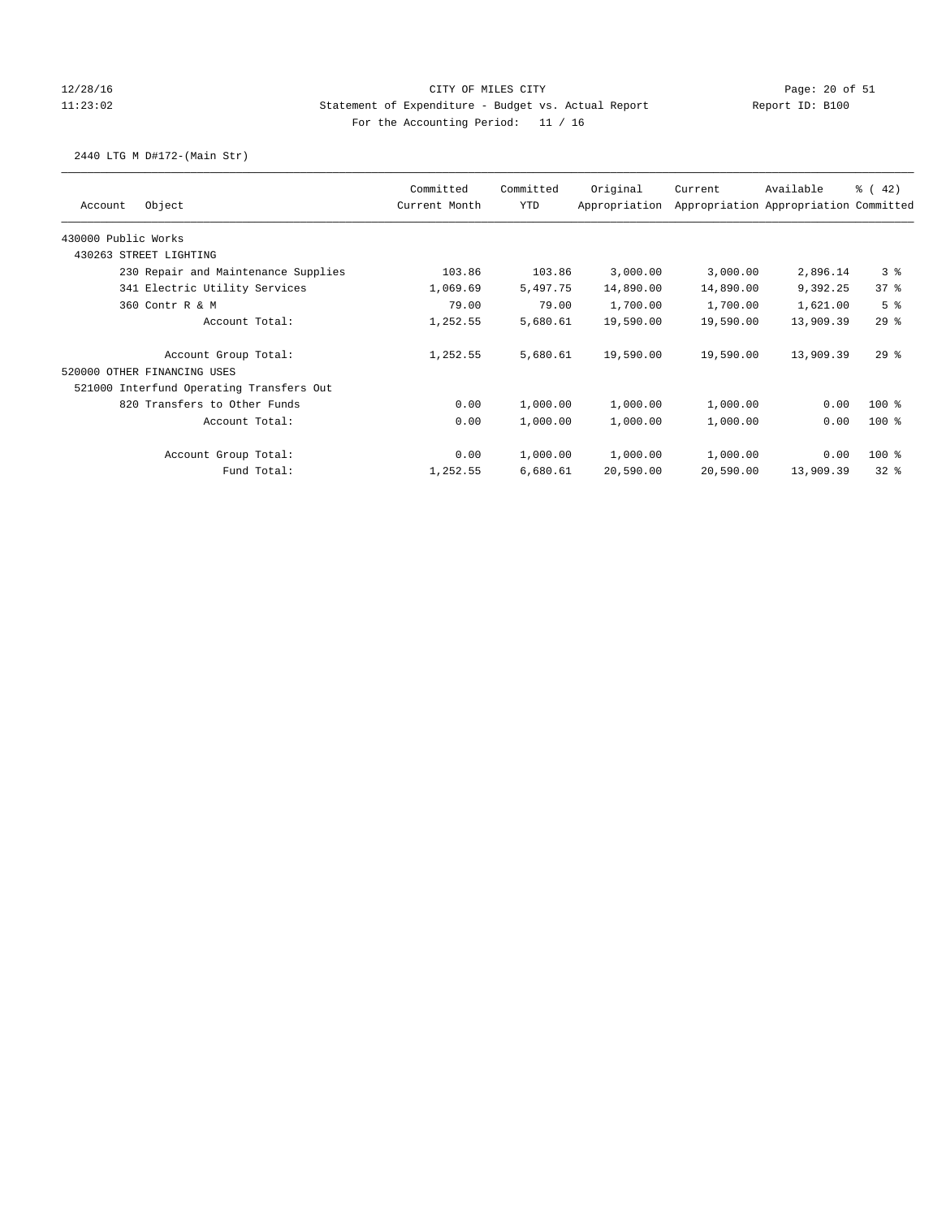CITY OF MILES CITY

Statement of Expenditure - Budget vs. Actual Report

For the Accounting Period: 11 / 16

2440 LTG M D#172-(Main Str)

| Account Object | Committed Current Month | Committed YTD | Original Appropriation | Current Appropriation | Available Appropriation | % ( 42) Committed |
|---|---|---|---|---|---|---|
| 430000 Public Works | | | | | | |
| 430263 STREET LIGHTING | | | | | | |
| 230 Repair and Maintenance Supplies | 103.86 | 103.86 | 3,000.00 | 3,000.00 | 2,896.14 | 3 % |
| 341 Electric Utility Services | 1,069.69 | 5,497.75 | 14,890.00 | 14,890.00 | 9,392.25 | 37 % |
| 360 Contr R & M | 79.00 | 79.00 | 1,700.00 | 1,700.00 | 1,621.00 | 5 % |
| Account Total: | 1,252.55 | 5,680.61 | 19,590.00 | 19,590.00 | 13,909.39 | 29 % |
| Account Group Total: | 1,252.55 | 5,680.61 | 19,590.00 | 19,590.00 | 13,909.39 | 29 % |
| 520000 OTHER FINANCING USES | | | | | | |
| 521000 Interfund Operating Transfers Out | | | | | | |
| 820 Transfers to Other Funds | 0.00 | 1,000.00 | 1,000.00 | 1,000.00 | 0.00 | 100 % |
| Account Total: | 0.00 | 1,000.00 | 1,000.00 | 1,000.00 | 0.00 | 100 % |
| Account Group Total: | 0.00 | 1,000.00 | 1,000.00 | 1,000.00 | 0.00 | 100 % |
| Fund Total: | 1,252.55 | 6,680.61 | 20,590.00 | 20,590.00 | 13,909.39 | 32 % |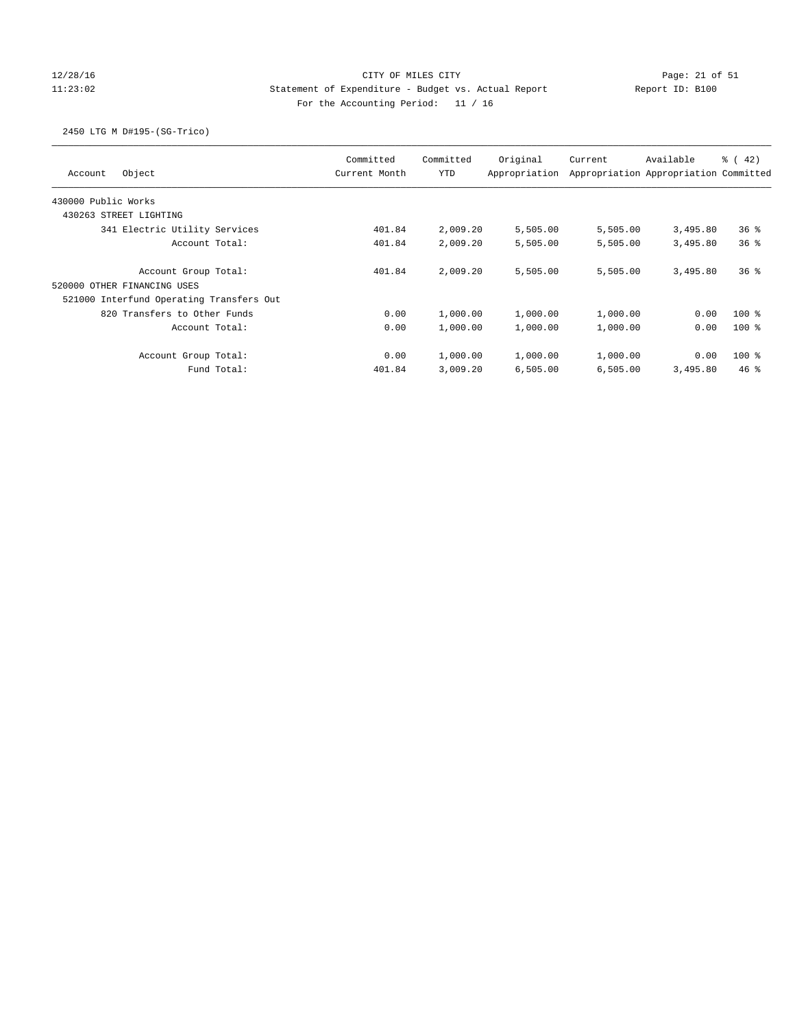CITY OF MILES CITY

Statement of Expenditure - Budget vs. Actual Report

For the Accounting Period: 11 / 16

12/28/16 11:23:02 Report ID: B100

2450 LTG M D#195-(SG-Trico)

| Account Object | Committed Current Month | Committed YTD | Original Appropriation | Current Appropriation | Available Appropriation | % ( 42) Committed |
|---|---|---|---|---|---|---|
| 430000 Public Works | | | | | | |
| 430263 STREET LIGHTING | | | | | | |
| 341 Electric Utility Services | 401.84 | 2,009.20 | 5,505.00 | 5,505.00 | 3,495.80 | 36 % |
| Account Total: | 401.84 | 2,009.20 | 5,505.00 | 5,505.00 | 3,495.80 | 36 % |
| Account Group Total: | 401.84 | 2,009.20 | 5,505.00 | 5,505.00 | 3,495.80 | 36 % |
| 520000 OTHER FINANCING USES | | | | | | |
| 521000 Interfund Operating Transfers Out | | | | | | |
| 820 Transfers to Other Funds | 0.00 | 1,000.00 | 1,000.00 | 1,000.00 | 0.00 | 100 % |
| Account Total: | 0.00 | 1,000.00 | 1,000.00 | 1,000.00 | 0.00 | 100 % |
| Account Group Total: | 0.00 | 1,000.00 | 1,000.00 | 1,000.00 | 0.00 | 100 % |
| Fund Total: | 401.84 | 3,009.20 | 6,505.00 | 6,505.00 | 3,495.80 | 46 % |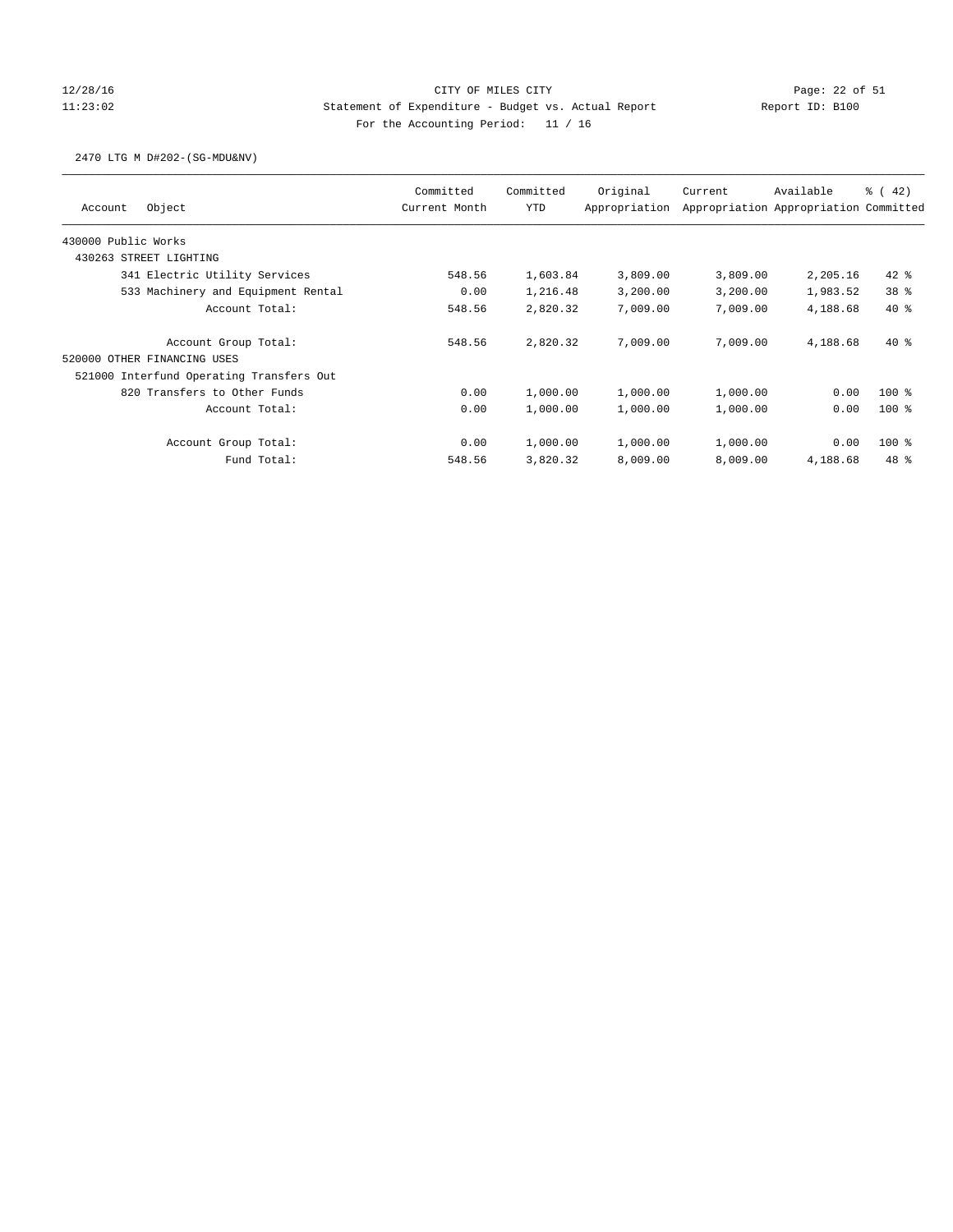CITY OF MILES CITY
Statement of Expenditure - Budget vs. Actual Report
For the Accounting Period: 11 / 16

12/28/16
11:23:02
Report ID: B100

2470 LTG M D#202-(SG-MDU&NV)

| Account Object | Committed Current Month | Committed YTD | Original Appropriation | Current Appropriation | Available Appropriation | % ( 42) Committed |
|---|---|---|---|---|---|---|
| 430000 Public Works | | | | | | |
| 430263 STREET LIGHTING | | | | | | |
| 341 Electric Utility Services | 548.56 | 1,603.84 | 3,809.00 | 3,809.00 | 2,205.16 | 42 % |
| 533 Machinery and Equipment Rental | 0.00 | 1,216.48 | 3,200.00 | 3,200.00 | 1,983.52 | 38 % |
| Account Total: | 548.56 | 2,820.32 | 7,009.00 | 7,009.00 | 4,188.68 | 40 % |
| Account Group Total: | 548.56 | 2,820.32 | 7,009.00 | 7,009.00 | 4,188.68 | 40 % |
| 520000 OTHER FINANCING USES | | | | | | |
| 521000 Interfund Operating Transfers Out | | | | | | |
| 820 Transfers to Other Funds | 0.00 | 1,000.00 | 1,000.00 | 1,000.00 | 0.00 | 100 % |
| Account Total: | 0.00 | 1,000.00 | 1,000.00 | 1,000.00 | 0.00 | 100 % |
| Account Group Total: | 0.00 | 1,000.00 | 1,000.00 | 1,000.00 | 0.00 | 100 % |
| Fund Total: | 548.56 | 3,820.32 | 8,009.00 | 8,009.00 | 4,188.68 | 48 % |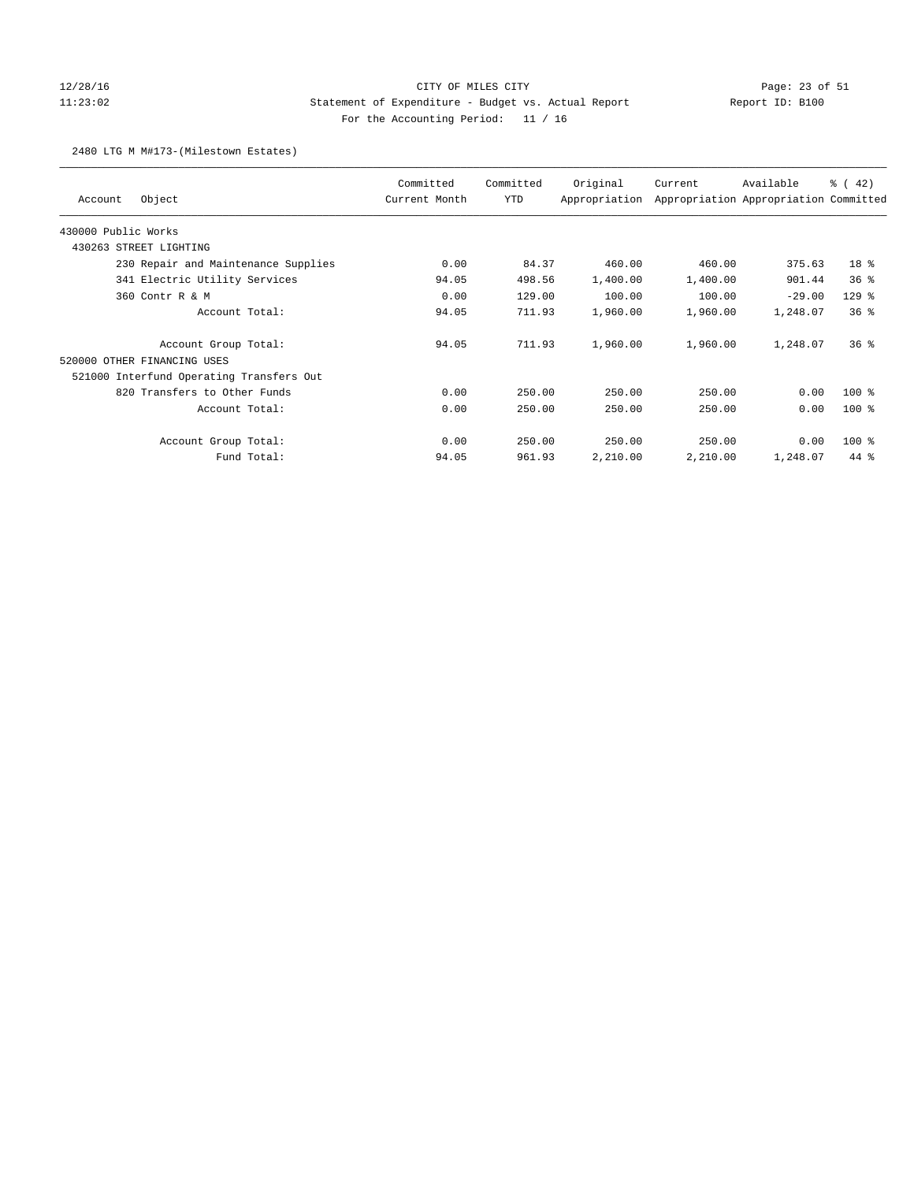CITY OF MILES CITY

Statement of Expenditure - Budget vs. Actual Report

For the Accounting Period: 11 / 16

2480 LTG M M#173-(Milestown Estates)

| Account Object | Committed Current Month | Committed YTD | Original Appropriation | Current Appropriation | Available Appropriation | % ( 42) Committed |
|---|---|---|---|---|---|---|
| 430000 Public Works | | | | | | |
| 430263 STREET LIGHTING | | | | | | |
| 230 Repair and Maintenance Supplies | 0.00 | 84.37 | 460.00 | 460.00 | 375.63 | 18 % |
| 341 Electric Utility Services | 94.05 | 498.56 | 1,400.00 | 1,400.00 | 901.44 | 36 % |
| 360 Contr R & M | 0.00 | 129.00 | 100.00 | 100.00 | -29.00 | 129 % |
| Account Total: | 94.05 | 711.93 | 1,960.00 | 1,960.00 | 1,248.07 | 36 % |
| Account Group Total: | 94.05 | 711.93 | 1,960.00 | 1,960.00 | 1,248.07 | 36 % |
| 520000 OTHER FINANCING USES | | | | | | |
| 521000 Interfund Operating Transfers Out | | | | | | |
| 820 Transfers to Other Funds | 0.00 | 250.00 | 250.00 | 250.00 | 0.00 | 100 % |
| Account Total: | 0.00 | 250.00 | 250.00 | 250.00 | 0.00 | 100 % |
| Account Group Total: | 0.00 | 250.00 | 250.00 | 250.00 | 0.00 | 100 % |
| Fund Total: | 94.05 | 961.93 | 2,210.00 | 2,210.00 | 1,248.07 | 44 % |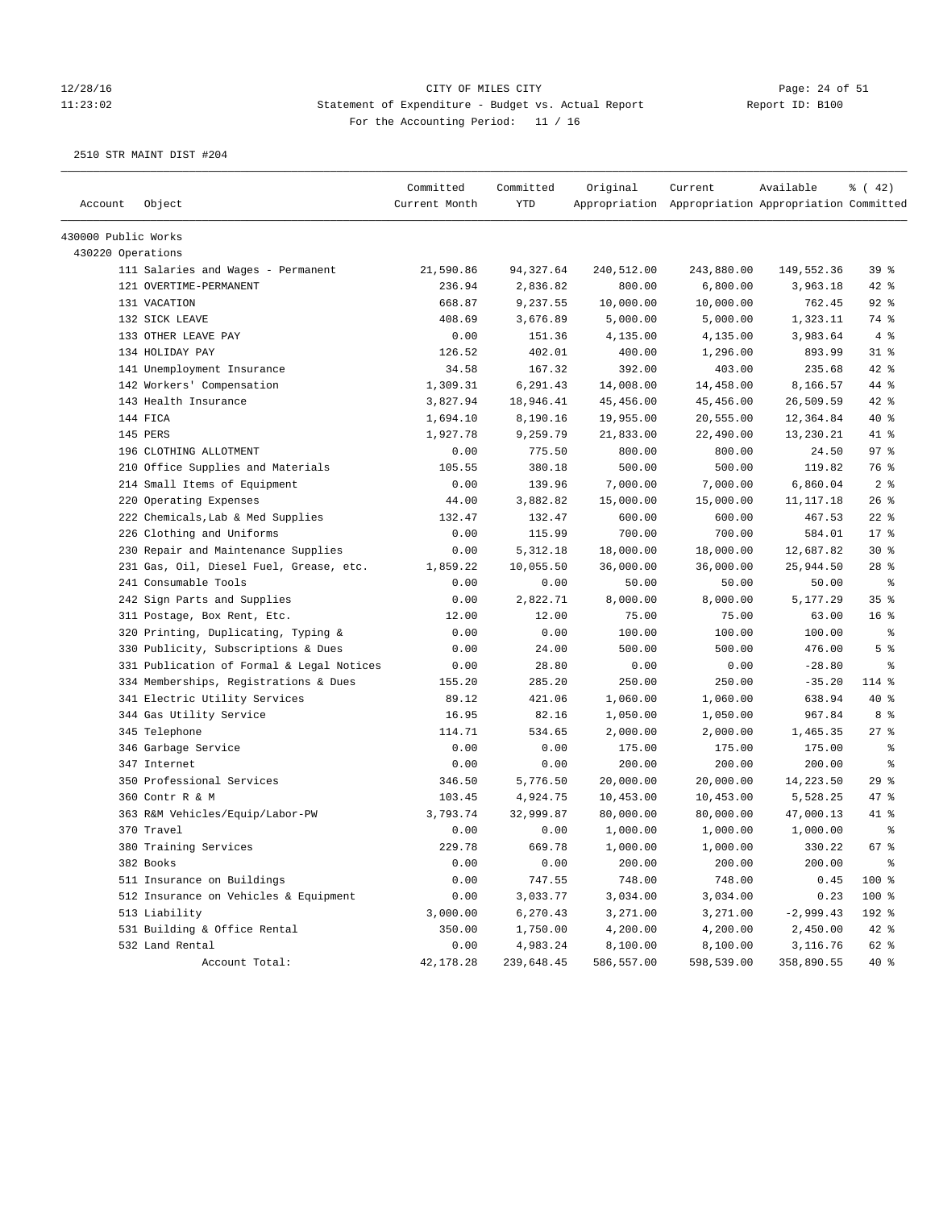12/28/16 CITY OF MILES CITY
11:23:02 Statement of Expenditure - Budget vs. Actual Report Report ID: B100
For the Accounting Period: 11 / 16

2510 STR MAINT DIST #204

| Account | Object | Committed Current Month | Committed YTD | Original Appropriation | Current Appropriation | Available Appropriation | % ( 42) Committed |
|---|---|---|---|---|---|---|---|
| 430000 Public Works | | | | | | | |
| 430220 Operations | | | | | | | |
| | 111 Salaries and Wages - Permanent | 21,590.86 | 94,327.64 | 240,512.00 | 243,880.00 | 149,552.36 | 39 % |
| | 121 OVERTIME-PERMANENT | 236.94 | 2,836.82 | 800.00 | 6,800.00 | 3,963.18 | 42 % |
| | 131 VACATION | 668.87 | 9,237.55 | 10,000.00 | 10,000.00 | 762.45 | 92 % |
| | 132 SICK LEAVE | 408.69 | 3,676.89 | 5,000.00 | 5,000.00 | 1,323.11 | 74 % |
| | 133 OTHER LEAVE PAY | 0.00 | 151.36 | 4,135.00 | 4,135.00 | 3,983.64 | 4 % |
| | 134 HOLIDAY PAY | 126.52 | 402.01 | 400.00 | 1,296.00 | 893.99 | 31 % |
| | 141 Unemployment Insurance | 34.58 | 167.32 | 392.00 | 403.00 | 235.68 | 42 % |
| | 142 Workers' Compensation | 1,309.31 | 6,291.43 | 14,008.00 | 14,458.00 | 8,166.57 | 44 % |
| | 143 Health Insurance | 3,827.94 | 18,946.41 | 45,456.00 | 45,456.00 | 26,509.59 | 42 % |
| | 144 FICA | 1,694.10 | 8,190.16 | 19,955.00 | 20,555.00 | 12,364.84 | 40 % |
| | 145 PERS | 1,927.78 | 9,259.79 | 21,833.00 | 22,490.00 | 13,230.21 | 41 % |
| | 196 CLOTHING ALLOTMENT | 0.00 | 775.50 | 800.00 | 800.00 | 24.50 | 97 % |
| | 210 Office Supplies and Materials | 105.55 | 380.18 | 500.00 | 500.00 | 119.82 | 76 % |
| | 214 Small Items of Equipment | 0.00 | 139.96 | 7,000.00 | 7,000.00 | 6,860.04 | 2 % |
| | 220 Operating Expenses | 44.00 | 3,882.82 | 15,000.00 | 15,000.00 | 11,117.18 | 26 % |
| | 222 Chemicals,Lab & Med Supplies | 132.47 | 132.47 | 600.00 | 600.00 | 467.53 | 22 % |
| | 226 Clothing and Uniforms | 0.00 | 115.99 | 700.00 | 700.00 | 584.01 | 17 % |
| | 230 Repair and Maintenance Supplies | 0.00 | 5,312.18 | 18,000.00 | 18,000.00 | 12,687.82 | 30 % |
| | 231 Gas, Oil, Diesel Fuel, Grease, etc. | 1,859.22 | 10,055.50 | 36,000.00 | 36,000.00 | 25,944.50 | 28 % |
| | 241 Consumable Tools | 0.00 | 0.00 | 50.00 | 50.00 | 50.00 | % |
| | 242 Sign Parts and Supplies | 0.00 | 2,822.71 | 8,000.00 | 8,000.00 | 5,177.29 | 35 % |
| | 311 Postage, Box Rent, Etc. | 12.00 | 12.00 | 75.00 | 75.00 | 63.00 | 16 % |
| | 320 Printing, Duplicating, Typing & | 0.00 | 0.00 | 100.00 | 100.00 | 100.00 | % |
| | 330 Publicity, Subscriptions & Dues | 0.00 | 24.00 | 500.00 | 500.00 | 476.00 | 5 % |
| | 331 Publication of Formal & Legal Notices | 0.00 | 28.80 | 0.00 | 0.00 | -28.80 | % |
| | 334 Memberships, Registrations & Dues | 155.20 | 285.20 | 250.00 | 250.00 | -35.20 | 114 % |
| | 341 Electric Utility Services | 89.12 | 421.06 | 1,060.00 | 1,060.00 | 638.94 | 40 % |
| | 344 Gas Utility Service | 16.95 | 82.16 | 1,050.00 | 1,050.00 | 967.84 | 8 % |
| | 345 Telephone | 114.71 | 534.65 | 2,000.00 | 2,000.00 | 1,465.35 | 27 % |
| | 346 Garbage Service | 0.00 | 0.00 | 175.00 | 175.00 | 175.00 | % |
| | 347 Internet | 0.00 | 0.00 | 200.00 | 200.00 | 200.00 | % |
| | 350 Professional Services | 346.50 | 5,776.50 | 20,000.00 | 20,000.00 | 14,223.50 | 29 % |
| | 360 Contr R & M | 103.45 | 4,924.75 | 10,453.00 | 10,453.00 | 5,528.25 | 47 % |
| | 363 R&M Vehicles/Equip/Labor-PW | 3,793.74 | 32,999.87 | 80,000.00 | 80,000.00 | 47,000.13 | 41 % |
| | 370 Travel | 0.00 | 0.00 | 1,000.00 | 1,000.00 | 1,000.00 | % |
| | 380 Training Services | 229.78 | 669.78 | 1,000.00 | 1,000.00 | 330.22 | 67 % |
| | 382 Books | 0.00 | 0.00 | 200.00 | 200.00 | 200.00 | % |
| | 511 Insurance on Buildings | 0.00 | 747.55 | 748.00 | 748.00 | 0.45 | 100 % |
| | 512 Insurance on Vehicles & Equipment | 0.00 | 3,033.77 | 3,034.00 | 3,034.00 | 0.23 | 100 % |
| | 513 Liability | 3,000.00 | 6,270.43 | 3,271.00 | 3,271.00 | -2,999.43 | 192 % |
| | 531 Building & Office Rental | 350.00 | 1,750.00 | 4,200.00 | 4,200.00 | 2,450.00 | 42 % |
| | 532 Land Rental | 0.00 | 4,983.24 | 8,100.00 | 8,100.00 | 3,116.76 | 62 % |
| | Account Total: | 42,178.28 | 239,648.45 | 586,557.00 | 598,539.00 | 358,890.55 | 40 % |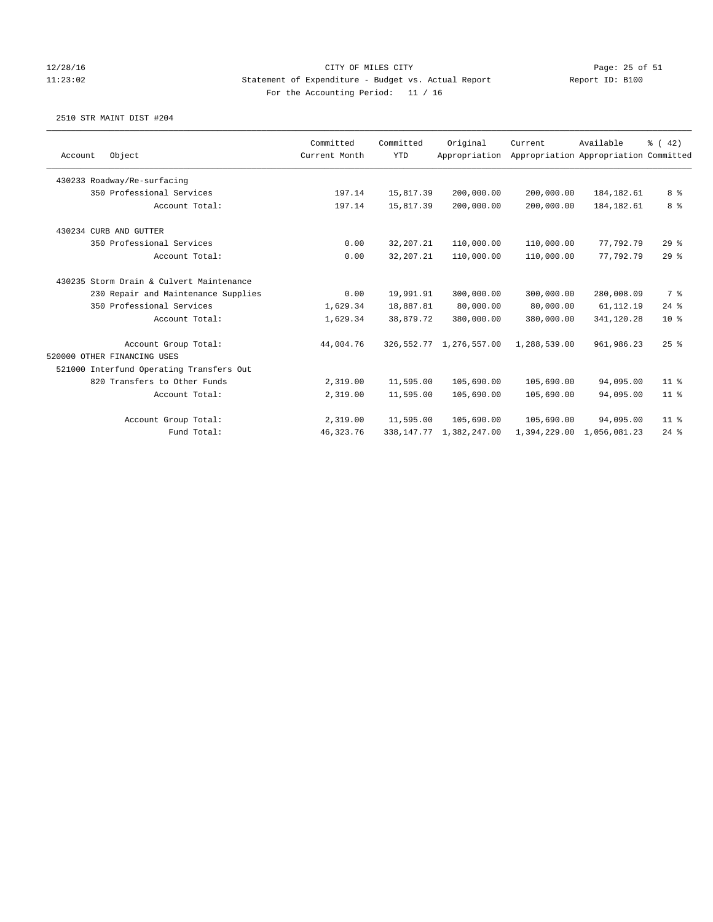CITY OF MILES CITY
Statement of Expenditure - Budget vs. Actual Report
For the Accounting Period: 11 / 16

12/28/16
11:23:02

Report ID: B100

2510 STR MAINT DIST #204

| Account Object | Committed Current Month | Committed YTD | Original Appropriation | Current Appropriation | Available Appropriation | % ( 42) Committed |
|---|---|---|---|---|---|---|
| 430233 Roadway/Re-surfacing | | | | | | |
| 350 Professional Services | 197.14 | 15,817.39 | 200,000.00 | 200,000.00 | 184,182.61 | 8 % |
| Account Total: | 197.14 | 15,817.39 | 200,000.00 | 200,000.00 | 184,182.61 | 8 % |
| 430234 CURB AND GUTTER | | | | | | |
| 350 Professional Services | 0.00 | 32,207.21 | 110,000.00 | 110,000.00 | 77,792.79 | 29 % |
| Account Total: | 0.00 | 32,207.21 | 110,000.00 | 110,000.00 | 77,792.79 | 29 % |
| 430235 Storm Drain & Culvert Maintenance | | | | | | |
| 230 Repair and Maintenance Supplies | 0.00 | 19,991.91 | 300,000.00 | 300,000.00 | 280,008.09 | 7 % |
| 350 Professional Services | 1,629.34 | 18,887.81 | 80,000.00 | 80,000.00 | 61,112.19 | 24 % |
| Account Total: | 1,629.34 | 38,879.72 | 380,000.00 | 380,000.00 | 341,120.28 | 10 % |
| Account Group Total: | 44,004.76 | 326,552.77 | 1,276,557.00 | 1,288,539.00 | 961,986.23 | 25 % |
| 520000 OTHER FINANCING USES | | | | | | |
| 521000 Interfund Operating Transfers Out | | | | | | |
| 820 Transfers to Other Funds | 2,319.00 | 11,595.00 | 105,690.00 | 105,690.00 | 94,095.00 | 11 % |
| Account Total: | 2,319.00 | 11,595.00 | 105,690.00 | 105,690.00 | 94,095.00 | 11 % |
| Account Group Total: | 2,319.00 | 11,595.00 | 105,690.00 | 105,690.00 | 94,095.00 | 11 % |
| Fund Total: | 46,323.76 | 338,147.77 | 1,382,247.00 | 1,394,229.00 | 1,056,081.23 | 24 % |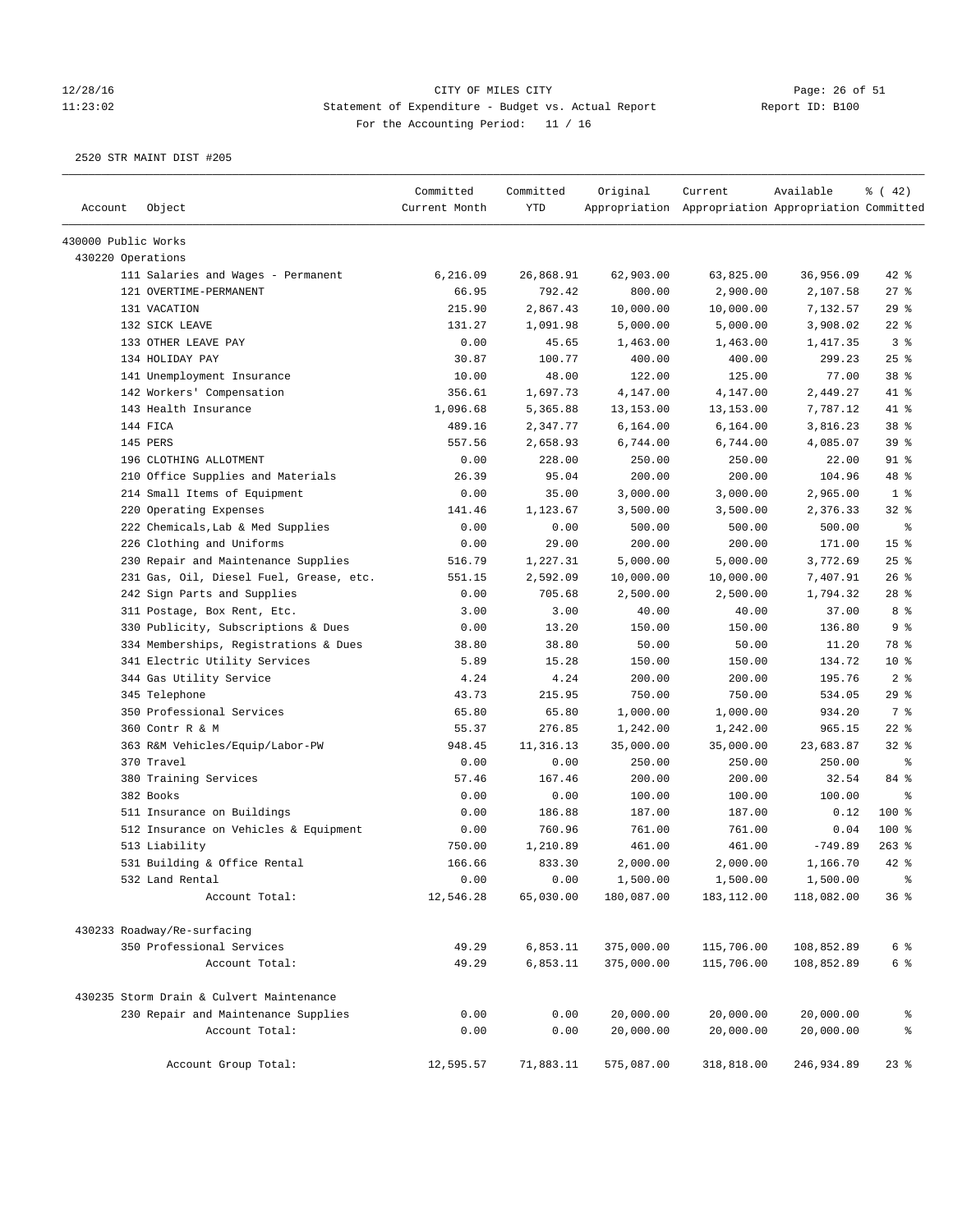CITY OF MILES CITY
Statement of Expenditure - Budget vs. Actual Report
For the Accounting Period: 11 / 16

12/28/16
11:23:02

Report ID: B100

2520 STR MAINT DIST #205

| Account | Object | Committed Current Month | Committed YTD | Original Appropriation | Current Appropriation | Available Appropriation | % ( 42) Committed |
|---|---|---|---|---|---|---|---|
| 430000 Public Works | | | | | | | |
| 430220 Operations | | | | | | | |
| | 111 Salaries and Wages - Permanent | 6,216.09 | 26,868.91 | 62,903.00 | 63,825.00 | 36,956.09 | 42 % |
| | 121 OVERTIME-PERMANENT | 66.95 | 792.42 | 800.00 | 2,900.00 | 2,107.58 | 27 % |
| | 131 VACATION | 215.90 | 2,867.43 | 10,000.00 | 10,000.00 | 7,132.57 | 29 % |
| | 132 SICK LEAVE | 131.27 | 1,091.98 | 5,000.00 | 5,000.00 | 3,908.02 | 22 % |
| | 133 OTHER LEAVE PAY | 0.00 | 45.65 | 1,463.00 | 1,463.00 | 1,417.35 | 3 % |
| | 134 HOLIDAY PAY | 30.87 | 100.77 | 400.00 | 400.00 | 299.23 | 25 % |
| | 141 Unemployment Insurance | 10.00 | 48.00 | 122.00 | 125.00 | 77.00 | 38 % |
| | 142 Workers' Compensation | 356.61 | 1,697.73 | 4,147.00 | 4,147.00 | 2,449.27 | 41 % |
| | 143 Health Insurance | 1,096.68 | 5,365.88 | 13,153.00 | 13,153.00 | 7,787.12 | 41 % |
| | 144 FICA | 489.16 | 2,347.77 | 6,164.00 | 6,164.00 | 3,816.23 | 38 % |
| | 145 PERS | 557.56 | 2,658.93 | 6,744.00 | 6,744.00 | 4,085.07 | 39 % |
| | 196 CLOTHING ALLOTMENT | 0.00 | 228.00 | 250.00 | 250.00 | 22.00 | 91 % |
| | 210 Office Supplies and Materials | 26.39 | 95.04 | 200.00 | 200.00 | 104.96 | 48 % |
| | 214 Small Items of Equipment | 0.00 | 35.00 | 3,000.00 | 3,000.00 | 2,965.00 | 1 % |
| | 220 Operating Expenses | 141.46 | 1,123.67 | 3,500.00 | 3,500.00 | 2,376.33 | 32 % |
| | 222 Chemicals,Lab & Med Supplies | 0.00 | 0.00 | 500.00 | 500.00 | 500.00 | % |
| | 226 Clothing and Uniforms | 0.00 | 29.00 | 200.00 | 200.00 | 171.00 | 15 % |
| | 230 Repair and Maintenance Supplies | 516.79 | 1,227.31 | 5,000.00 | 5,000.00 | 3,772.69 | 25 % |
| | 231 Gas, Oil, Diesel Fuel, Grease, etc. | 551.15 | 2,592.09 | 10,000.00 | 10,000.00 | 7,407.91 | 26 % |
| | 242 Sign Parts and Supplies | 0.00 | 705.68 | 2,500.00 | 2,500.00 | 1,794.32 | 28 % |
| | 311 Postage, Box Rent, Etc. | 3.00 | 3.00 | 40.00 | 40.00 | 37.00 | 8 % |
| | 330 Publicity, Subscriptions & Dues | 0.00 | 13.20 | 150.00 | 150.00 | 136.80 | 9 % |
| | 334 Memberships, Registrations & Dues | 38.80 | 38.80 | 50.00 | 50.00 | 11.20 | 78 % |
| | 341 Electric Utility Services | 5.89 | 15.28 | 150.00 | 150.00 | 134.72 | 10 % |
| | 344 Gas Utility Service | 4.24 | 4.24 | 200.00 | 200.00 | 195.76 | 2 % |
| | 345 Telephone | 43.73 | 215.95 | 750.00 | 750.00 | 534.05 | 29 % |
| | 350 Professional Services | 65.80 | 65.80 | 1,000.00 | 1,000.00 | 934.20 | 7 % |
| | 360 Contr R & M | 55.37 | 276.85 | 1,242.00 | 1,242.00 | 965.15 | 22 % |
| | 363 R&M Vehicles/Equip/Labor-PW | 948.45 | 11,316.13 | 35,000.00 | 35,000.00 | 23,683.87 | 32 % |
| | 370 Travel | 0.00 | 0.00 | 250.00 | 250.00 | 250.00 | % |
| | 380 Training Services | 57.46 | 167.46 | 200.00 | 200.00 | 32.54 | 84 % |
| | 382 Books | 0.00 | 0.00 | 100.00 | 100.00 | 100.00 | % |
| | 511 Insurance on Buildings | 0.00 | 186.88 | 187.00 | 187.00 | 0.12 | 100 % |
| | 512 Insurance on Vehicles & Equipment | 0.00 | 760.96 | 761.00 | 761.00 | 0.04 | 100 % |
| | 513 Liability | 750.00 | 1,210.89 | 461.00 | 461.00 | -749.89 | 263 % |
| | 531 Building & Office Rental | 166.66 | 833.30 | 2,000.00 | 2,000.00 | 1,166.70 | 42 % |
| | 532 Land Rental | 0.00 | 0.00 | 1,500.00 | 1,500.00 | 1,500.00 | % |
| | Account Total: | 12,546.28 | 65,030.00 | 180,087.00 | 183,112.00 | 118,082.00 | 36 % |
| 430233 Roadway/Re-surfacing | | | | | | | |
| | 350 Professional Services | 49.29 | 6,853.11 | 375,000.00 | 115,706.00 | 108,852.89 | 6 % |
| | Account Total: | 49.29 | 6,853.11 | 375,000.00 | 115,706.00 | 108,852.89 | 6 % |
| 430235 Storm Drain & Culvert Maintenance | | | | | | | |
| | 230 Repair and Maintenance Supplies | 0.00 | 0.00 | 20,000.00 | 20,000.00 | 20,000.00 | % |
| | Account Total: | 0.00 | 0.00 | 20,000.00 | 20,000.00 | 20,000.00 | % |
| | Account Group Total: | 12,595.57 | 71,883.11 | 575,087.00 | 318,818.00 | 246,934.89 | 23 % |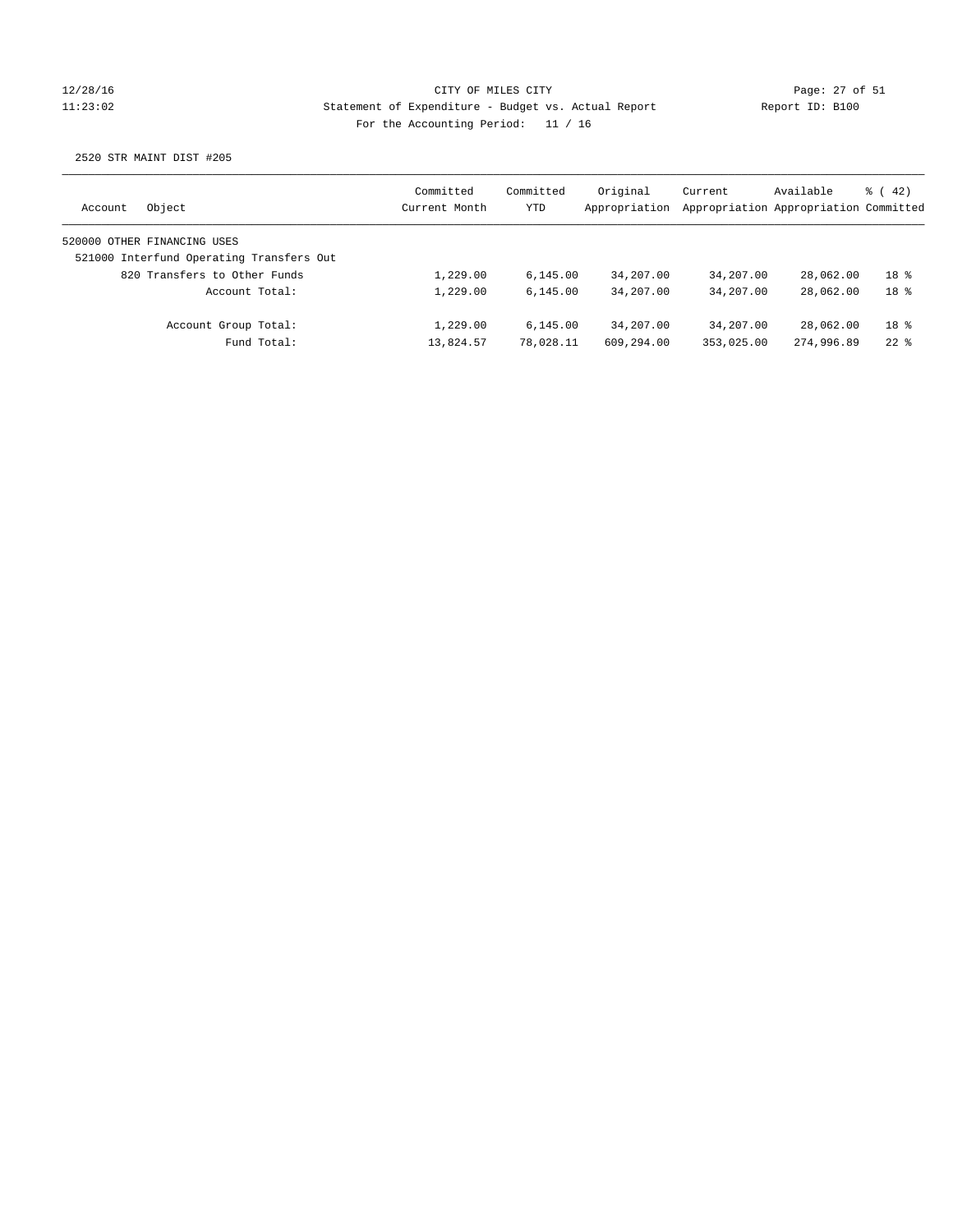CITY OF MILES CITY

Statement of Expenditure - Budget vs. Actual Report

For the Accounting Period: 11 / 16

12/28/16
11:23:02

Report ID: B100

2520 STR MAINT DIST #205

| Account | Object | Committed Current Month | Committed YTD | Original Appropriation | Current Appropriation | Available Appropriation | % ( 42) Committed |
|---|---|---|---|---|---|---|---|
| 520000 OTHER FINANCING USES | | | | | | | |
| 521000 Interfund Operating Transfers Out | | | | | | | |
| | 820 Transfers to Other Funds | 1,229.00 | 6,145.00 | 34,207.00 | 34,207.00 | 28,062.00 | 18 % |
| | Account Total: | 1,229.00 | 6,145.00 | 34,207.00 | 34,207.00 | 28,062.00 | 18 % |
| | Account Group Total: | 1,229.00 | 6,145.00 | 34,207.00 | 34,207.00 | 28,062.00 | 18 % |
| | Fund Total: | 13,824.57 | 78,028.11 | 609,294.00 | 353,025.00 | 274,996.89 | 22 % |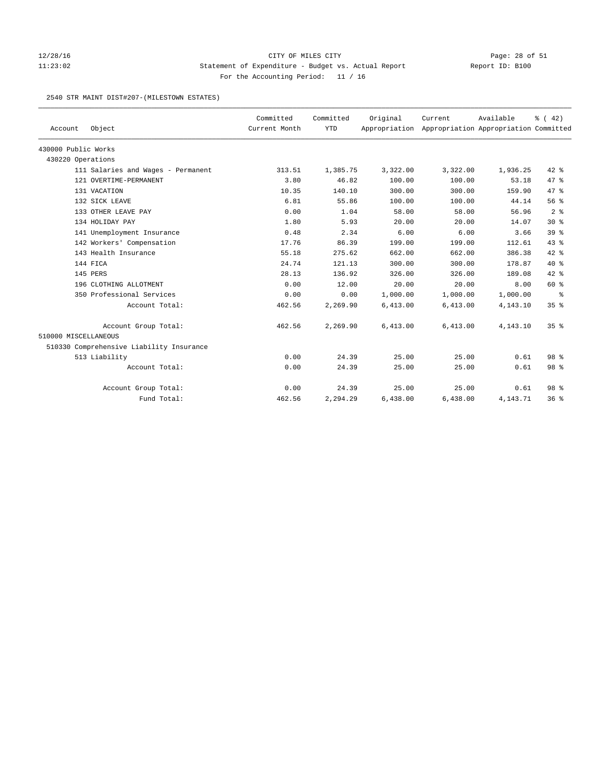CITY OF MILES CITY

Statement of Expenditure - Budget vs. Actual Report

For the Accounting Period: 11 / 16

2540 STR MAINT DIST#207-(MILESTOWN ESTATES)

| Account | Object | Committed Current Month | Committed YTD | Original Appropriation | Current Appropriation | Available Appropriation | % ( 42) Committed |
|---|---|---|---|---|---|---|---|
| 430000 Public Works | | | | | | | |
| 430220 Operations | | | | | | | |
| | 111 Salaries and Wages - Permanent | 313.51 | 1,385.75 | 3,322.00 | 3,322.00 | 1,936.25 | 42 % |
| | 121 OVERTIME-PERMANENT | 3.80 | 46.82 | 100.00 | 100.00 | 53.18 | 47 % |
| | 131 VACATION | 10.35 | 140.10 | 300.00 | 300.00 | 159.90 | 47 % |
| | 132 SICK LEAVE | 6.81 | 55.86 | 100.00 | 100.00 | 44.14 | 56 % |
| | 133 OTHER LEAVE PAY | 0.00 | 1.04 | 58.00 | 58.00 | 56.96 | 2 % |
| | 134 HOLIDAY PAY | 1.80 | 5.93 | 20.00 | 20.00 | 14.07 | 30 % |
| | 141 Unemployment Insurance | 0.48 | 2.34 | 6.00 | 6.00 | 3.66 | 39 % |
| | 142 Workers' Compensation | 17.76 | 86.39 | 199.00 | 199.00 | 112.61 | 43 % |
| | 143 Health Insurance | 55.18 | 275.62 | 662.00 | 662.00 | 386.38 | 42 % |
| | 144 FICA | 24.74 | 121.13 | 300.00 | 300.00 | 178.87 | 40 % |
| | 145 PERS | 28.13 | 136.92 | 326.00 | 326.00 | 189.08 | 42 % |
| | 196 CLOTHING ALLOTMENT | 0.00 | 12.00 | 20.00 | 20.00 | 8.00 | 60 % |
| | 350 Professional Services | 0.00 | 0.00 | 1,000.00 | 1,000.00 | 1,000.00 | % |
| | Account Total: | 462.56 | 2,269.90 | 6,413.00 | 6,413.00 | 4,143.10 | 35 % |
| | Account Group Total: | 462.56 | 2,269.90 | 6,413.00 | 6,413.00 | 4,143.10 | 35 % |
| 510000 MISCELLANEOUS | | | | | | | |
| 510330 Comprehensive Liability Insurance | | | | | | | |
| | 513 Liability | 0.00 | 24.39 | 25.00 | 25.00 | 0.61 | 98 % |
| | Account Total: | 0.00 | 24.39 | 25.00 | 25.00 | 0.61 | 98 % |
| | Account Group Total: | 0.00 | 24.39 | 25.00 | 25.00 | 0.61 | 98 % |
| | Fund Total: | 462.56 | 2,294.29 | 6,438.00 | 6,438.00 | 4,143.71 | 36 % |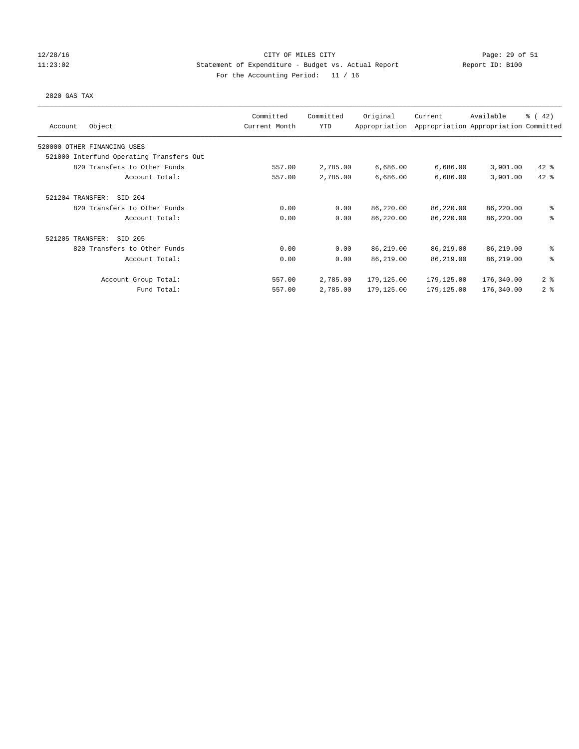CITY OF MILES CITY

Statement of Expenditure - Budget vs. Actual Report

For the Accounting Period: 11 / 16

12/28/16
11:23:02

Report ID: B100

2820 GAS TAX

| Account Object | Committed Current Month | Committed YTD | Original Appropriation | Current Appropriation | Available Appropriation | % ( 42) Committed |
|---|---|---|---|---|---|---|
| 520000 OTHER FINANCING USES | | | | | | |
| 521000 Interfund Operating Transfers Out | | | | | | |
| 820 Transfers to Other Funds | 557.00 | 2,785.00 | 6,686.00 | 6,686.00 | 3,901.00 | 42 % |
| Account Total: | 557.00 | 2,785.00 | 6,686.00 | 6,686.00 | 3,901.00 | 42 % |
| 521204 TRANSFER: SID 204 | | | | | | |
| 820 Transfers to Other Funds | 0.00 | 0.00 | 86,220.00 | 86,220.00 | 86,220.00 | % |
| Account Total: | 0.00 | 0.00 | 86,220.00 | 86,220.00 | 86,220.00 | % |
| 521205 TRANSFER: SID 205 | | | | | | |
| 820 Transfers to Other Funds | 0.00 | 0.00 | 86,219.00 | 86,219.00 | 86,219.00 | % |
| Account Total: | 0.00 | 0.00 | 86,219.00 | 86,219.00 | 86,219.00 | % |
| Account Group Total: | 557.00 | 2,785.00 | 179,125.00 | 179,125.00 | 176,340.00 | 2 % |
| Fund Total: | 557.00 | 2,785.00 | 179,125.00 | 179,125.00 | 176,340.00 | 2 % |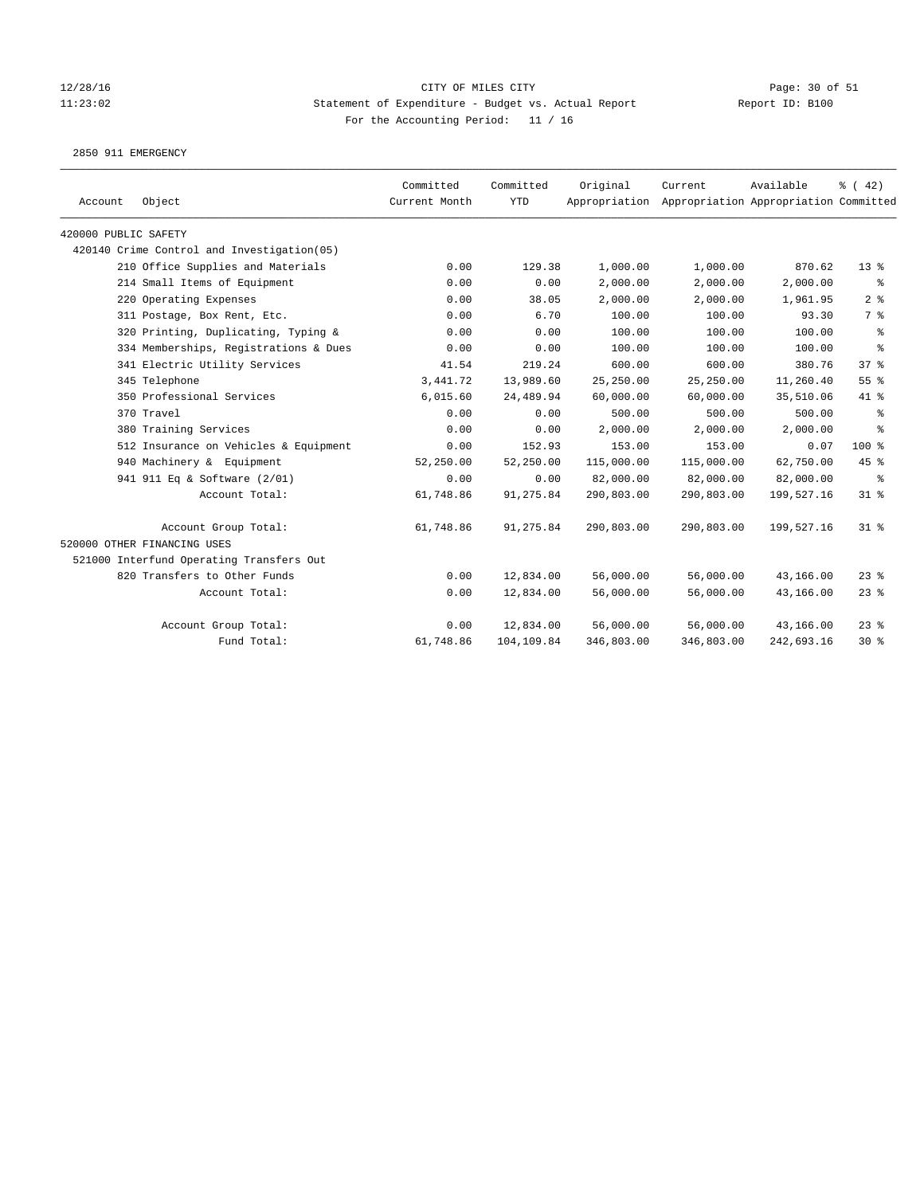12/28/16 CITY OF MILES CITY
11:23:02 Statement of Expenditure - Budget vs. Actual Report Report ID: B100
For the Accounting Period: 11 / 16

2850 911 EMERGENCY

| Account | Object | Committed Current Month | Committed YTD | Original Appropriation | Current Appropriation | Available Appropriation | % ( 42) Committed |
|---|---|---|---|---|---|---|---|
| 420000 PUBLIC SAFETY | | | | | | | |
| 420140 Crime Control and Investigation(05) | | | | | | | |
| | 210 Office Supplies and Materials | 0.00 | 129.38 | 1,000.00 | 1,000.00 | 870.62 | 13 % |
| | 214 Small Items of Equipment | 0.00 | 0.00 | 2,000.00 | 2,000.00 | 2,000.00 | % |
| | 220 Operating Expenses | 0.00 | 38.05 | 2,000.00 | 2,000.00 | 1,961.95 | 2 % |
| | 311 Postage, Box Rent, Etc. | 0.00 | 6.70 | 100.00 | 100.00 | 93.30 | 7 % |
| | 320 Printing, Duplicating, Typing & | 0.00 | 0.00 | 100.00 | 100.00 | 100.00 | % |
| | 334 Memberships, Registrations & Dues | 0.00 | 0.00 | 100.00 | 100.00 | 100.00 | % |
| | 341 Electric Utility Services | 41.54 | 219.24 | 600.00 | 600.00 | 380.76 | 37 % |
| | 345 Telephone | 3,441.72 | 13,989.60 | 25,250.00 | 25,250.00 | 11,260.40 | 55 % |
| | 350 Professional Services | 6,015.60 | 24,489.94 | 60,000.00 | 60,000.00 | 35,510.06 | 41 % |
| | 370 Travel | 0.00 | 0.00 | 500.00 | 500.00 | 500.00 | % |
| | 380 Training Services | 0.00 | 0.00 | 2,000.00 | 2,000.00 | 2,000.00 | % |
| | 512 Insurance on Vehicles & Equipment | 0.00 | 152.93 | 153.00 | 153.00 | 0.07 | 100 % |
| | 940 Machinery & Equipment | 52,250.00 | 52,250.00 | 115,000.00 | 115,000.00 | 62,750.00 | 45 % |
| | 941 911 Eq & Software (2/01) | 0.00 | 0.00 | 82,000.00 | 82,000.00 | 82,000.00 | % |
| | Account Total: | 61,748.86 | 91,275.84 | 290,803.00 | 290,803.00 | 199,527.16 | 31 % |
| | Account Group Total: | 61,748.86 | 91,275.84 | 290,803.00 | 290,803.00 | 199,527.16 | 31 % |
| 520000 OTHER FINANCING USES | | | | | | | |
| 521000 Interfund Operating Transfers Out | | | | | | | |
| | 820 Transfers to Other Funds | 0.00 | 12,834.00 | 56,000.00 | 56,000.00 | 43,166.00 | 23 % |
| | Account Total: | 0.00 | 12,834.00 | 56,000.00 | 56,000.00 | 43,166.00 | 23 % |
| | Account Group Total: | 0.00 | 12,834.00 | 56,000.00 | 56,000.00 | 43,166.00 | 23 % |
| | Fund Total: | 61,748.86 | 104,109.84 | 346,803.00 | 346,803.00 | 242,693.16 | 30 % |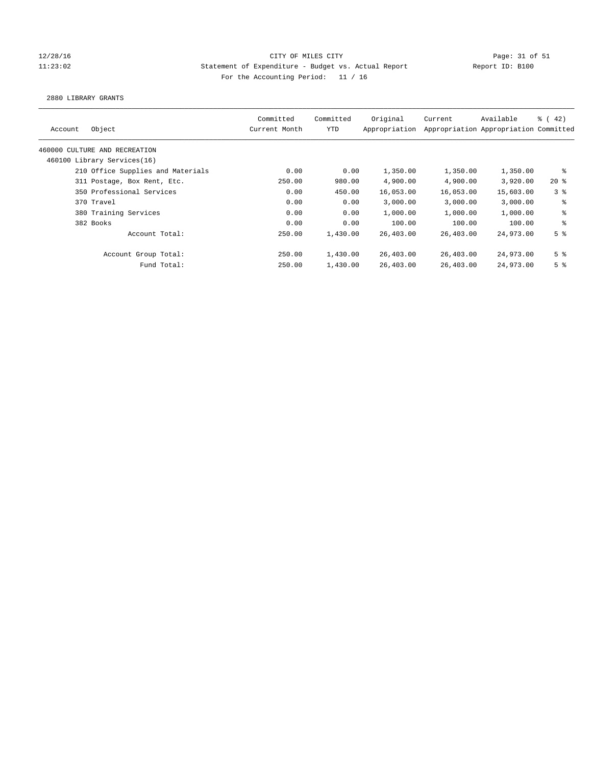CITY OF MILES CITY
Statement of Expenditure - Budget vs. Actual Report
For the Accounting Period: 11 / 16

12/28/16
11:23:02

Report ID: B100

2880 LIBRARY GRANTS

| Account | Object | Committed Current Month | Committed YTD | Original Appropriation | Current Appropriation | Available Appropriation | % ( 42) Committed |
|---|---|---|---|---|---|---|---|
| 460000 CULTURE AND RECREATION | | | | | | | |
| 460100 Library Services(16) | | | | | | | |
| | 210 Office Supplies and Materials | 0.00 | 0.00 | 1,350.00 | 1,350.00 | 1,350.00 | % |
| | 311 Postage, Box Rent, Etc. | 250.00 | 980.00 | 4,900.00 | 4,900.00 | 3,920.00 | 20 % |
| | 350 Professional Services | 0.00 | 450.00 | 16,053.00 | 16,053.00 | 15,603.00 | 3 % |
| | 370 Travel | 0.00 | 0.00 | 3,000.00 | 3,000.00 | 3,000.00 | % |
| | 380 Training Services | 0.00 | 0.00 | 1,000.00 | 1,000.00 | 1,000.00 | % |
| | 382 Books | 0.00 | 0.00 | 100.00 | 100.00 | 100.00 | % |
| | Account Total: | 250.00 | 1,430.00 | 26,403.00 | 26,403.00 | 24,973.00 | 5 % |
| | Account Group Total: | 250.00 | 1,430.00 | 26,403.00 | 26,403.00 | 24,973.00 | 5 % |
| | Fund Total: | 250.00 | 1,430.00 | 26,403.00 | 26,403.00 | 24,973.00 | 5 % |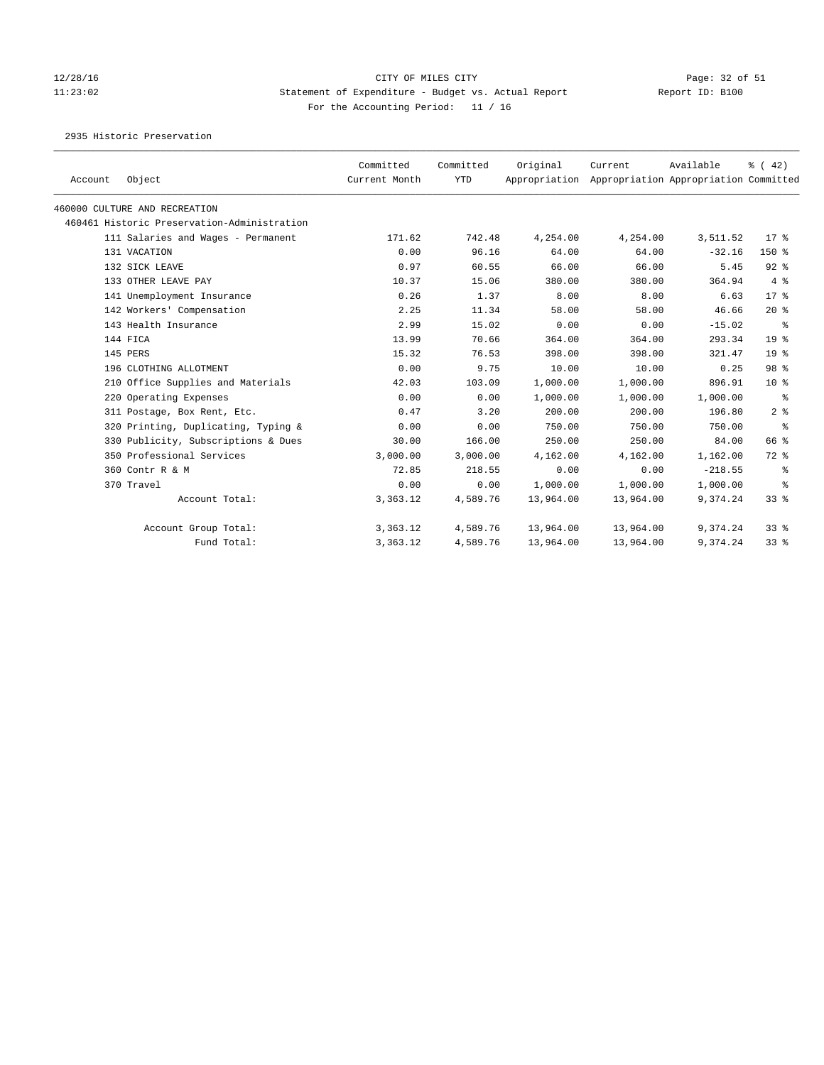12/28/16 CITY OF MILES CITY
11:23:02 Statement of Expenditure - Budget vs. Actual Report Report ID: B100
For the Accounting Period: 11 / 16

2935 Historic Preservation

| Account | Object | Committed Current Month | Committed YTD | Original Appropriation | Current Appropriation | Available Appropriation | % ( 42) Committed |
|---|---|---|---|---|---|---|---|
| 460000 CULTURE AND RECREATION | | | | | | | |
| 460461 Historic Preservation-Administration | | | | | | | |
| 111 | Salaries and Wages - Permanent | 171.62 | 742.48 | 4,254.00 | 4,254.00 | 3,511.52 | 17 % |
| 131 | VACATION | 0.00 | 96.16 | 64.00 | 64.00 | -32.16 | 150 % |
| 132 | SICK LEAVE | 0.97 | 60.55 | 66.00 | 66.00 | 5.45 | 92 % |
| 133 | OTHER LEAVE PAY | 10.37 | 15.06 | 380.00 | 380.00 | 364.94 | 4 % |
| 141 | Unemployment Insurance | 0.26 | 1.37 | 8.00 | 8.00 | 6.63 | 17 % |
| 142 | Workers' Compensation | 2.25 | 11.34 | 58.00 | 58.00 | 46.66 | 20 % |
| 143 | Health Insurance | 2.99 | 15.02 | 0.00 | 0.00 | -15.02 | % |
| 144 | FICA | 13.99 | 70.66 | 364.00 | 364.00 | 293.34 | 19 % |
| 145 | PERS | 15.32 | 76.53 | 398.00 | 398.00 | 321.47 | 19 % |
| 196 | CLOTHING ALLOTMENT | 0.00 | 9.75 | 10.00 | 10.00 | 0.25 | 98 % |
| 210 | Office Supplies and Materials | 42.03 | 103.09 | 1,000.00 | 1,000.00 | 896.91 | 10 % |
| 220 | Operating Expenses | 0.00 | 0.00 | 1,000.00 | 1,000.00 | 1,000.00 | % |
| 311 | Postage, Box Rent, Etc. | 0.47 | 3.20 | 200.00 | 200.00 | 196.80 | 2 % |
| 320 | Printing, Duplicating, Typing & | 0.00 | 0.00 | 750.00 | 750.00 | 750.00 | % |
| 330 | Publicity, Subscriptions & Dues | 30.00 | 166.00 | 250.00 | 250.00 | 84.00 | 66 % |
| 350 | Professional Services | 3,000.00 | 3,000.00 | 4,162.00 | 4,162.00 | 1,162.00 | 72 % |
| 360 | Contr R & M | 72.85 | 218.55 | 0.00 | 0.00 | -218.55 | % |
| 370 | Travel | 0.00 | 0.00 | 1,000.00 | 1,000.00 | 1,000.00 | % |
| | Account Total: | 3,363.12 | 4,589.76 | 13,964.00 | 13,964.00 | 9,374.24 | 33 % |
| | Account Group Total: | 3,363.12 | 4,589.76 | 13,964.00 | 13,964.00 | 9,374.24 | 33 % |
| | Fund Total: | 3,363.12 | 4,589.76 | 13,964.00 | 13,964.00 | 9,374.24 | 33 % |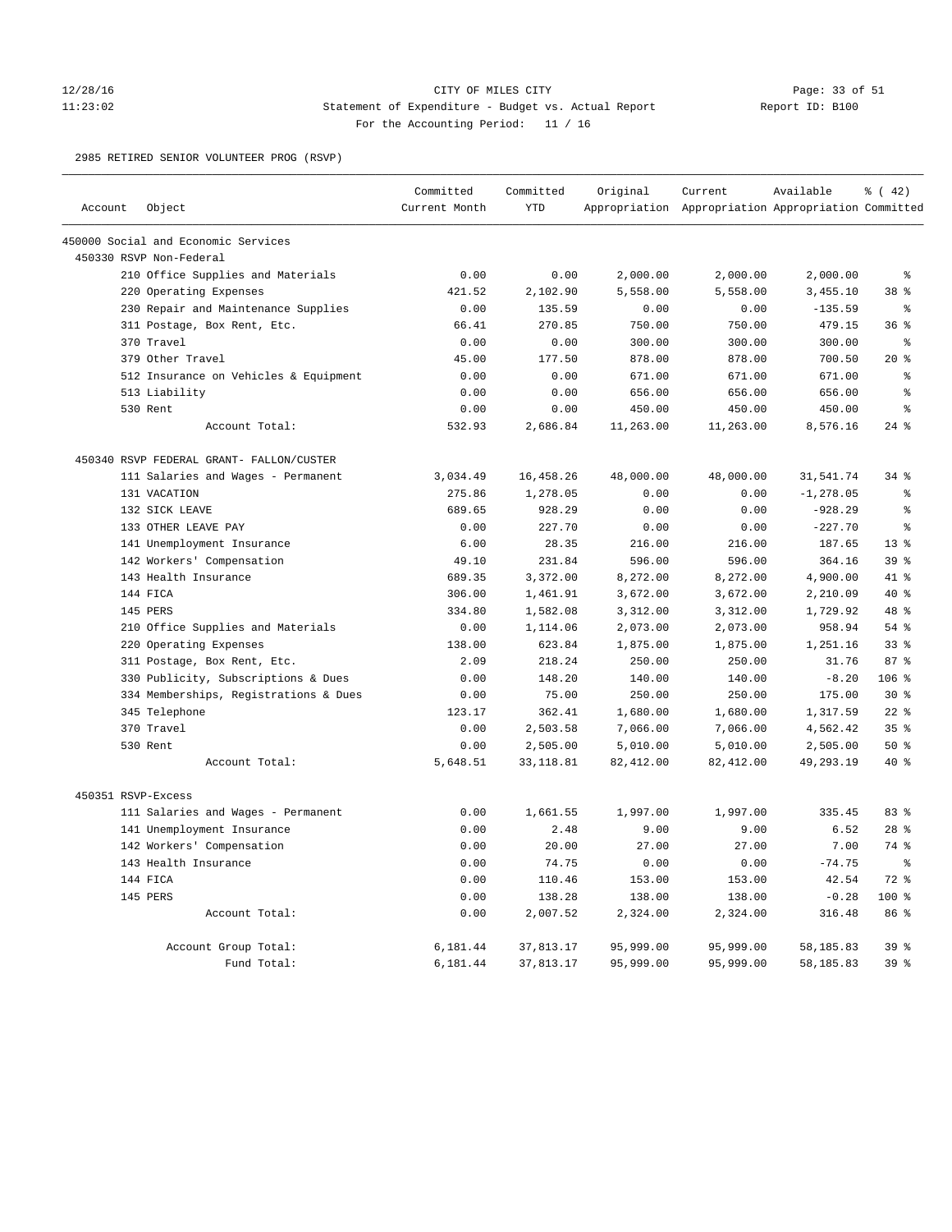CITY OF MILES CITY

Statement of Expenditure - Budget vs. Actual Report

For the Accounting Period: 11 / 16

2985 RETIRED SENIOR VOLUNTEER PROG (RSVP)

| Account | Object | Committed Current Month | Committed YTD | Original Appropriation | Current Appropriation | Available Appropriation | % ( 42) Committed |
|---|---|---|---|---|---|---|---|
| 450000 Social and Economic Services | | | | | | | |
| 450330 RSVP Non-Federal | | | | | | | |
| | 210 Office Supplies and Materials | 0.00 | 0.00 | 2,000.00 | 2,000.00 | 2,000.00 | % |
| | 220 Operating Expenses | 421.52 | 2,102.90 | 5,558.00 | 5,558.00 | 3,455.10 | 38 % |
| | 230 Repair and Maintenance Supplies | 0.00 | 135.59 | 0.00 | 0.00 | -135.59 | % |
| | 311 Postage, Box Rent, Etc. | 66.41 | 270.85 | 750.00 | 750.00 | 479.15 | 36 % |
| | 370 Travel | 0.00 | 0.00 | 300.00 | 300.00 | 300.00 | % |
| | 379 Other Travel | 45.00 | 177.50 | 878.00 | 878.00 | 700.50 | 20 % |
| | 512 Insurance on Vehicles & Equipment | 0.00 | 0.00 | 671.00 | 671.00 | 671.00 | % |
| | 513 Liability | 0.00 | 0.00 | 656.00 | 656.00 | 656.00 | % |
| | 530 Rent | 0.00 | 0.00 | 450.00 | 450.00 | 450.00 | % |
| | Account Total: | 532.93 | 2,686.84 | 11,263.00 | 11,263.00 | 8,576.16 | 24 % |
| 450340 RSVP FEDERAL GRANT- FALLON/CUSTER | | | | | | | |
| | 111 Salaries and Wages - Permanent | 3,034.49 | 16,458.26 | 48,000.00 | 48,000.00 | 31,541.74 | 34 % |
| | 131 VACATION | 275.86 | 1,278.05 | 0.00 | 0.00 | -1,278.05 | % |
| | 132 SICK LEAVE | 689.65 | 928.29 | 0.00 | 0.00 | -928.29 | % |
| | 133 OTHER LEAVE PAY | 0.00 | 227.70 | 0.00 | 0.00 | -227.70 | % |
| | 141 Unemployment Insurance | 6.00 | 28.35 | 216.00 | 216.00 | 187.65 | 13 % |
| | 142 Workers' Compensation | 49.10 | 231.84 | 596.00 | 596.00 | 364.16 | 39 % |
| | 143 Health Insurance | 689.35 | 3,372.00 | 8,272.00 | 8,272.00 | 4,900.00 | 41 % |
| | 144 FICA | 306.00 | 1,461.91 | 3,672.00 | 3,672.00 | 2,210.09 | 40 % |
| | 145 PERS | 334.80 | 1,582.08 | 3,312.00 | 3,312.00 | 1,729.92 | 48 % |
| | 210 Office Supplies and Materials | 0.00 | 1,114.06 | 2,073.00 | 2,073.00 | 958.94 | 54 % |
| | 220 Operating Expenses | 138.00 | 623.84 | 1,875.00 | 1,875.00 | 1,251.16 | 33 % |
| | 311 Postage, Box Rent, Etc. | 2.09 | 218.24 | 250.00 | 250.00 | 31.76 | 87 % |
| | 330 Publicity, Subscriptions & Dues | 0.00 | 148.20 | 140.00 | 140.00 | -8.20 | 106 % |
| | 334 Memberships, Registrations & Dues | 0.00 | 75.00 | 250.00 | 250.00 | 175.00 | 30 % |
| | 345 Telephone | 123.17 | 362.41 | 1,680.00 | 1,680.00 | 1,317.59 | 22 % |
| | 370 Travel | 0.00 | 2,503.58 | 7,066.00 | 7,066.00 | 4,562.42 | 35 % |
| | 530 Rent | 0.00 | 2,505.00 | 5,010.00 | 5,010.00 | 2,505.00 | 50 % |
| | Account Total: | 5,648.51 | 33,118.81 | 82,412.00 | 82,412.00 | 49,293.19 | 40 % |
| 450351 RSVP-Excess | | | | | | | |
| | 111 Salaries and Wages - Permanent | 0.00 | 1,661.55 | 1,997.00 | 1,997.00 | 335.45 | 83 % |
| | 141 Unemployment Insurance | 0.00 | 2.48 | 9.00 | 9.00 | 6.52 | 28 % |
| | 142 Workers' Compensation | 0.00 | 20.00 | 27.00 | 27.00 | 7.00 | 74 % |
| | 143 Health Insurance | 0.00 | 74.75 | 0.00 | 0.00 | -74.75 | % |
| | 144 FICA | 0.00 | 110.46 | 153.00 | 153.00 | 42.54 | 72 % |
| | 145 PERS | 0.00 | 138.28 | 138.00 | 138.00 | -0.28 | 100 % |
| | Account Total: | 0.00 | 2,007.52 | 2,324.00 | 2,324.00 | 316.48 | 86 % |
| | Account Group Total: | 6,181.44 | 37,813.17 | 95,999.00 | 95,999.00 | 58,185.83 | 39 % |
| | Fund Total: | 6,181.44 | 37,813.17 | 95,999.00 | 95,999.00 | 58,185.83 | 39 % |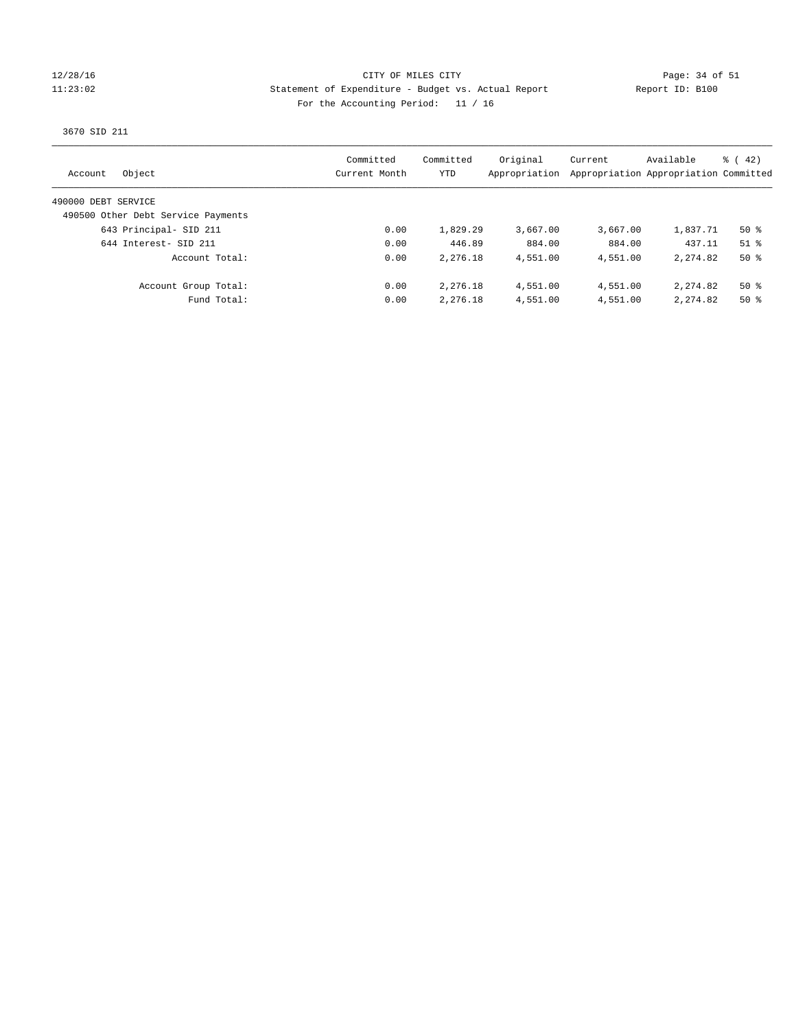CITY OF MILES CITY

Statement of Expenditure - Budget vs. Actual Report

Report ID: B100

For the Accounting Period: 11 / 16

12/28/16
11:23:02

3670 SID 211

| Account Object | Committed Current Month | Committed YTD | Original Appropriation | Current Appropriation | Available Appropriation | % ( 42) Committed |
|---|---|---|---|---|---|---|
| 490000 DEBT SERVICE | | | | | | |
| 490500 Other Debt Service Payments | | | | | | |
| 643 Principal- SID 211 | 0.00 | 1,829.29 | 3,667.00 | 3,667.00 | 1,837.71 | 50 % |
| 644 Interest- SID 211 | 0.00 | 446.89 | 884.00 | 884.00 | 437.11 | 51 % |
| Account Total: | 0.00 | 2,276.18 | 4,551.00 | 4,551.00 | 2,274.82 | 50 % |
| Account Group Total: | 0.00 | 2,276.18 | 4,551.00 | 4,551.00 | 2,274.82 | 50 % |
| Fund Total: | 0.00 | 2,276.18 | 4,551.00 | 4,551.00 | 2,274.82 | 50 % |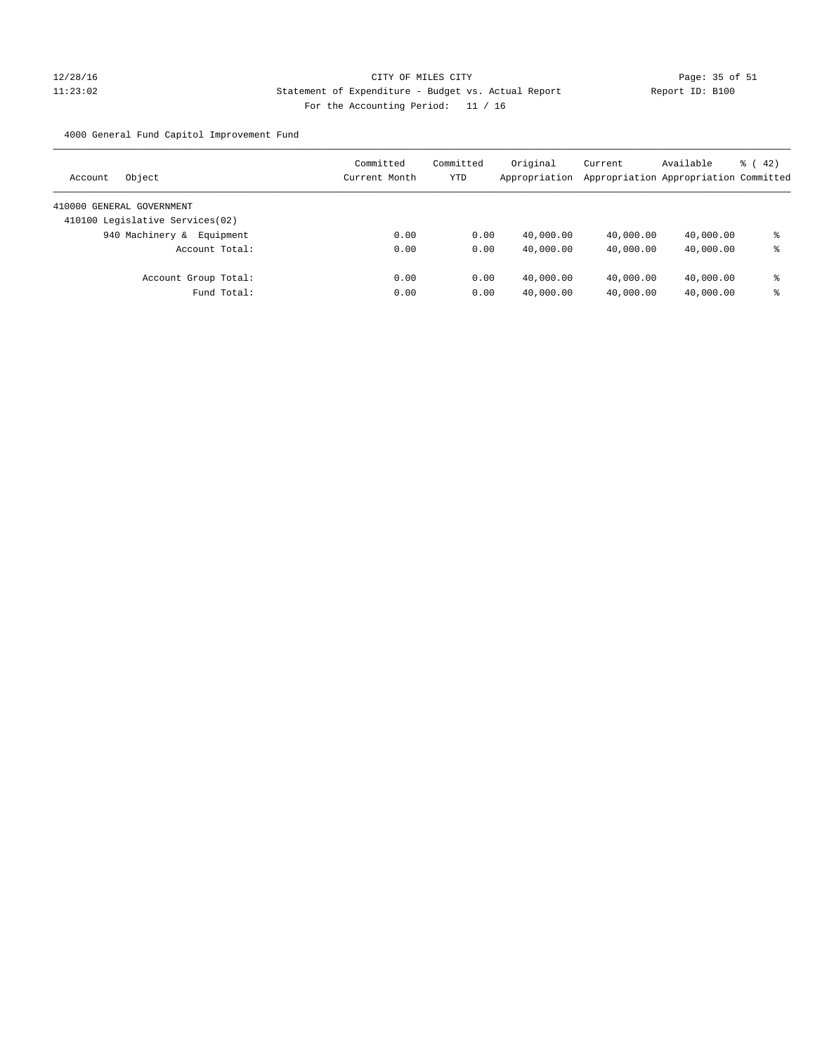CITY OF MILES CITY

Statement of Expenditure - Budget vs. Actual Report

Report ID: B100

For the Accounting Period: 11 / 16

12/28/16
11:23:02

4000 General Fund Capitol Improvement Fund

| Account Object | Committed Current Month | Committed YTD | Original Appropriation | Current Appropriation | Available Appropriation | % ( 42) Committed |
|---|---|---|---|---|---|---|
| 410000 GENERAL GOVERNMENT | | | | | | |
| 410100 Legislative Services(02) | | | | | | |
| 940 Machinery & Equipment | 0.00 | 0.00 | 40,000.00 | 40,000.00 | 40,000.00 | % |
| Account Total: | 0.00 | 0.00 | 40,000.00 | 40,000.00 | 40,000.00 | % |
| Account Group Total: | 0.00 | 0.00 | 40,000.00 | 40,000.00 | 40,000.00 | % |
| Fund Total: | 0.00 | 0.00 | 40,000.00 | 40,000.00 | 40,000.00 | % |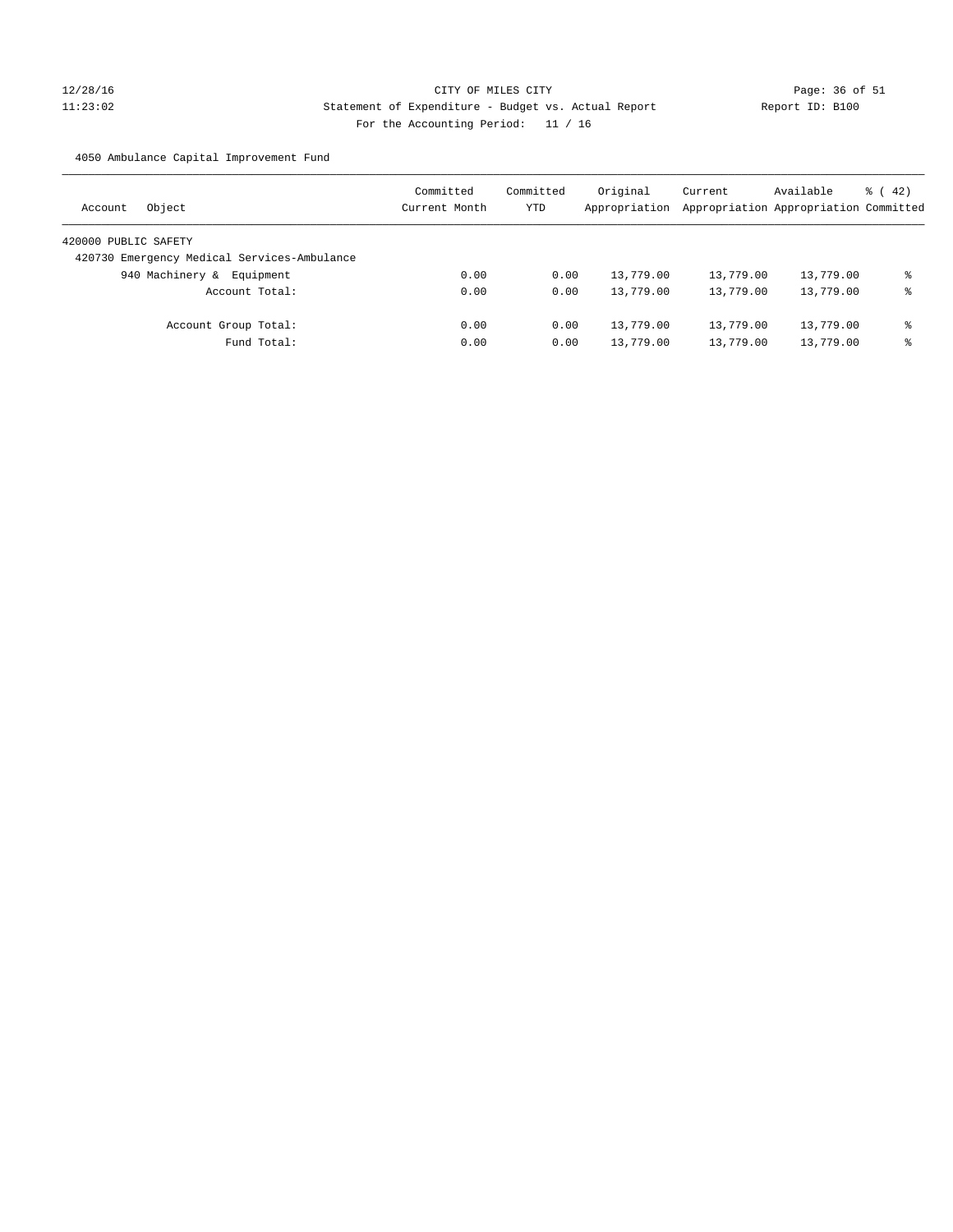CITY OF MILES CITY

Statement of Expenditure - Budget vs. Actual Report

Report ID: B100

For the Accounting Period: 11 / 16

12/28/16
11:23:02

4050 Ambulance Capital Improvement Fund

| Account | Object | Committed Current Month | Committed YTD | Original Appropriation | Current Appropriation | Available Appropriation | % ( 42) Committed |
|---|---|---|---|---|---|---|---|
| 420000 PUBLIC SAFETY | | | | | | | |
| 420730 Emergency Medical Services-Ambulance | | | | | | | |
| | 940 Machinery & Equipment | 0.00 | 0.00 | 13,779.00 | 13,779.00 | 13,779.00 | % |
| | Account Total: | 0.00 | 0.00 | 13,779.00 | 13,779.00 | 13,779.00 | % |
| | Account Group Total: | 0.00 | 0.00 | 13,779.00 | 13,779.00 | 13,779.00 | % |
| | Fund Total: | 0.00 | 0.00 | 13,779.00 | 13,779.00 | 13,779.00 | % |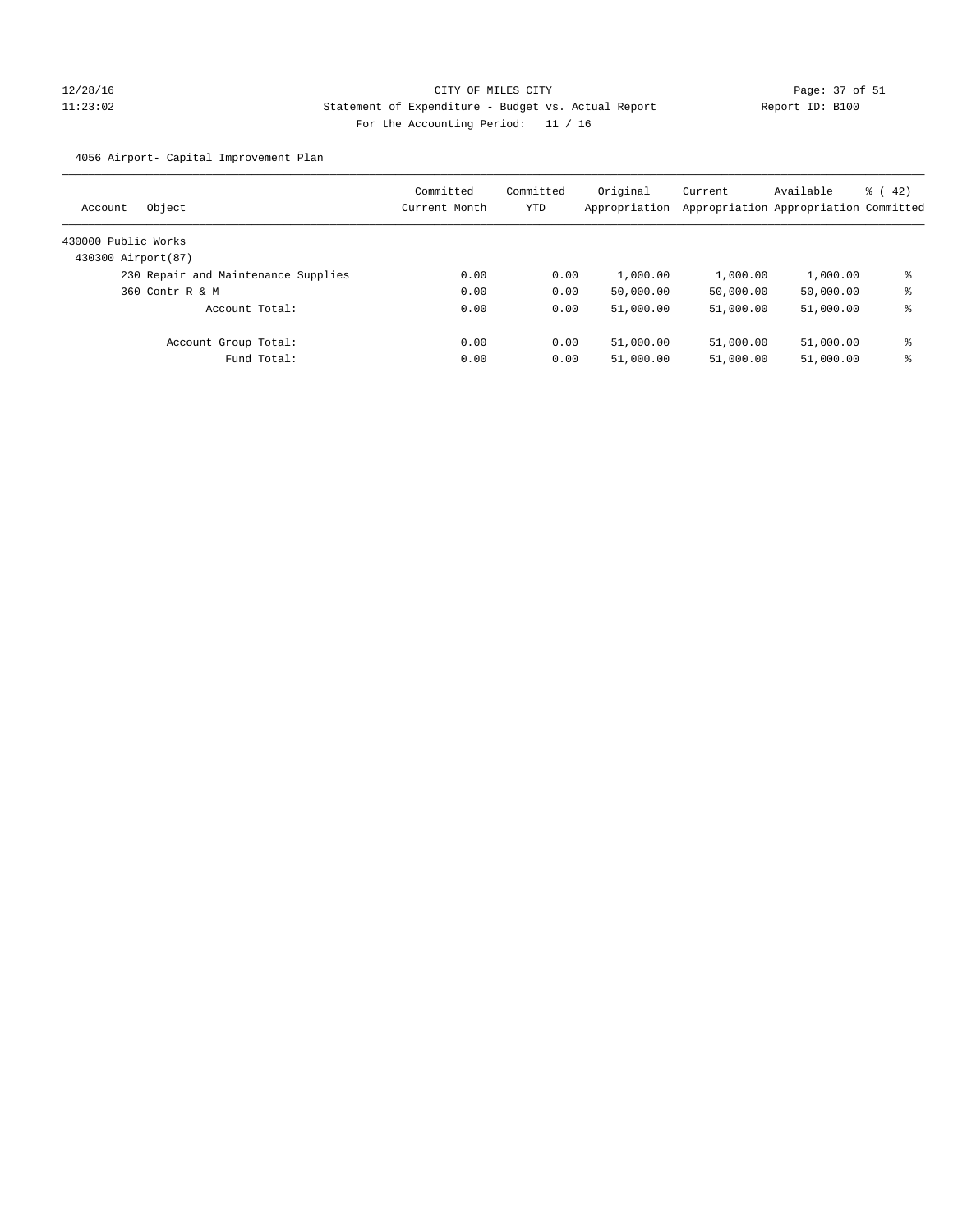CITY OF MILES CITY

Statement of Expenditure - Budget vs. Actual Report

Report ID: B100

For the Accounting Period: 11 / 16

12/28/16
11:23:02

4056 Airport- Capital Improvement Plan

| Account | Object | Committed Current Month | Committed YTD | Original Appropriation | Current Appropriation | Available Appropriation | % ( 42) Committed |
|---|---|---|---|---|---|---|---|
| 430000 Public Works | | | | | | | |
| 430300 Airport(87) | | | | | | | |
| | 230 Repair and Maintenance Supplies | 0.00 | 0.00 | 1,000.00 | 1,000.00 | 1,000.00 | % |
| | 360 Contr R & M | 0.00 | 0.00 | 50,000.00 | 50,000.00 | 50,000.00 | % |
| | Account Total: | 0.00 | 0.00 | 51,000.00 | 51,000.00 | 51,000.00 | % |
| | Account Group Total: | 0.00 | 0.00 | 51,000.00 | 51,000.00 | 51,000.00 | % |
| | Fund Total: | 0.00 | 0.00 | 51,000.00 | 51,000.00 | 51,000.00 | % |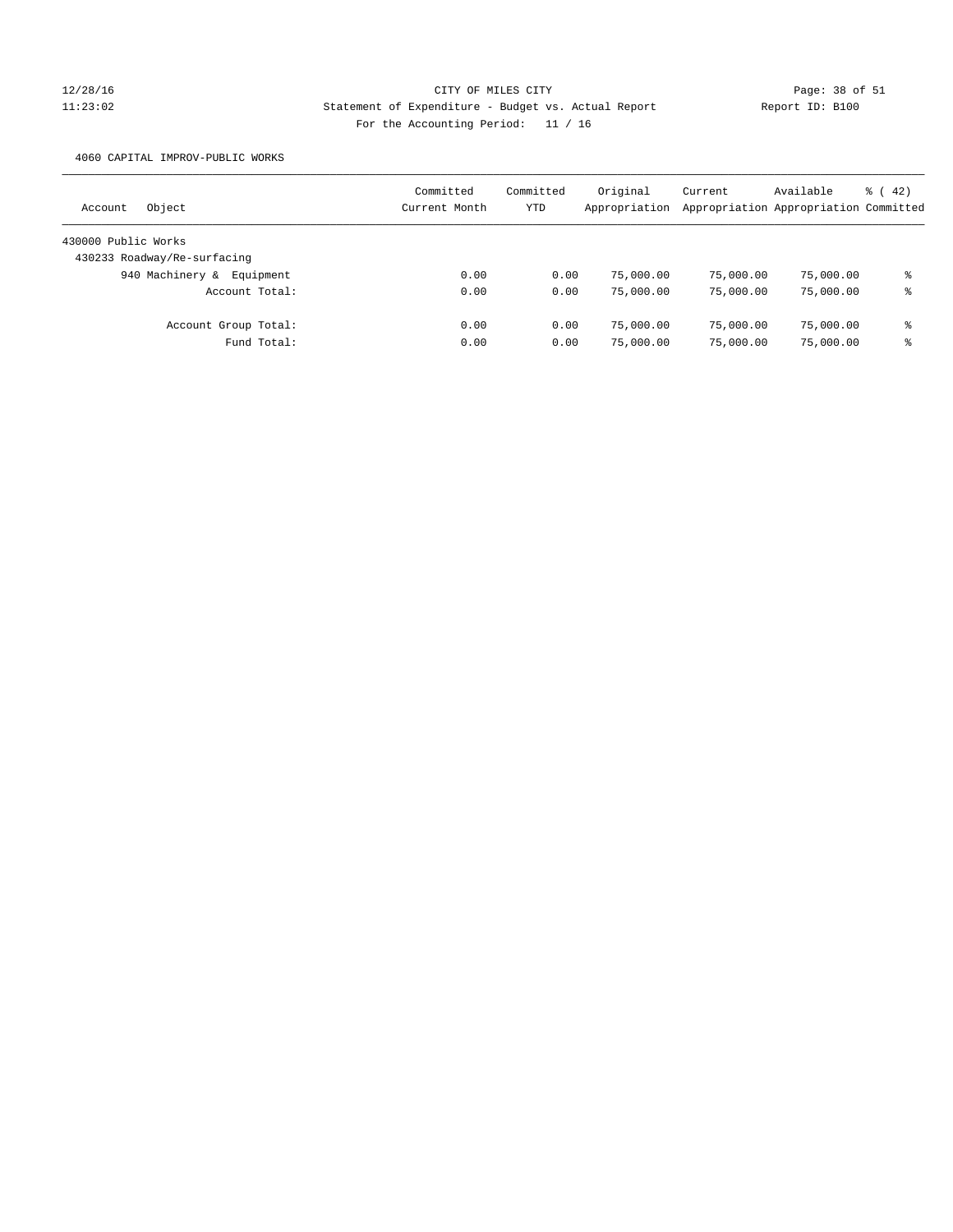CITY OF MILES CITY

Statement of Expenditure - Budget vs. Actual Report

For the Accounting Period: 11 / 16

12/28/16
11:23:02

Report ID: B100

4060 CAPITAL IMPROV-PUBLIC WORKS

| Account Object | Committed Current Month | Committed YTD | Original Appropriation | Current Appropriation | Available Appropriation | % ( 42) Committed |
|---|---|---|---|---|---|---|
| 430000 Public Works | | | | | | |
| 430233 Roadway/Re-surfacing | | | | | | |
| 940 Machinery & Equipment | 0.00 | 0.00 | 75,000.00 | 75,000.00 | 75,000.00 | % |
| Account Total: | 0.00 | 0.00 | 75,000.00 | 75,000.00 | 75,000.00 | % |
| Account Group Total: | 0.00 | 0.00 | 75,000.00 | 75,000.00 | 75,000.00 | % |
| Fund Total: | 0.00 | 0.00 | 75,000.00 | 75,000.00 | 75,000.00 | % |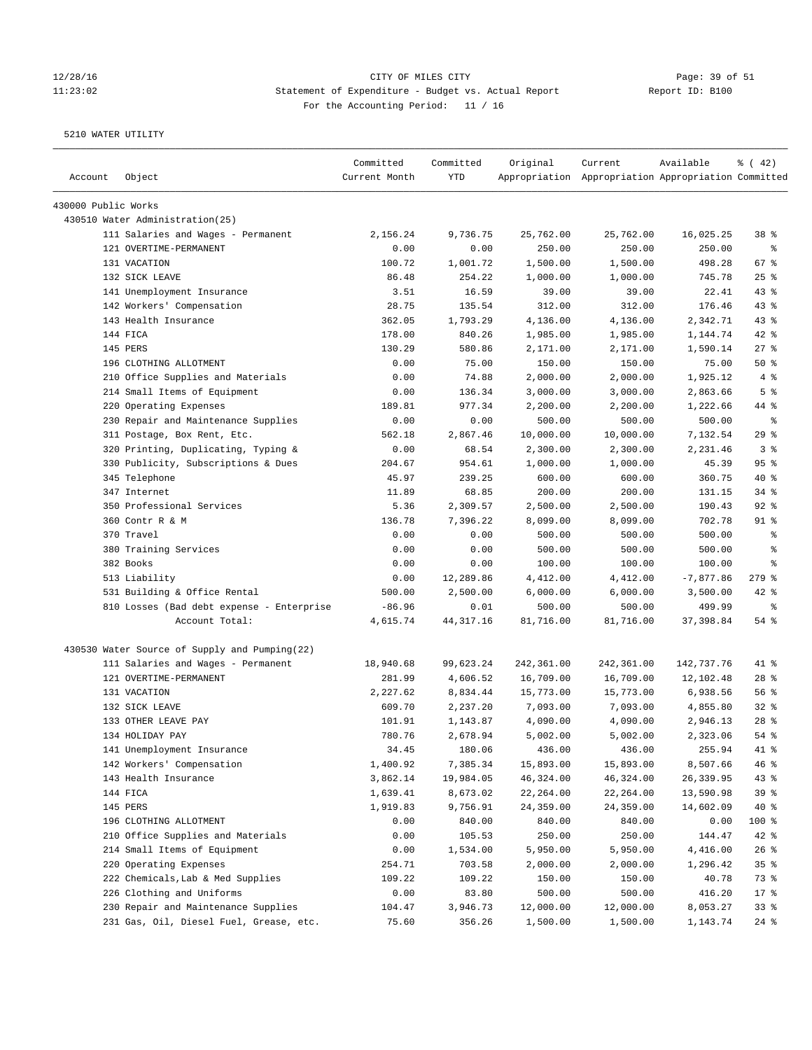CITY OF MILES CITY
Statement of Expenditure - Budget vs. Actual Report
For the Accounting Period: 11 / 16

5210 WATER UTILITY

| Account | Object | Committed Current Month | Committed YTD | Original Appropriation | Current Appropriation | Available Appropriation | % ( 42) Committed |
|---|---|---|---|---|---|---|---|
| 430000 Public Works | | | | | | | |
| 430510 Water Administration(25) | | | | | | | |
| | 111 Salaries and Wages - Permanent | 2,156.24 | 9,736.75 | 25,762.00 | 25,762.00 | 16,025.25 | 38 % |
| | 121 OVERTIME-PERMANENT | 0.00 | 0.00 | 250.00 | 250.00 | 250.00 | % |
| | 131 VACATION | 100.72 | 1,001.72 | 1,500.00 | 1,500.00 | 498.28 | 67 % |
| | 132 SICK LEAVE | 86.48 | 254.22 | 1,000.00 | 1,000.00 | 745.78 | 25 % |
| | 141 Unemployment Insurance | 3.51 | 16.59 | 39.00 | 39.00 | 22.41 | 43 % |
| | 142 Workers' Compensation | 28.75 | 135.54 | 312.00 | 312.00 | 176.46 | 43 % |
| | 143 Health Insurance | 362.05 | 1,793.29 | 4,136.00 | 4,136.00 | 2,342.71 | 43 % |
| | 144 FICA | 178.00 | 840.26 | 1,985.00 | 1,985.00 | 1,144.74 | 42 % |
| | 145 PERS | 130.29 | 580.86 | 2,171.00 | 2,171.00 | 1,590.14 | 27 % |
| | 196 CLOTHING ALLOTMENT | 0.00 | 75.00 | 150.00 | 150.00 | 75.00 | 50 % |
| | 210 Office Supplies and Materials | 0.00 | 74.88 | 2,000.00 | 2,000.00 | 1,925.12 | 4 % |
| | 214 Small Items of Equipment | 0.00 | 136.34 | 3,000.00 | 3,000.00 | 2,863.66 | 5 % |
| | 220 Operating Expenses | 189.81 | 977.34 | 2,200.00 | 2,200.00 | 1,222.66 | 44 % |
| | 230 Repair and Maintenance Supplies | 0.00 | 0.00 | 500.00 | 500.00 | 500.00 | % |
| | 311 Postage, Box Rent, Etc. | 562.18 | 2,867.46 | 10,000.00 | 10,000.00 | 7,132.54 | 29 % |
| | 320 Printing, Duplicating, Typing & | 0.00 | 68.54 | 2,300.00 | 2,300.00 | 2,231.46 | 3 % |
| | 330 Publicity, Subscriptions & Dues | 204.67 | 954.61 | 1,000.00 | 1,000.00 | 45.39 | 95 % |
| | 345 Telephone | 45.97 | 239.25 | 600.00 | 600.00 | 360.75 | 40 % |
| | 347 Internet | 11.89 | 68.85 | 200.00 | 200.00 | 131.15 | 34 % |
| | 350 Professional Services | 5.36 | 2,309.57 | 2,500.00 | 2,500.00 | 190.43 | 92 % |
| | 360 Contr R & M | 136.78 | 7,396.22 | 8,099.00 | 8,099.00 | 702.78 | 91 % |
| | 370 Travel | 0.00 | 0.00 | 500.00 | 500.00 | 500.00 | % |
| | 380 Training Services | 0.00 | 0.00 | 500.00 | 500.00 | 500.00 | % |
| | 382 Books | 0.00 | 0.00 | 100.00 | 100.00 | 100.00 | % |
| | 513 Liability | 0.00 | 12,289.86 | 4,412.00 | 4,412.00 | -7,877.86 | 279 % |
| | 531 Building & Office Rental | 500.00 | 2,500.00 | 6,000.00 | 6,000.00 | 3,500.00 | 42 % |
| | 810 Losses (Bad debt expense - Enterprise | -86.96 | 0.01 | 500.00 | 500.00 | 499.99 | % |
| | Account Total: | 4,615.74 | 44,317.16 | 81,716.00 | 81,716.00 | 37,398.84 | 54 % |
| 430530 Water Source of Supply and Pumping(22) | | | | | | | |
| | 111 Salaries and Wages - Permanent | 18,940.68 | 99,623.24 | 242,361.00 | 242,361.00 | 142,737.76 | 41 % |
| | 121 OVERTIME-PERMANENT | 281.99 | 4,606.52 | 16,709.00 | 16,709.00 | 12,102.48 | 28 % |
| | 131 VACATION | 2,227.62 | 8,834.44 | 15,773.00 | 15,773.00 | 6,938.56 | 56 % |
| | 132 SICK LEAVE | 609.70 | 2,237.20 | 7,093.00 | 7,093.00 | 4,855.80 | 32 % |
| | 133 OTHER LEAVE PAY | 101.91 | 1,143.87 | 4,090.00 | 4,090.00 | 2,946.13 | 28 % |
| | 134 HOLIDAY PAY | 780.76 | 2,678.94 | 5,002.00 | 5,002.00 | 2,323.06 | 54 % |
| | 141 Unemployment Insurance | 34.45 | 180.06 | 436.00 | 436.00 | 255.94 | 41 % |
| | 142 Workers' Compensation | 1,400.92 | 7,385.34 | 15,893.00 | 15,893.00 | 8,507.66 | 46 % |
| | 143 Health Insurance | 3,862.14 | 19,984.05 | 46,324.00 | 46,324.00 | 26,339.95 | 43 % |
| | 144 FICA | 1,639.41 | 8,673.02 | 22,264.00 | 22,264.00 | 13,590.98 | 39 % |
| | 145 PERS | 1,919.83 | 9,756.91 | 24,359.00 | 24,359.00 | 14,602.09 | 40 % |
| | 196 CLOTHING ALLOTMENT | 0.00 | 840.00 | 840.00 | 840.00 | 0.00 | 100 % |
| | 210 Office Supplies and Materials | 0.00 | 105.53 | 250.00 | 250.00 | 144.47 | 42 % |
| | 214 Small Items of Equipment | 0.00 | 1,534.00 | 5,950.00 | 5,950.00 | 4,416.00 | 26 % |
| | 220 Operating Expenses | 254.71 | 703.58 | 2,000.00 | 2,000.00 | 1,296.42 | 35 % |
| | 222 Chemicals,Lab & Med Supplies | 109.22 | 109.22 | 150.00 | 150.00 | 40.78 | 73 % |
| | 226 Clothing and Uniforms | 0.00 | 83.80 | 500.00 | 500.00 | 416.20 | 17 % |
| | 230 Repair and Maintenance Supplies | 104.47 | 3,946.73 | 12,000.00 | 12,000.00 | 8,053.27 | 33 % |
| | 231 Gas, Oil, Diesel Fuel, Grease, etc. | 75.60 | 356.26 | 1,500.00 | 1,500.00 | 1,143.74 | 24 % |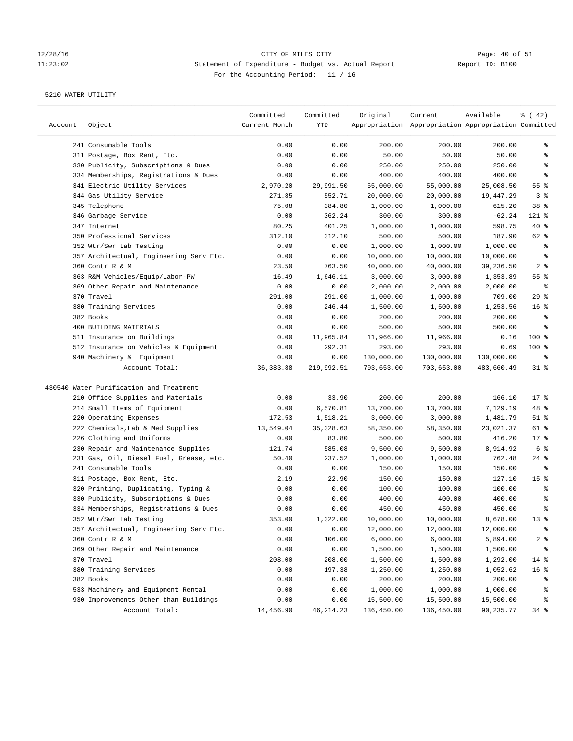CITY OF MILES CITY

Statement of Expenditure - Budget vs. Actual Report

For the Accounting Period: 11 / 16

5210 WATER UTILITY

| Account | Object | Committed Current Month | Committed YTD | Original Appropriation | Current Appropriation | Available Appropriation | % ( 42) Committed |
|---|---|---|---|---|---|---|---|
| | 241 Consumable Tools | 0.00 | 0.00 | 200.00 | 200.00 | 200.00 | % |
| | 311 Postage, Box Rent, Etc. | 0.00 | 0.00 | 50.00 | 50.00 | 50.00 | % |
| | 330 Publicity, Subscriptions & Dues | 0.00 | 0.00 | 250.00 | 250.00 | 250.00 | % |
| | 334 Memberships, Registrations & Dues | 0.00 | 0.00 | 400.00 | 400.00 | 400.00 | % |
| | 341 Electric Utility Services | 2,970.20 | 29,991.50 | 55,000.00 | 55,000.00 | 25,008.50 | 55 % |
| | 344 Gas Utility Service | 271.85 | 552.71 | 20,000.00 | 20,000.00 | 19,447.29 | 3 % |
| | 345 Telephone | 75.08 | 384.80 | 1,000.00 | 1,000.00 | 615.20 | 38 % |
| | 346 Garbage Service | 0.00 | 362.24 | 300.00 | 300.00 | -62.24 | 121 % |
| | 347 Internet | 80.25 | 401.25 | 1,000.00 | 1,000.00 | 598.75 | 40 % |
| | 350 Professional Services | 312.10 | 312.10 | 500.00 | 500.00 | 187.90 | 62 % |
| | 352 Wtr/Swr Lab Testing | 0.00 | 0.00 | 1,000.00 | 1,000.00 | 1,000.00 | % |
| | 357 Architectual, Engineering Serv Etc. | 0.00 | 0.00 | 10,000.00 | 10,000.00 | 10,000.00 | % |
| | 360 Contr R & M | 23.50 | 763.50 | 40,000.00 | 40,000.00 | 39,236.50 | 2 % |
| | 363 R&M Vehicles/Equip/Labor-PW | 16.49 | 1,646.11 | 3,000.00 | 3,000.00 | 1,353.89 | 55 % |
| | 369 Other Repair and Maintenance | 0.00 | 0.00 | 2,000.00 | 2,000.00 | 2,000.00 | % |
| | 370 Travel | 291.00 | 291.00 | 1,000.00 | 1,000.00 | 709.00 | 29 % |
| | 380 Training Services | 0.00 | 246.44 | 1,500.00 | 1,500.00 | 1,253.56 | 16 % |
| | 382 Books | 0.00 | 0.00 | 200.00 | 200.00 | 200.00 | % |
| | 400 BUILDING MATERIALS | 0.00 | 0.00 | 500.00 | 500.00 | 500.00 | % |
| | 511 Insurance on Buildings | 0.00 | 11,965.84 | 11,966.00 | 11,966.00 | 0.16 | 100 % |
| | 512 Insurance on Vehicles & Equipment | 0.00 | 292.31 | 293.00 | 293.00 | 0.69 | 100 % |
| | 940 Machinery & Equipment | 0.00 | 0.00 | 130,000.00 | 130,000.00 | 130,000.00 | % |
| | Account Total: | 36,383.88 | 219,992.51 | 703,653.00 | 703,653.00 | 483,660.49 | 31 % |
| 430540 Water Purification and Treatment | | | | | | | |
| | 210 Office Supplies and Materials | 0.00 | 33.90 | 200.00 | 200.00 | 166.10 | 17 % |
| | 214 Small Items of Equipment | 0.00 | 6,570.81 | 13,700.00 | 13,700.00 | 7,129.19 | 48 % |
| | 220 Operating Expenses | 172.53 | 1,518.21 | 3,000.00 | 3,000.00 | 1,481.79 | 51 % |
| | 222 Chemicals,Lab & Med Supplies | 13,549.04 | 35,328.63 | 58,350.00 | 58,350.00 | 23,021.37 | 61 % |
| | 226 Clothing and Uniforms | 0.00 | 83.80 | 500.00 | 500.00 | 416.20 | 17 % |
| | 230 Repair and Maintenance Supplies | 121.74 | 585.08 | 9,500.00 | 9,500.00 | 8,914.92 | 6 % |
| | 231 Gas, Oil, Diesel Fuel, Grease, etc. | 50.40 | 237.52 | 1,000.00 | 1,000.00 | 762.48 | 24 % |
| | 241 Consumable Tools | 0.00 | 0.00 | 150.00 | 150.00 | 150.00 | % |
| | 311 Postage, Box Rent, Etc. | 2.19 | 22.90 | 150.00 | 150.00 | 127.10 | 15 % |
| | 320 Printing, Duplicating, Typing & | 0.00 | 0.00 | 100.00 | 100.00 | 100.00 | % |
| | 330 Publicity, Subscriptions & Dues | 0.00 | 0.00 | 400.00 | 400.00 | 400.00 | % |
| | 334 Memberships, Registrations & Dues | 0.00 | 0.00 | 450.00 | 450.00 | 450.00 | % |
| | 352 Wtr/Swr Lab Testing | 353.00 | 1,322.00 | 10,000.00 | 10,000.00 | 8,678.00 | 13 % |
| | 357 Architectual, Engineering Serv Etc. | 0.00 | 0.00 | 12,000.00 | 12,000.00 | 12,000.00 | % |
| | 360 Contr R & M | 0.00 | 106.00 | 6,000.00 | 6,000.00 | 5,894.00 | 2 % |
| | 369 Other Repair and Maintenance | 0.00 | 0.00 | 1,500.00 | 1,500.00 | 1,500.00 | % |
| | 370 Travel | 208.00 | 208.00 | 1,500.00 | 1,500.00 | 1,292.00 | 14 % |
| | 380 Training Services | 0.00 | 197.38 | 1,250.00 | 1,250.00 | 1,052.62 | 16 % |
| | 382 Books | 0.00 | 0.00 | 200.00 | 200.00 | 200.00 | % |
| | 533 Machinery and Equipment Rental | 0.00 | 0.00 | 1,000.00 | 1,000.00 | 1,000.00 | % |
| | 930 Improvements Other than Buildings | 0.00 | 0.00 | 15,500.00 | 15,500.00 | 15,500.00 | % |
| | Account Total: | 14,456.90 | 46,214.23 | 136,450.00 | 136,450.00 | 90,235.77 | 34 % |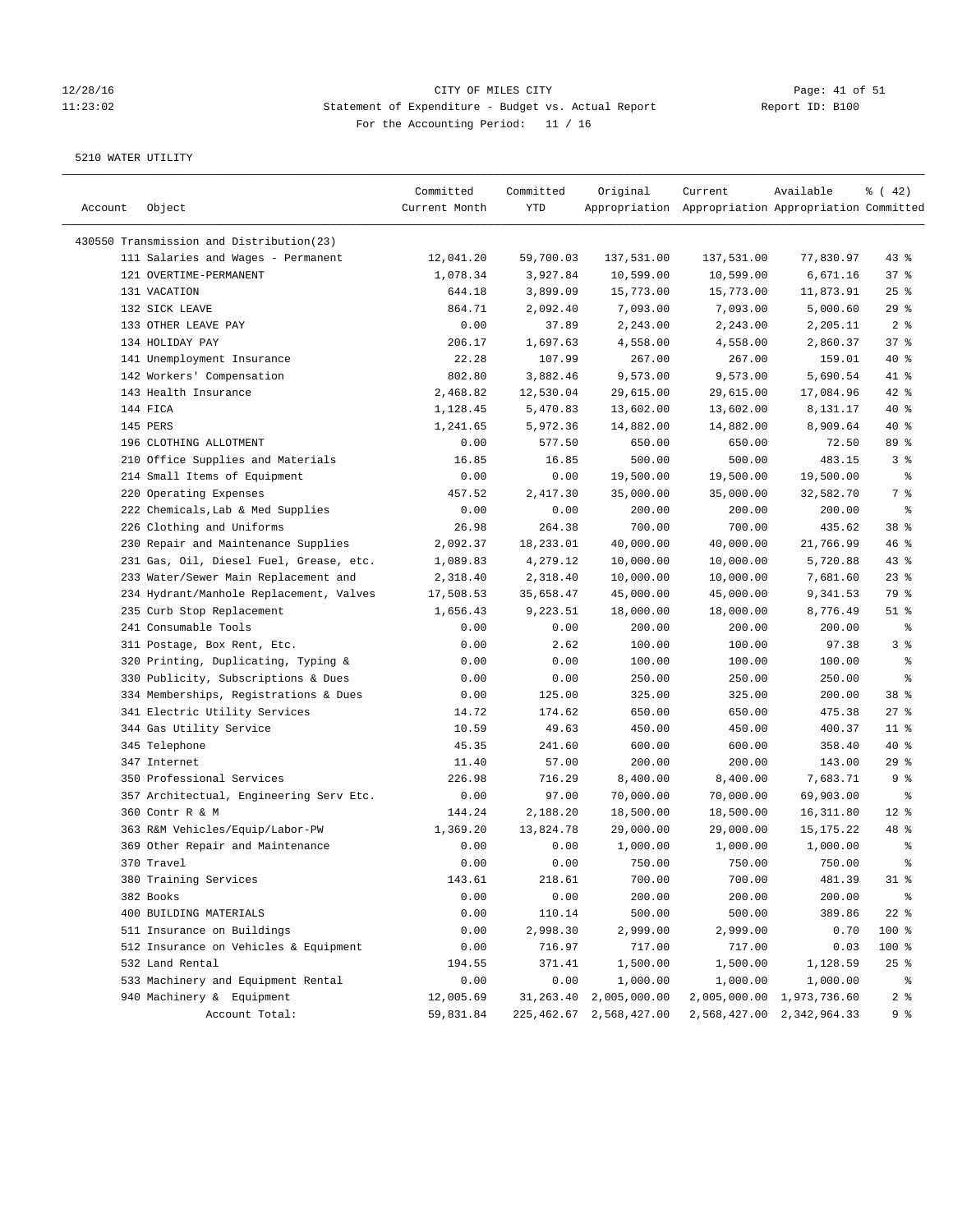CITY OF MILES CITY

Statement of Expenditure - Budget vs. Actual Report

For the Accounting Period: 11 / 16

5210 WATER UTILITY

| Account | Object | Committed Current Month | Committed YTD | Original Appropriation | Current Appropriation | Available Appropriation | % ( 42) Committed |
|---|---|---|---|---|---|---|---|
| 430550 Transmission and Distribution(23) | | | | | | | |
| | 111 Salaries and Wages - Permanent | 12,041.20 | 59,700.03 | 137,531.00 | 137,531.00 | 77,830.97 | 43 % |
| | 121 OVERTIME-PERMANENT | 1,078.34 | 3,927.84 | 10,599.00 | 10,599.00 | 6,671.16 | 37 % |
| | 131 VACATION | 644.18 | 3,899.09 | 15,773.00 | 15,773.00 | 11,873.91 | 25 % |
| | 132 SICK LEAVE | 864.71 | 2,092.40 | 7,093.00 | 7,093.00 | 5,000.60 | 29 % |
| | 133 OTHER LEAVE PAY | 0.00 | 37.89 | 2,243.00 | 2,243.00 | 2,205.11 | 2 % |
| | 134 HOLIDAY PAY | 206.17 | 1,697.63 | 4,558.00 | 4,558.00 | 2,860.37 | 37 % |
| | 141 Unemployment Insurance | 22.28 | 107.99 | 267.00 | 267.00 | 159.01 | 40 % |
| | 142 Workers' Compensation | 802.80 | 3,882.46 | 9,573.00 | 9,573.00 | 5,690.54 | 41 % |
| | 143 Health Insurance | 2,468.82 | 12,530.04 | 29,615.00 | 29,615.00 | 17,084.96 | 42 % |
| | 144 FICA | 1,128.45 | 5,470.83 | 13,602.00 | 13,602.00 | 8,131.17 | 40 % |
| | 145 PERS | 1,241.65 | 5,972.36 | 14,882.00 | 14,882.00 | 8,909.64 | 40 % |
| | 196 CLOTHING ALLOTMENT | 0.00 | 577.50 | 650.00 | 650.00 | 72.50 | 89 % |
| | 210 Office Supplies and Materials | 16.85 | 16.85 | 500.00 | 500.00 | 483.15 | 3 % |
| | 214 Small Items of Equipment | 0.00 | 0.00 | 19,500.00 | 19,500.00 | 19,500.00 | % |
| | 220 Operating Expenses | 457.52 | 2,417.30 | 35,000.00 | 35,000.00 | 32,582.70 | 7 % |
| | 222 Chemicals,Lab & Med Supplies | 0.00 | 0.00 | 200.00 | 200.00 | 200.00 | % |
| | 226 Clothing and Uniforms | 26.98 | 264.38 | 700.00 | 700.00 | 435.62 | 38 % |
| | 230 Repair and Maintenance Supplies | 2,092.37 | 18,233.01 | 40,000.00 | 40,000.00 | 21,766.99 | 46 % |
| | 231 Gas, Oil, Diesel Fuel, Grease, etc. | 1,089.83 | 4,279.12 | 10,000.00 | 10,000.00 | 5,720.88 | 43 % |
| | 233 Water/Sewer Main Replacement and | 2,318.40 | 2,318.40 | 10,000.00 | 10,000.00 | 7,681.60 | 23 % |
| | 234 Hydrant/Manhole Replacement, Valves | 17,508.53 | 35,658.47 | 45,000.00 | 45,000.00 | 9,341.53 | 79 % |
| | 235 Curb Stop Replacement | 1,656.43 | 9,223.51 | 18,000.00 | 18,000.00 | 8,776.49 | 51 % |
| | 241 Consumable Tools | 0.00 | 0.00 | 200.00 | 200.00 | 200.00 | % |
| | 311 Postage, Box Rent, Etc. | 0.00 | 2.62 | 100.00 | 100.00 | 97.38 | 3 % |
| | 320 Printing, Duplicating, Typing & | 0.00 | 0.00 | 100.00 | 100.00 | 100.00 | % |
| | 330 Publicity, Subscriptions & Dues | 0.00 | 0.00 | 250.00 | 250.00 | 250.00 | % |
| | 334 Memberships, Registrations & Dues | 0.00 | 125.00 | 325.00 | 325.00 | 200.00 | 38 % |
| | 341 Electric Utility Services | 14.72 | 174.62 | 650.00 | 650.00 | 475.38 | 27 % |
| | 344 Gas Utility Service | 10.59 | 49.63 | 450.00 | 450.00 | 400.37 | 11 % |
| | 345 Telephone | 45.35 | 241.60 | 600.00 | 600.00 | 358.40 | 40 % |
| | 347 Internet | 11.40 | 57.00 | 200.00 | 200.00 | 143.00 | 29 % |
| | 350 Professional Services | 226.98 | 716.29 | 8,400.00 | 8,400.00 | 7,683.71 | 9 % |
| | 357 Architectual, Engineering Serv Etc. | 0.00 | 97.00 | 70,000.00 | 70,000.00 | 69,903.00 | % |
| | 360 Contr R & M | 144.24 | 2,188.20 | 18,500.00 | 18,500.00 | 16,311.80 | 12 % |
| | 363 R&M Vehicles/Equip/Labor-PW | 1,369.20 | 13,824.78 | 29,000.00 | 29,000.00 | 15,175.22 | 48 % |
| | 369 Other Repair and Maintenance | 0.00 | 0.00 | 1,000.00 | 1,000.00 | 1,000.00 | % |
| | 370 Travel | 0.00 | 0.00 | 750.00 | 750.00 | 750.00 | % |
| | 380 Training Services | 143.61 | 218.61 | 700.00 | 700.00 | 481.39 | 31 % |
| | 382 Books | 0.00 | 0.00 | 200.00 | 200.00 | 200.00 | % |
| | 400 BUILDING MATERIALS | 0.00 | 110.14 | 500.00 | 500.00 | 389.86 | 22 % |
| | 511 Insurance on Buildings | 0.00 | 2,998.30 | 2,999.00 | 2,999.00 | 0.70 | 100 % |
| | 512 Insurance on Vehicles & Equipment | 0.00 | 716.97 | 717.00 | 717.00 | 0.03 | 100 % |
| | 532 Land Rental | 194.55 | 371.41 | 1,500.00 | 1,500.00 | 1,128.59 | 25 % |
| | 533 Machinery and Equipment Rental | 0.00 | 0.00 | 1,000.00 | 1,000.00 | 1,000.00 | % |
| | 940 Machinery & Equipment | 12,005.69 | 31,263.40 | 2,005,000.00 | 2,005,000.00 | 1,973,736.60 | 2 % |
| | Account Total: | 59,831.84 | 225,462.67 | 2,568,427.00 | 2,568,427.00 | 2,342,964.33 | 9 % |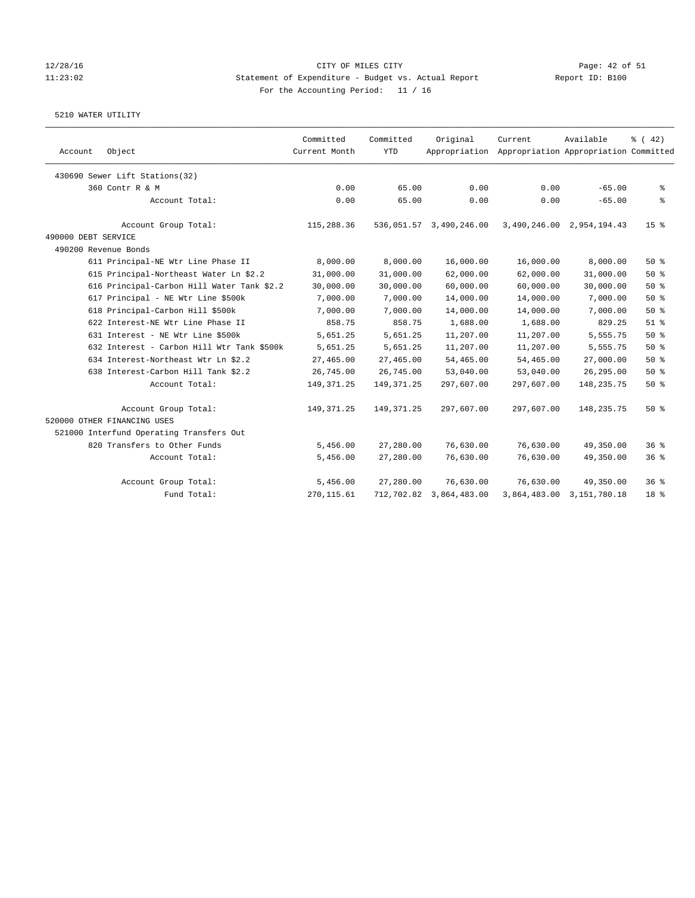CITY OF MILES CITY
Statement of Expenditure - Budget vs. Actual Report
For the Accounting Period: 11 / 16

12/28/16
11:23:02

Report ID: B100

5210 WATER UTILITY

| Account Object | Committed Current Month | Committed YTD | Original Appropriation | Current Appropriation | Available Appropriation | % ( 42) Committed |
|---|---|---|---|---|---|---|
| 430690 Sewer Lift Stations(32) | | | | | | |
| 360 Contr R & M | 0.00 | 65.00 | 0.00 | 0.00 | -65.00 | % |
| Account Total: | 0.00 | 65.00 | 0.00 | 0.00 | -65.00 | % |
| Account Group Total: | 115,288.36 | 536,051.57 | 3,490,246.00 | 3,490,246.00 | 2,954,194.43 | 15 % |
| 490000 DEBT SERVICE | | | | | | |
| 490200 Revenue Bonds | | | | | | |
| 611 Principal-NE Wtr Line Phase II | 8,000.00 | 8,000.00 | 16,000.00 | 16,000.00 | 8,000.00 | 50 % |
| 615 Principal-Northeast Water Ln $2.2 | 31,000.00 | 31,000.00 | 62,000.00 | 62,000.00 | 31,000.00 | 50 % |
| 616 Principal-Carbon Hill Water Tank $2.2 | 30,000.00 | 30,000.00 | 60,000.00 | 60,000.00 | 30,000.00 | 50 % |
| 617 Principal - NE Wtr Line $500k | 7,000.00 | 7,000.00 | 14,000.00 | 14,000.00 | 7,000.00 | 50 % |
| 618 Principal-Carbon Hill $500k | 7,000.00 | 7,000.00 | 14,000.00 | 14,000.00 | 7,000.00 | 50 % |
| 622 Interest-NE Wtr Line Phase II | 858.75 | 858.75 | 1,688.00 | 1,688.00 | 829.25 | 51 % |
| 631 Interest - NE Wtr Line $500k | 5,651.25 | 5,651.25 | 11,207.00 | 11,207.00 | 5,555.75 | 50 % |
| 632 Interest - Carbon Hill Wtr Tank $500k | 5,651.25 | 5,651.25 | 11,207.00 | 11,207.00 | 5,555.75 | 50 % |
| 634 Interest-Northeast Wtr Ln $2.2 | 27,465.00 | 27,465.00 | 54,465.00 | 54,465.00 | 27,000.00 | 50 % |
| 638 Interest-Carbon Hill Tank $2.2 | 26,745.00 | 26,745.00 | 53,040.00 | 53,040.00 | 26,295.00 | 50 % |
| Account Total: | 149,371.25 | 149,371.25 | 297,607.00 | 297,607.00 | 148,235.75 | 50 % |
| Account Group Total: | 149,371.25 | 149,371.25 | 297,607.00 | 297,607.00 | 148,235.75 | 50 % |
| 520000 OTHER FINANCING USES | | | | | | |
| 521000 Interfund Operating Transfers Out | | | | | | |
| 820 Transfers to Other Funds | 5,456.00 | 27,280.00 | 76,630.00 | 76,630.00 | 49,350.00 | 36 % |
| Account Total: | 5,456.00 | 27,280.00 | 76,630.00 | 76,630.00 | 49,350.00 | 36 % |
| Account Group Total: | 5,456.00 | 27,280.00 | 76,630.00 | 76,630.00 | 49,350.00 | 36 % |
| Fund Total: | 270,115.61 | 712,702.82 | 3,864,483.00 | 3,864,483.00 | 3,151,780.18 | 18 % |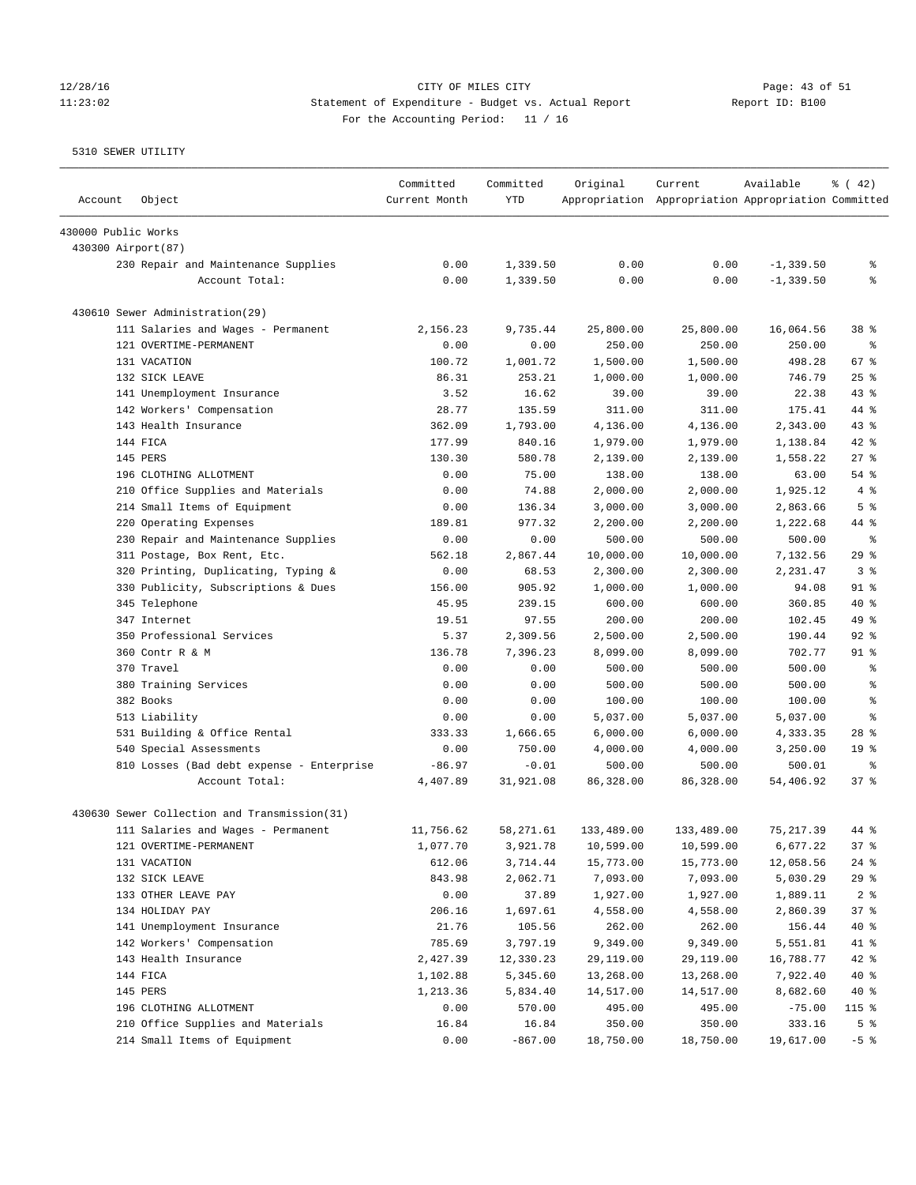# CITY OF MILES CITY

Statement of Expenditure - Budget vs. Actual Report

For the Accounting Period: 11 / 16

5310 SEWER UTILITY

| Account | Object | Committed Current Month | Committed YTD | Original Appropriation | Current Appropriation | Available Appropriation | % ( 42) Committed |
|---|---|---|---|---|---|---|---|
| 430000 Public Works | | | | | | | |
| 430300 Airport(87) | | | | | | | |
| | 230 Repair and Maintenance Supplies | 0.00 | 1,339.50 | 0.00 | 0.00 | -1,339.50 | % |
| | Account Total: | 0.00 | 1,339.50 | 0.00 | 0.00 | -1,339.50 | % |
| 430610 Sewer Administration(29) | | | | | | | |
| | 111 Salaries and Wages - Permanent | 2,156.23 | 9,735.44 | 25,800.00 | 25,800.00 | 16,064.56 | 38 % |
| | 121 OVERTIME-PERMANENT | 0.00 | 0.00 | 250.00 | 250.00 | 250.00 | % |
| | 131 VACATION | 100.72 | 1,001.72 | 1,500.00 | 1,500.00 | 498.28 | 67 % |
| | 132 SICK LEAVE | 86.31 | 253.21 | 1,000.00 | 1,000.00 | 746.79 | 25 % |
| | 141 Unemployment Insurance | 3.52 | 16.62 | 39.00 | 39.00 | 22.38 | 43 % |
| | 142 Workers' Compensation | 28.77 | 135.59 | 311.00 | 311.00 | 175.41 | 44 % |
| | 143 Health Insurance | 362.09 | 1,793.00 | 4,136.00 | 4,136.00 | 2,343.00 | 43 % |
| | 144 FICA | 177.99 | 840.16 | 1,979.00 | 1,979.00 | 1,138.84 | 42 % |
| | 145 PERS | 130.30 | 580.78 | 2,139.00 | 2,139.00 | 1,558.22 | 27 % |
| | 196 CLOTHING ALLOTMENT | 0.00 | 75.00 | 138.00 | 138.00 | 63.00 | 54 % |
| | 210 Office Supplies and Materials | 0.00 | 74.88 | 2,000.00 | 2,000.00 | 1,925.12 | 4 % |
| | 214 Small Items of Equipment | 0.00 | 136.34 | 3,000.00 | 3,000.00 | 2,863.66 | 5 % |
| | 220 Operating Expenses | 189.81 | 977.32 | 2,200.00 | 2,200.00 | 1,222.68 | 44 % |
| | 230 Repair and Maintenance Supplies | 0.00 | 0.00 | 500.00 | 500.00 | 500.00 | % |
| | 311 Postage, Box Rent, Etc. | 562.18 | 2,867.44 | 10,000.00 | 10,000.00 | 7,132.56 | 29 % |
| | 320 Printing, Duplicating, Typing & | 0.00 | 68.53 | 2,300.00 | 2,300.00 | 2,231.47 | 3 % |
| | 330 Publicity, Subscriptions & Dues | 156.00 | 905.92 | 1,000.00 | 1,000.00 | 94.08 | 91 % |
| | 345 Telephone | 45.95 | 239.15 | 600.00 | 600.00 | 360.85 | 40 % |
| | 347 Internet | 19.51 | 97.55 | 200.00 | 200.00 | 102.45 | 49 % |
| | 350 Professional Services | 5.37 | 2,309.56 | 2,500.00 | 2,500.00 | 190.44 | 92 % |
| | 360 Contr R & M | 136.78 | 7,396.23 | 8,099.00 | 8,099.00 | 702.77 | 91 % |
| | 370 Travel | 0.00 | 0.00 | 500.00 | 500.00 | 500.00 | % |
| | 380 Training Services | 0.00 | 0.00 | 500.00 | 500.00 | 500.00 | % |
| | 382 Books | 0.00 | 0.00 | 100.00 | 100.00 | 100.00 | % |
| | 513 Liability | 0.00 | 0.00 | 5,037.00 | 5,037.00 | 5,037.00 | % |
| | 531 Building & Office Rental | 333.33 | 1,666.65 | 6,000.00 | 6,000.00 | 4,333.35 | 28 % |
| | 540 Special Assessments | 0.00 | 750.00 | 4,000.00 | 4,000.00 | 3,250.00 | 19 % |
| | 810 Losses (Bad debt expense - Enterprise | -86.97 | -0.01 | 500.00 | 500.00 | 500.01 | % |
| | Account Total: | 4,407.89 | 31,921.08 | 86,328.00 | 86,328.00 | 54,406.92 | 37 % |
| 430630 Sewer Collection and Transmission(31) | | | | | | | |
| | 111 Salaries and Wages - Permanent | 11,756.62 | 58,271.61 | 133,489.00 | 133,489.00 | 75,217.39 | 44 % |
| | 121 OVERTIME-PERMANENT | 1,077.70 | 3,921.78 | 10,599.00 | 10,599.00 | 6,677.22 | 37 % |
| | 131 VACATION | 612.06 | 3,714.44 | 15,773.00 | 15,773.00 | 12,058.56 | 24 % |
| | 132 SICK LEAVE | 843.98 | 2,062.71 | 7,093.00 | 7,093.00 | 5,030.29 | 29 % |
| | 133 OTHER LEAVE PAY | 0.00 | 37.89 | 1,927.00 | 1,927.00 | 1,889.11 | 2 % |
| | 134 HOLIDAY PAY | 206.16 | 1,697.61 | 4,558.00 | 4,558.00 | 2,860.39 | 37 % |
| | 141 Unemployment Insurance | 21.76 | 105.56 | 262.00 | 262.00 | 156.44 | 40 % |
| | 142 Workers' Compensation | 785.69 | 3,797.19 | 9,349.00 | 9,349.00 | 5,551.81 | 41 % |
| | 143 Health Insurance | 2,427.39 | 12,330.23 | 29,119.00 | 29,119.00 | 16,788.77 | 42 % |
| | 144 FICA | 1,102.88 | 5,345.60 | 13,268.00 | 13,268.00 | 7,922.40 | 40 % |
| | 145 PERS | 1,213.36 | 5,834.40 | 14,517.00 | 14,517.00 | 8,682.60 | 40 % |
| | 196 CLOTHING ALLOTMENT | 0.00 | 570.00 | 495.00 | 495.00 | -75.00 | 115 % |
| | 210 Office Supplies and Materials | 16.84 | 16.84 | 350.00 | 350.00 | 333.16 | 5 % |
| | 214 Small Items of Equipment | 0.00 | -867.00 | 18,750.00 | 18,750.00 | 19,617.00 | -5 % |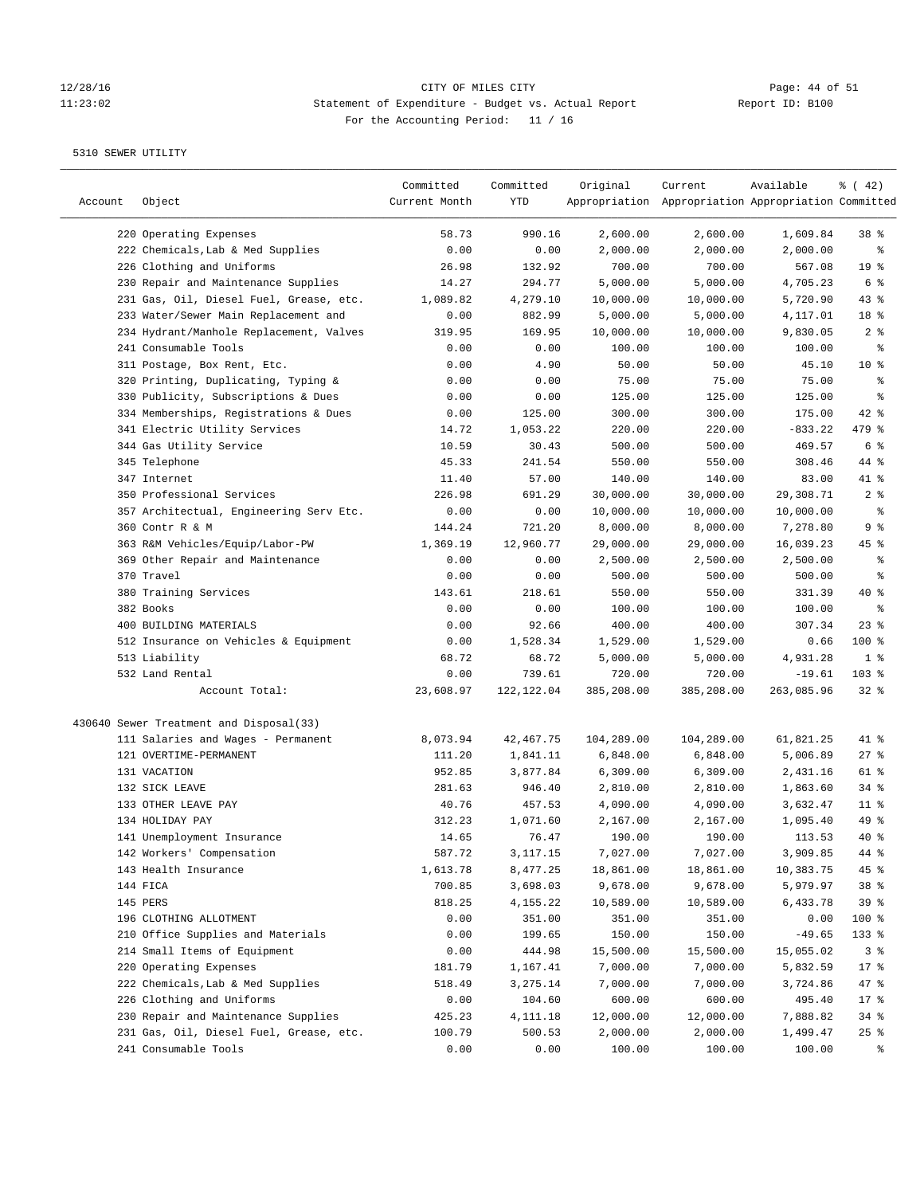CITY OF MILES CITY

Statement of Expenditure - Budget vs. Actual Report

Report ID: B100

For the Accounting Period: 11 / 16

5310 SEWER UTILITY

| Account | Object | Committed Current Month | Committed YTD | Original Appropriation | Current Appropriation | Available Appropriation | % ( 42) Committed |
|---|---|---|---|---|---|---|---|
| | 220 Operating Expenses | 58.73 | 990.16 | 2,600.00 | 2,600.00 | 1,609.84 | 38 % |
| | 222 Chemicals,Lab & Med Supplies | 0.00 | 0.00 | 2,000.00 | 2,000.00 | 2,000.00 | % |
| | 226 Clothing and Uniforms | 26.98 | 132.92 | 700.00 | 700.00 | 567.08 | 19 % |
| | 230 Repair and Maintenance Supplies | 14.27 | 294.77 | 5,000.00 | 5,000.00 | 4,705.23 | 6 % |
| | 231 Gas, Oil, Diesel Fuel, Grease, etc. | 1,089.82 | 4,279.10 | 10,000.00 | 10,000.00 | 5,720.90 | 43 % |
| | 233 Water/Sewer Main Replacement and | 0.00 | 882.99 | 5,000.00 | 5,000.00 | 4,117.01 | 18 % |
| | 234 Hydrant/Manhole Replacement, Valves | 319.95 | 169.95 | 10,000.00 | 10,000.00 | 9,830.05 | 2 % |
| | 241 Consumable Tools | 0.00 | 0.00 | 100.00 | 100.00 | 100.00 | % |
| | 311 Postage, Box Rent, Etc. | 0.00 | 4.90 | 50.00 | 50.00 | 45.10 | 10 % |
| | 320 Printing, Duplicating, Typing & | 0.00 | 0.00 | 75.00 | 75.00 | 75.00 | % |
| | 330 Publicity, Subscriptions & Dues | 0.00 | 0.00 | 125.00 | 125.00 | 125.00 | % |
| | 334 Memberships, Registrations & Dues | 0.00 | 125.00 | 300.00 | 300.00 | 175.00 | 42 % |
| | 341 Electric Utility Services | 14.72 | 1,053.22 | 220.00 | 220.00 | -833.22 | 479 % |
| | 344 Gas Utility Service | 10.59 | 30.43 | 500.00 | 500.00 | 469.57 | 6 % |
| | 345 Telephone | 45.33 | 241.54 | 550.00 | 550.00 | 308.46 | 44 % |
| | 347 Internet | 11.40 | 57.00 | 140.00 | 140.00 | 83.00 | 41 % |
| | 350 Professional Services | 226.98 | 691.29 | 30,000.00 | 30,000.00 | 29,308.71 | 2 % |
| | 357 Architectual, Engineering Serv Etc. | 0.00 | 0.00 | 10,000.00 | 10,000.00 | 10,000.00 | % |
| | 360 Contr R & M | 144.24 | 721.20 | 8,000.00 | 8,000.00 | 7,278.80 | 9 % |
| | 363 R&M Vehicles/Equip/Labor-PW | 1,369.19 | 12,960.77 | 29,000.00 | 29,000.00 | 16,039.23 | 45 % |
| | 369 Other Repair and Maintenance | 0.00 | 0.00 | 2,500.00 | 2,500.00 | 2,500.00 | % |
| | 370 Travel | 0.00 | 0.00 | 500.00 | 500.00 | 500.00 | % |
| | 380 Training Services | 143.61 | 218.61 | 550.00 | 550.00 | 331.39 | 40 % |
| | 382 Books | 0.00 | 0.00 | 100.00 | 100.00 | 100.00 | % |
| | 400 BUILDING MATERIALS | 0.00 | 92.66 | 400.00 | 400.00 | 307.34 | 23 % |
| | 512 Insurance on Vehicles & Equipment | 0.00 | 1,528.34 | 1,529.00 | 1,529.00 | 0.66 | 100 % |
| | 513 Liability | 68.72 | 68.72 | 5,000.00 | 5,000.00 | 4,931.28 | 1 % |
| | 532 Land Rental | 0.00 | 739.61 | 720.00 | 720.00 | -19.61 | 103 % |
| | Account Total: | 23,608.97 | 122,122.04 | 385,208.00 | 385,208.00 | 263,085.96 | 32 % |
| 430640 | Sewer Treatment and Disposal(33) | | | | | | |
| | 111 Salaries and Wages - Permanent | 8,073.94 | 42,467.75 | 104,289.00 | 104,289.00 | 61,821.25 | 41 % |
| | 121 OVERTIME-PERMANENT | 111.20 | 1,841.11 | 6,848.00 | 6,848.00 | 5,006.89 | 27 % |
| | 131 VACATION | 952.85 | 3,877.84 | 6,309.00 | 6,309.00 | 2,431.16 | 61 % |
| | 132 SICK LEAVE | 281.63 | 946.40 | 2,810.00 | 2,810.00 | 1,863.60 | 34 % |
| | 133 OTHER LEAVE PAY | 40.76 | 457.53 | 4,090.00 | 4,090.00 | 3,632.47 | 11 % |
| | 134 HOLIDAY PAY | 312.23 | 1,071.60 | 2,167.00 | 2,167.00 | 1,095.40 | 49 % |
| | 141 Unemployment Insurance | 14.65 | 76.47 | 190.00 | 190.00 | 113.53 | 40 % |
| | 142 Workers' Compensation | 587.72 | 3,117.15 | 7,027.00 | 7,027.00 | 3,909.85 | 44 % |
| | 143 Health Insurance | 1,613.78 | 8,477.25 | 18,861.00 | 18,861.00 | 10,383.75 | 45 % |
| | 144 FICA | 700.85 | 3,698.03 | 9,678.00 | 9,678.00 | 5,979.97 | 38 % |
| | 145 PERS | 818.25 | 4,155.22 | 10,589.00 | 10,589.00 | 6,433.78 | 39 % |
| | 196 CLOTHING ALLOTMENT | 0.00 | 351.00 | 351.00 | 351.00 | 0.00 | 100 % |
| | 210 Office Supplies and Materials | 0.00 | 199.65 | 150.00 | 150.00 | -49.65 | 133 % |
| | 214 Small Items of Equipment | 0.00 | 444.98 | 15,500.00 | 15,500.00 | 15,055.02 | 3 % |
| | 220 Operating Expenses | 181.79 | 1,167.41 | 7,000.00 | 7,000.00 | 5,832.59 | 17 % |
| | 222 Chemicals,Lab & Med Supplies | 518.49 | 3,275.14 | 7,000.00 | 7,000.00 | 3,724.86 | 47 % |
| | 226 Clothing and Uniforms | 0.00 | 104.60 | 600.00 | 600.00 | 495.40 | 17 % |
| | 230 Repair and Maintenance Supplies | 425.23 | 4,111.18 | 12,000.00 | 12,000.00 | 7,888.82 | 34 % |
| | 231 Gas, Oil, Diesel Fuel, Grease, etc. | 100.79 | 500.53 | 2,000.00 | 2,000.00 | 1,499.47 | 25 % |
| | 241 Consumable Tools | 0.00 | 0.00 | 100.00 | 100.00 | 100.00 | % |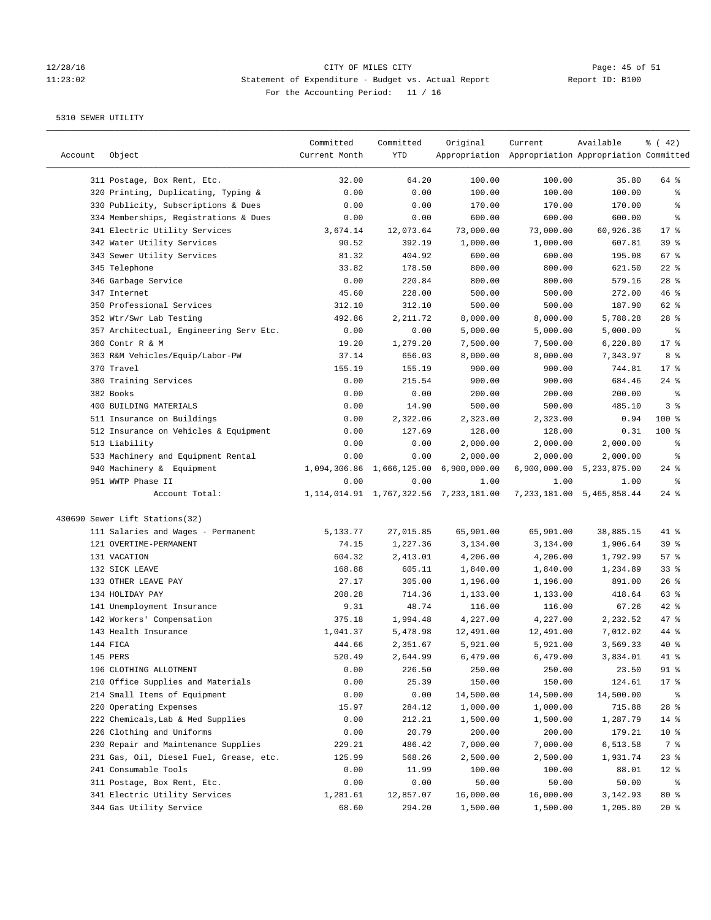CITY OF MILES CITY
Statement of Expenditure - Budget vs. Actual Report
For the Accounting Period: 11 / 16

12/28/16
11:23:02

Report ID: B100

5310 SEWER UTILITY

| Account | Object | Committed Current Month | Committed YTD | Original Appropriation | Current Appropriation | Available Appropriation | % ( 42) Committed |
|---|---|---|---|---|---|---|---|
| | 311 Postage, Box Rent, Etc. | 32.00 | 64.20 | 100.00 | 100.00 | 35.80 | 64 % |
| | 320 Printing, Duplicating, Typing & | 0.00 | 0.00 | 100.00 | 100.00 | 100.00 | % |
| | 330 Publicity, Subscriptions & Dues | 0.00 | 0.00 | 170.00 | 170.00 | 170.00 | % |
| | 334 Memberships, Registrations & Dues | 0.00 | 0.00 | 600.00 | 600.00 | 600.00 | % |
| | 341 Electric Utility Services | 3,674.14 | 12,073.64 | 73,000.00 | 73,000.00 | 60,926.36 | 17 % |
| | 342 Water Utility Services | 90.52 | 392.19 | 1,000.00 | 1,000.00 | 607.81 | 39 % |
| | 343 Sewer Utility Services | 81.32 | 404.92 | 600.00 | 600.00 | 195.08 | 67 % |
| | 345 Telephone | 33.82 | 178.50 | 800.00 | 800.00 | 621.50 | 22 % |
| | 346 Garbage Service | 0.00 | 220.84 | 800.00 | 800.00 | 579.16 | 28 % |
| | 347 Internet | 45.60 | 228.00 | 500.00 | 500.00 | 272.00 | 46 % |
| | 350 Professional Services | 312.10 | 312.10 | 500.00 | 500.00 | 187.90 | 62 % |
| | 352 Wtr/Swr Lab Testing | 492.86 | 2,211.72 | 8,000.00 | 8,000.00 | 5,788.28 | 28 % |
| | 357 Architectual, Engineering Serv Etc. | 0.00 | 0.00 | 5,000.00 | 5,000.00 | 5,000.00 | % |
| | 360 Contr R & M | 19.20 | 1,279.20 | 7,500.00 | 7,500.00 | 6,220.80 | 17 % |
| | 363 R&M Vehicles/Equip/Labor-PW | 37.14 | 656.03 | 8,000.00 | 8,000.00 | 7,343.97 | 8 % |
| | 370 Travel | 155.19 | 155.19 | 900.00 | 900.00 | 744.81 | 17 % |
| | 380 Training Services | 0.00 | 215.54 | 900.00 | 900.00 | 684.46 | 24 % |
| | 382 Books | 0.00 | 0.00 | 200.00 | 200.00 | 200.00 | % |
| | 400 BUILDING MATERIALS | 0.00 | 14.90 | 500.00 | 500.00 | 485.10 | 3 % |
| | 511 Insurance on Buildings | 0.00 | 2,322.06 | 2,323.00 | 2,323.00 | 0.94 | 100 % |
| | 512 Insurance on Vehicles & Equipment | 0.00 | 127.69 | 128.00 | 128.00 | 0.31 | 100 % |
| | 513 Liability | 0.00 | 0.00 | 2,000.00 | 2,000.00 | 2,000.00 | % |
| | 533 Machinery and Equipment Rental | 0.00 | 0.00 | 2,000.00 | 2,000.00 | 2,000.00 | % |
| | 940 Machinery & Equipment | 1,094,306.86 | 1,666,125.00 | 6,900,000.00 | 6,900,000.00 | 5,233,875.00 | 24 % |
| | 951 WWTP Phase II | 0.00 | 0.00 | 1.00 | 1.00 | 1.00 | % |
| | Account Total: | 1,114,014.91 | 1,767,322.56 | 7,233,181.00 | 7,233,181.00 | 5,465,858.44 | 24 % |
| 430690 Sewer Lift Stations(32) | | | | | | | |
| | 111 Salaries and Wages - Permanent | 5,133.77 | 27,015.85 | 65,901.00 | 65,901.00 | 38,885.15 | 41 % |
| | 121 OVERTIME-PERMANENT | 74.15 | 1,227.36 | 3,134.00 | 3,134.00 | 1,906.64 | 39 % |
| | 131 VACATION | 604.32 | 2,413.01 | 4,206.00 | 4,206.00 | 1,792.99 | 57 % |
| | 132 SICK LEAVE | 168.88 | 605.11 | 1,840.00 | 1,840.00 | 1,234.89 | 33 % |
| | 133 OTHER LEAVE PAY | 27.17 | 305.00 | 1,196.00 | 1,196.00 | 891.00 | 26 % |
| | 134 HOLIDAY PAY | 208.28 | 714.36 | 1,133.00 | 1,133.00 | 418.64 | 63 % |
| | 141 Unemployment Insurance | 9.31 | 48.74 | 116.00 | 116.00 | 67.26 | 42 % |
| | 142 Workers' Compensation | 375.18 | 1,994.48 | 4,227.00 | 4,227.00 | 2,232.52 | 47 % |
| | 143 Health Insurance | 1,041.37 | 5,478.98 | 12,491.00 | 12,491.00 | 7,012.02 | 44 % |
| | 144 FICA | 444.66 | 2,351.67 | 5,921.00 | 5,921.00 | 3,569.33 | 40 % |
| | 145 PERS | 520.49 | 2,644.99 | 6,479.00 | 6,479.00 | 3,834.01 | 41 % |
| | 196 CLOTHING ALLOTMENT | 0.00 | 226.50 | 250.00 | 250.00 | 23.50 | 91 % |
| | 210 Office Supplies and Materials | 0.00 | 25.39 | 150.00 | 150.00 | 124.61 | 17 % |
| | 214 Small Items of Equipment | 0.00 | 0.00 | 14,500.00 | 14,500.00 | 14,500.00 | % |
| | 220 Operating Expenses | 15.97 | 284.12 | 1,000.00 | 1,000.00 | 715.88 | 28 % |
| | 222 Chemicals,Lab & Med Supplies | 0.00 | 212.21 | 1,500.00 | 1,500.00 | 1,287.79 | 14 % |
| | 226 Clothing and Uniforms | 0.00 | 20.79 | 200.00 | 200.00 | 179.21 | 10 % |
| | 230 Repair and Maintenance Supplies | 229.21 | 486.42 | 7,000.00 | 7,000.00 | 6,513.58 | 7 % |
| | 231 Gas, Oil, Diesel Fuel, Grease, etc. | 125.99 | 568.26 | 2,500.00 | 2,500.00 | 1,931.74 | 23 % |
| | 241 Consumable Tools | 0.00 | 11.99 | 100.00 | 100.00 | 88.01 | 12 % |
| | 311 Postage, Box Rent, Etc. | 0.00 | 0.00 | 50.00 | 50.00 | 50.00 | % |
| | 341 Electric Utility Services | 1,281.61 | 12,857.07 | 16,000.00 | 16,000.00 | 3,142.93 | 80 % |
| | 344 Gas Utility Service | 68.60 | 294.20 | 1,500.00 | 1,500.00 | 1,205.80 | 20 % |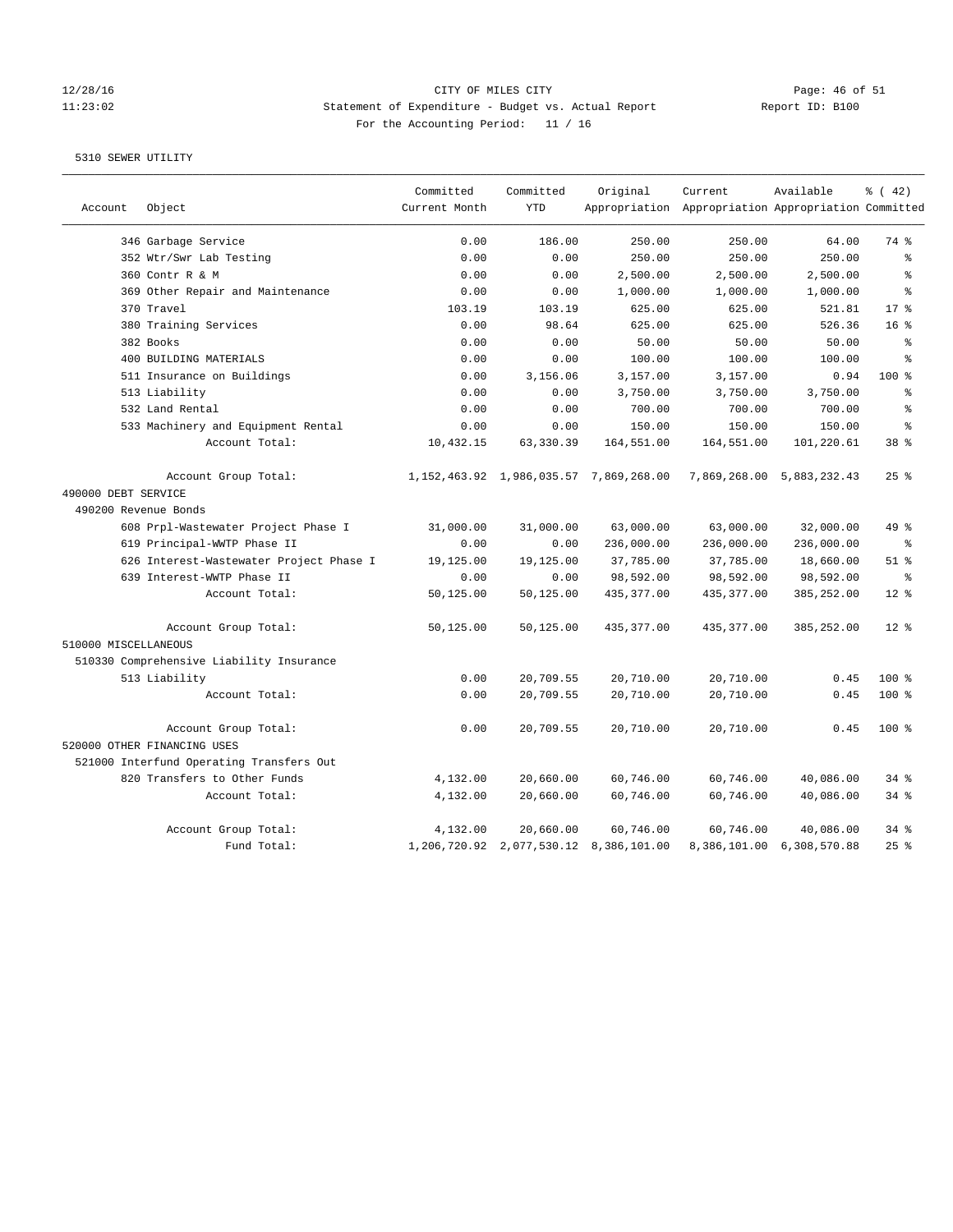CITY OF MILES CITY
Statement of Expenditure - Budget vs. Actual Report
Report ID: B100
For the Accounting Period: 11 / 16

5310 SEWER UTILITY

| Account | Object | Committed Current Month | Committed YTD | Original Appropriation | Current Appropriation | Available Appropriation | % ( 42) Committed |
|---|---|---|---|---|---|---|---|
| | 346 Garbage Service | 0.00 | 186.00 | 250.00 | 250.00 | 64.00 | 74 % |
| | 352 Wtr/Swr Lab Testing | 0.00 | 0.00 | 250.00 | 250.00 | 250.00 | % |
| | 360 Contr R & M | 0.00 | 0.00 | 2,500.00 | 2,500.00 | 2,500.00 | % |
| | 369 Other Repair and Maintenance | 0.00 | 0.00 | 1,000.00 | 1,000.00 | 1,000.00 | % |
| | 370 Travel | 103.19 | 103.19 | 625.00 | 625.00 | 521.81 | 17 % |
| | 380 Training Services | 0.00 | 98.64 | 625.00 | 625.00 | 526.36 | 16 % |
| | 382 Books | 0.00 | 0.00 | 50.00 | 50.00 | 50.00 | % |
| | 400 BUILDING MATERIALS | 0.00 | 0.00 | 100.00 | 100.00 | 100.00 | % |
| | 511 Insurance on Buildings | 0.00 | 3,156.06 | 3,157.00 | 3,157.00 | 0.94 | 100 % |
| | 513 Liability | 0.00 | 0.00 | 3,750.00 | 3,750.00 | 3,750.00 | % |
| | 532 Land Rental | 0.00 | 0.00 | 700.00 | 700.00 | 700.00 | % |
| | 533 Machinery and Equipment Rental | 0.00 | 0.00 | 150.00 | 150.00 | 150.00 | % |
| | Account Total: | 10,432.15 | 63,330.39 | 164,551.00 | 164,551.00 | 101,220.61 | 38 % |
| | Account Group Total: | 1,152,463.92 | 1,986,035.57 | 7,869,268.00 | 7,869,268.00 | 5,883,232.43 | 25 % |
| 490000 DEBT SERVICE | | | | | | | |
| 490200 Revenue Bonds | | | | | | | |
| | 608 Prpl-Wastewater Project Phase I | 31,000.00 | 31,000.00 | 63,000.00 | 63,000.00 | 32,000.00 | 49 % |
| | 619 Principal-WWTP Phase II | 0.00 | 0.00 | 236,000.00 | 236,000.00 | 236,000.00 | % |
| | 626 Interest-Wastewater Project Phase I | 19,125.00 | 19,125.00 | 37,785.00 | 37,785.00 | 18,660.00 | 51 % |
| | 639 Interest-WWTP Phase II | 0.00 | 0.00 | 98,592.00 | 98,592.00 | 98,592.00 | % |
| | Account Total: | 50,125.00 | 50,125.00 | 435,377.00 | 435,377.00 | 385,252.00 | 12 % |
| | Account Group Total: | 50,125.00 | 50,125.00 | 435,377.00 | 435,377.00 | 385,252.00 | 12 % |
| 510000 MISCELLANEOUS | | | | | | | |
| 510330 Comprehensive Liability Insurance | | | | | | | |
| | 513 Liability | 0.00 | 20,709.55 | 20,710.00 | 20,710.00 | 0.45 | 100 % |
| | Account Total: | 0.00 | 20,709.55 | 20,710.00 | 20,710.00 | 0.45 | 100 % |
| | Account Group Total: | 0.00 | 20,709.55 | 20,710.00 | 20,710.00 | 0.45 | 100 % |
| 520000 OTHER FINANCING USES | | | | | | | |
| 521000 Interfund Operating Transfers Out | | | | | | | |
| | 820 Transfers to Other Funds | 4,132.00 | 20,660.00 | 60,746.00 | 60,746.00 | 40,086.00 | 34 % |
| | Account Total: | 4,132.00 | 20,660.00 | 60,746.00 | 60,746.00 | 40,086.00 | 34 % |
| | Account Group Total: | 4,132.00 | 20,660.00 | 60,746.00 | 60,746.00 | 40,086.00 | 34 % |
| | Fund Total: | 1,206,720.92 | 2,077,530.12 | 8,386,101.00 | 8,386,101.00 | 6,308,570.88 | 25 % |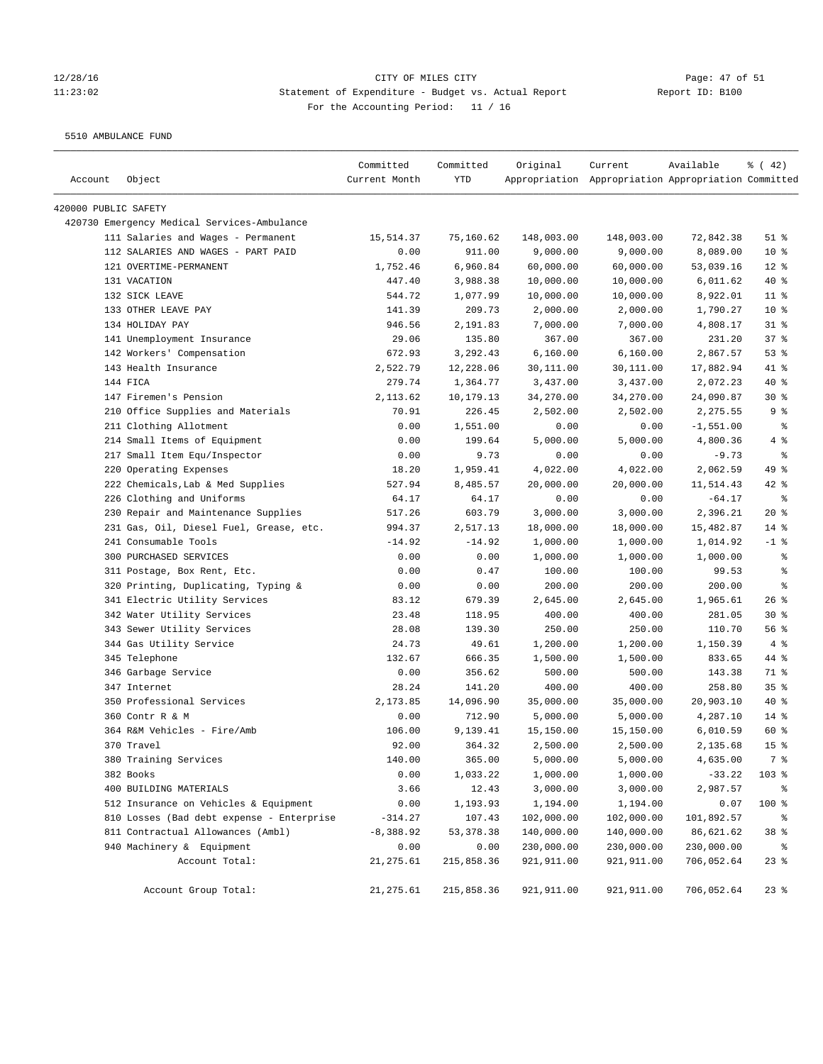CITY OF MILES CITY

Statement of Expenditure - Budget vs. Actual Report

For the Accounting Period: 11 / 16

5510 AMBULANCE FUND

| Account | Object | Committed Current Month | Committed YTD | Original Appropriation | Current Appropriation | Available Appropriation | % ( 42) Committed |
|---|---|---|---|---|---|---|---|
| 420000 PUBLIC SAFETY | | | | | | | |
| 420730 Emergency Medical Services-Ambulance | | | | | | | |
| | 111 Salaries and Wages - Permanent | 15,514.37 | 75,160.62 | 148,003.00 | 148,003.00 | 72,842.38 | 51 % |
| | 112 SALARIES AND WAGES - PART PAID | 0.00 | 911.00 | 9,000.00 | 9,000.00 | 8,089.00 | 10 % |
| | 121 OVERTIME-PERMANENT | 1,752.46 | 6,960.84 | 60,000.00 | 60,000.00 | 53,039.16 | 12 % |
| | 131 VACATION | 447.40 | 3,988.38 | 10,000.00 | 10,000.00 | 6,011.62 | 40 % |
| | 132 SICK LEAVE | 544.72 | 1,077.99 | 10,000.00 | 10,000.00 | 8,922.01 | 11 % |
| | 133 OTHER LEAVE PAY | 141.39 | 209.73 | 2,000.00 | 2,000.00 | 1,790.27 | 10 % |
| | 134 HOLIDAY PAY | 946.56 | 2,191.83 | 7,000.00 | 7,000.00 | 4,808.17 | 31 % |
| | 141 Unemployment Insurance | 29.06 | 135.80 | 367.00 | 367.00 | 231.20 | 37 % |
| | 142 Workers' Compensation | 672.93 | 3,292.43 | 6,160.00 | 6,160.00 | 2,867.57 | 53 % |
| | 143 Health Insurance | 2,522.79 | 12,228.06 | 30,111.00 | 30,111.00 | 17,882.94 | 41 % |
| | 144 FICA | 279.74 | 1,364.77 | 3,437.00 | 3,437.00 | 2,072.23 | 40 % |
| | 147 Firemen's Pension | 2,113.62 | 10,179.13 | 34,270.00 | 34,270.00 | 24,090.87 | 30 % |
| | 210 Office Supplies and Materials | 70.91 | 226.45 | 2,502.00 | 2,502.00 | 2,275.55 | 9 % |
| | 211 Clothing Allotment | 0.00 | 1,551.00 | 0.00 | 0.00 | -1,551.00 | % |
| | 214 Small Items of Equipment | 0.00 | 199.64 | 5,000.00 | 5,000.00 | 4,800.36 | 4 % |
| | 217 Small Item Equ/Inspector | 0.00 | 9.73 | 0.00 | 0.00 | -9.73 | % |
| | 220 Operating Expenses | 18.20 | 1,959.41 | 4,022.00 | 4,022.00 | 2,062.59 | 49 % |
| | 222 Chemicals,Lab & Med Supplies | 527.94 | 8,485.57 | 20,000.00 | 20,000.00 | 11,514.43 | 42 % |
| | 226 Clothing and Uniforms | 64.17 | 64.17 | 0.00 | 0.00 | -64.17 | % |
| | 230 Repair and Maintenance Supplies | 517.26 | 603.79 | 3,000.00 | 3,000.00 | 2,396.21 | 20 % |
| | 231 Gas, Oil, Diesel Fuel, Grease, etc. | 994.37 | 2,517.13 | 18,000.00 | 18,000.00 | 15,482.87 | 14 % |
| | 241 Consumable Tools | -14.92 | -14.92 | 1,000.00 | 1,000.00 | 1,014.92 | -1 % |
| | 300 PURCHASED SERVICES | 0.00 | 0.00 | 1,000.00 | 1,000.00 | 1,000.00 | % |
| | 311 Postage, Box Rent, Etc. | 0.00 | 0.47 | 100.00 | 100.00 | 99.53 | % |
| | 320 Printing, Duplicating, Typing & | 0.00 | 0.00 | 200.00 | 200.00 | 200.00 | % |
| | 341 Electric Utility Services | 83.12 | 679.39 | 2,645.00 | 2,645.00 | 1,965.61 | 26 % |
| | 342 Water Utility Services | 23.48 | 118.95 | 400.00 | 400.00 | 281.05 | 30 % |
| | 343 Sewer Utility Services | 28.08 | 139.30 | 250.00 | 250.00 | 110.70 | 56 % |
| | 344 Gas Utility Service | 24.73 | 49.61 | 1,200.00 | 1,200.00 | 1,150.39 | 4 % |
| | 345 Telephone | 132.67 | 666.35 | 1,500.00 | 1,500.00 | 833.65 | 44 % |
| | 346 Garbage Service | 0.00 | 356.62 | 500.00 | 500.00 | 143.38 | 71 % |
| | 347 Internet | 28.24 | 141.20 | 400.00 | 400.00 | 258.80 | 35 % |
| | 350 Professional Services | 2,173.85 | 14,096.90 | 35,000.00 | 35,000.00 | 20,903.10 | 40 % |
| | 360 Contr R & M | 0.00 | 712.90 | 5,000.00 | 5,000.00 | 4,287.10 | 14 % |
| | 364 R&M Vehicles - Fire/Amb | 106.00 | 9,139.41 | 15,150.00 | 15,150.00 | 6,010.59 | 60 % |
| | 370 Travel | 92.00 | 364.32 | 2,500.00 | 2,500.00 | 2,135.68 | 15 % |
| | 380 Training Services | 140.00 | 365.00 | 5,000.00 | 5,000.00 | 4,635.00 | 7 % |
| | 382 Books | 0.00 | 1,033.22 | 1,000.00 | 1,000.00 | -33.22 | 103 % |
| | 400 BUILDING MATERIALS | 3.66 | 12.43 | 3,000.00 | 3,000.00 | 2,987.57 | % |
| | 512 Insurance on Vehicles & Equipment | 0.00 | 1,193.93 | 1,194.00 | 1,194.00 | 0.07 | 100 % |
| | 810 Losses (Bad debt expense - Enterprise | -314.27 | 107.43 | 102,000.00 | 102,000.00 | 101,892.57 | % |
| | 811 Contractual Allowances (Ambl) | -8,388.92 | 53,378.38 | 140,000.00 | 140,000.00 | 86,621.62 | 38 % |
| | 940 Machinery & Equipment | 0.00 | 0.00 | 230,000.00 | 230,000.00 | 230,000.00 | % |
| | Account Total: | 21,275.61 | 215,858.36 | 921,911.00 | 921,911.00 | 706,052.64 | 23 % |
| | Account Group Total: | 21,275.61 | 215,858.36 | 921,911.00 | 921,911.00 | 706,052.64 | 23 % |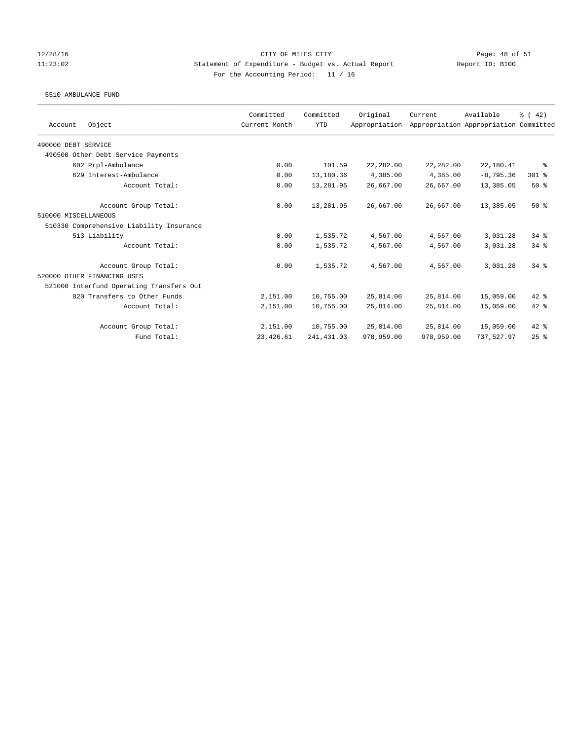CITY OF MILES CITY

Statement of Expenditure - Budget vs. Actual Report

Report ID: B100

For the Accounting Period: 11 / 16

12/28/16
11:23:02

5510 AMBULANCE FUND

| Account | Object | Committed Current Month | Committed YTD | Original Appropriation | Current Appropriation | Available Appropriation | % ( 42) Committed |
|---|---|---|---|---|---|---|---|
| 490000 DEBT SERVICE | | | | | | | |
| 490500 Other Debt Service Payments | | | | | | | |
| | 602 Prpl-Ambulance | 0.00 | 101.59 | 22,282.00 | 22,282.00 | 22,180.41 | % |
| | 629 Interest-Ambulance | 0.00 | 13,180.36 | 4,385.00 | 4,385.00 | -8,795.36 | 301 % |
| | Account Total: | 0.00 | 13,281.95 | 26,667.00 | 26,667.00 | 13,385.05 | 50 % |
| | Account Group Total: | 0.00 | 13,281.95 | 26,667.00 | 26,667.00 | 13,385.05 | 50 % |
| 510000 MISCELLANEOUS | | | | | | | |
| 510330 Comprehensive Liability Insurance | | | | | | | |
| | 513 Liability | 0.00 | 1,535.72 | 4,567.00 | 4,567.00 | 3,031.28 | 34 % |
| | Account Total: | 0.00 | 1,535.72 | 4,567.00 | 4,567.00 | 3,031.28 | 34 % |
| | Account Group Total: | 0.00 | 1,535.72 | 4,567.00 | 4,567.00 | 3,031.28 | 34 % |
| 520000 OTHER FINANCING USES | | | | | | | |
| 521000 Interfund Operating Transfers Out | | | | | | | |
| | 820 Transfers to Other Funds | 2,151.00 | 10,755.00 | 25,814.00 | 25,814.00 | 15,059.00 | 42 % |
| | Account Total: | 2,151.00 | 10,755.00 | 25,814.00 | 25,814.00 | 15,059.00 | 42 % |
| | Account Group Total: | 2,151.00 | 10,755.00 | 25,814.00 | 25,814.00 | 15,059.00 | 42 % |
| | Fund Total: | 23,426.61 | 241,431.03 | 978,959.00 | 978,959.00 | 737,527.97 | 25 % |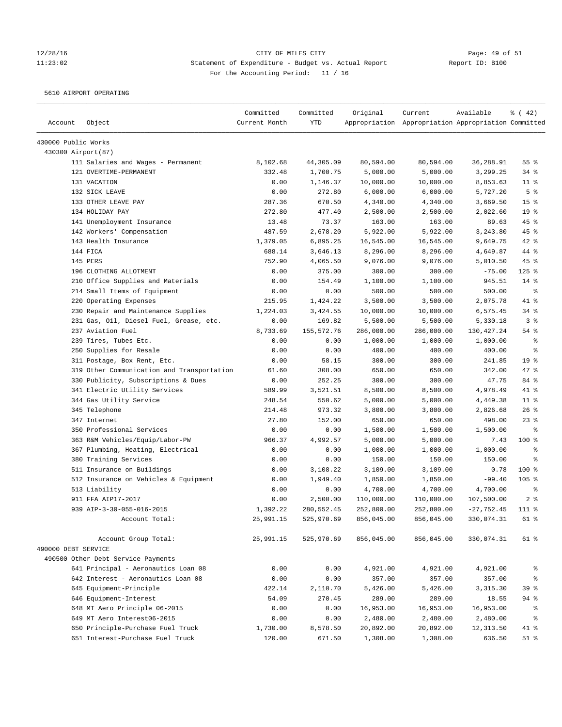CITY OF MILES CITY

Statement of Expenditure - Budget vs. Actual Report

Report ID: B100

For the Accounting Period: 11 / 16

12/28/16
11:23:02

5610 AIRPORT OPERATING

| Account | Object | Committed Current Month | Committed YTD | Original Appropriation | Current Appropriation | Available Appropriation | % ( 42) Committed |
|---|---|---|---|---|---|---|---|
| 430000 Public Works | | | | | | | |
| 430300 Airport(87) | | | | | | | |
| | 111 Salaries and Wages - Permanent | 8,102.68 | 44,305.09 | 80,594.00 | 80,594.00 | 36,288.91 | 55 % |
| | 121 OVERTIME-PERMANENT | 332.48 | 1,700.75 | 5,000.00 | 5,000.00 | 3,299.25 | 34 % |
| | 131 VACATION | 0.00 | 1,146.37 | 10,000.00 | 10,000.00 | 8,853.63 | 11 % |
| | 132 SICK LEAVE | 0.00 | 272.80 | 6,000.00 | 6,000.00 | 5,727.20 | 5 % |
| | 133 OTHER LEAVE PAY | 287.36 | 670.50 | 4,340.00 | 4,340.00 | 3,669.50 | 15 % |
| | 134 HOLIDAY PAY | 272.80 | 477.40 | 2,500.00 | 2,500.00 | 2,022.60 | 19 % |
| | 141 Unemployment Insurance | 13.48 | 73.37 | 163.00 | 163.00 | 89.63 | 45 % |
| | 142 Workers' Compensation | 487.59 | 2,678.20 | 5,922.00 | 5,922.00 | 3,243.80 | 45 % |
| | 143 Health Insurance | 1,379.05 | 6,895.25 | 16,545.00 | 16,545.00 | 9,649.75 | 42 % |
| | 144 FICA | 688.14 | 3,646.13 | 8,296.00 | 8,296.00 | 4,649.87 | 44 % |
| | 145 PERS | 752.90 | 4,065.50 | 9,076.00 | 9,076.00 | 5,010.50 | 45 % |
| | 196 CLOTHING ALLOTMENT | 0.00 | 375.00 | 300.00 | 300.00 | -75.00 | 125 % |
| | 210 Office Supplies and Materials | 0.00 | 154.49 | 1,100.00 | 1,100.00 | 945.51 | 14 % |
| | 214 Small Items of Equipment | 0.00 | 0.00 | 500.00 | 500.00 | 500.00 | % |
| | 220 Operating Expenses | 215.95 | 1,424.22 | 3,500.00 | 3,500.00 | 2,075.78 | 41 % |
| | 230 Repair and Maintenance Supplies | 1,224.03 | 3,424.55 | 10,000.00 | 10,000.00 | 6,575.45 | 34 % |
| | 231 Gas, Oil, Diesel Fuel, Grease, etc. | 0.00 | 169.82 | 5,500.00 | 5,500.00 | 5,330.18 | 3 % |
| | 237 Aviation Fuel | 8,733.69 | 155,572.76 | 286,000.00 | 286,000.00 | 130,427.24 | 54 % |
| | 239 Tires, Tubes Etc. | 0.00 | 0.00 | 1,000.00 | 1,000.00 | 1,000.00 | % |
| | 250 Supplies for Resale | 0.00 | 0.00 | 400.00 | 400.00 | 400.00 | % |
| | 311 Postage, Box Rent, Etc. | 0.00 | 58.15 | 300.00 | 300.00 | 241.85 | 19 % |
| | 319 Other Communication and Transportation | 61.60 | 308.00 | 650.00 | 650.00 | 342.00 | 47 % |
| | 330 Publicity, Subscriptions & Dues | 0.00 | 252.25 | 300.00 | 300.00 | 47.75 | 84 % |
| | 341 Electric Utility Services | 589.99 | 3,521.51 | 8,500.00 | 8,500.00 | 4,978.49 | 41 % |
| | 344 Gas Utility Service | 248.54 | 550.62 | 5,000.00 | 5,000.00 | 4,449.38 | 11 % |
| | 345 Telephone | 214.48 | 973.32 | 3,800.00 | 3,800.00 | 2,826.68 | 26 % |
| | 347 Internet | 27.80 | 152.00 | 650.00 | 650.00 | 498.00 | 23 % |
| | 350 Professional Services | 0.00 | 0.00 | 1,500.00 | 1,500.00 | 1,500.00 | % |
| | 363 R&M Vehicles/Equip/Labor-PW | 966.37 | 4,992.57 | 5,000.00 | 5,000.00 | 7.43 | 100 % |
| | 367 Plumbing, Heating, Electrical | 0.00 | 0.00 | 1,000.00 | 1,000.00 | 1,000.00 | % |
| | 380 Training Services | 0.00 | 0.00 | 150.00 | 150.00 | 150.00 | % |
| | 511 Insurance on Buildings | 0.00 | 3,108.22 | 3,109.00 | 3,109.00 | 0.78 | 100 % |
| | 512 Insurance on Vehicles & Equipment | 0.00 | 1,949.40 | 1,850.00 | 1,850.00 | -99.40 | 105 % |
| | 513 Liability | 0.00 | 0.00 | 4,700.00 | 4,700.00 | 4,700.00 | % |
| | 911 FFA AIP17-2017 | 0.00 | 2,500.00 | 110,000.00 | 110,000.00 | 107,500.00 | 2 % |
| | 939 AIP-3-30-055-016-2015 | 1,392.22 | 280,552.45 | 252,800.00 | 252,800.00 | -27,752.45 | 111 % |
| | Account Total: | 25,991.15 | 525,970.69 | 856,045.00 | 856,045.00 | 330,074.31 | 61 % |
| | Account Group Total: | 25,991.15 | 525,970.69 | 856,045.00 | 856,045.00 | 330,074.31 | 61 % |
| 490000 DEBT SERVICE | | | | | | | |
| 490500 Other Debt Service Payments | | | | | | | |
| | 641 Principal - Aeronautics Loan 08 | 0.00 | 0.00 | 4,921.00 | 4,921.00 | 4,921.00 | % |
| | 642 Interest - Aeronautics Loan 08 | 0.00 | 0.00 | 357.00 | 357.00 | 357.00 | % |
| | 645 Equipment-Principle | 422.14 | 2,110.70 | 5,426.00 | 5,426.00 | 3,315.30 | 39 % |
| | 646 Equipment-Interest | 54.09 | 270.45 | 289.00 | 289.00 | 18.55 | 94 % |
| | 648 MT Aero Principle 06-2015 | 0.00 | 0.00 | 16,953.00 | 16,953.00 | 16,953.00 | % |
| | 649 MT Aero Interest06-2015 | 0.00 | 0.00 | 2,480.00 | 2,480.00 | 2,480.00 | % |
| | 650 Principle-Purchase Fuel Truck | 1,730.00 | 8,578.50 | 20,892.00 | 20,892.00 | 12,313.50 | 41 % |
| | 651 Interest-Purchase Fuel Truck | 120.00 | 671.50 | 1,308.00 | 1,308.00 | 636.50 | 51 % |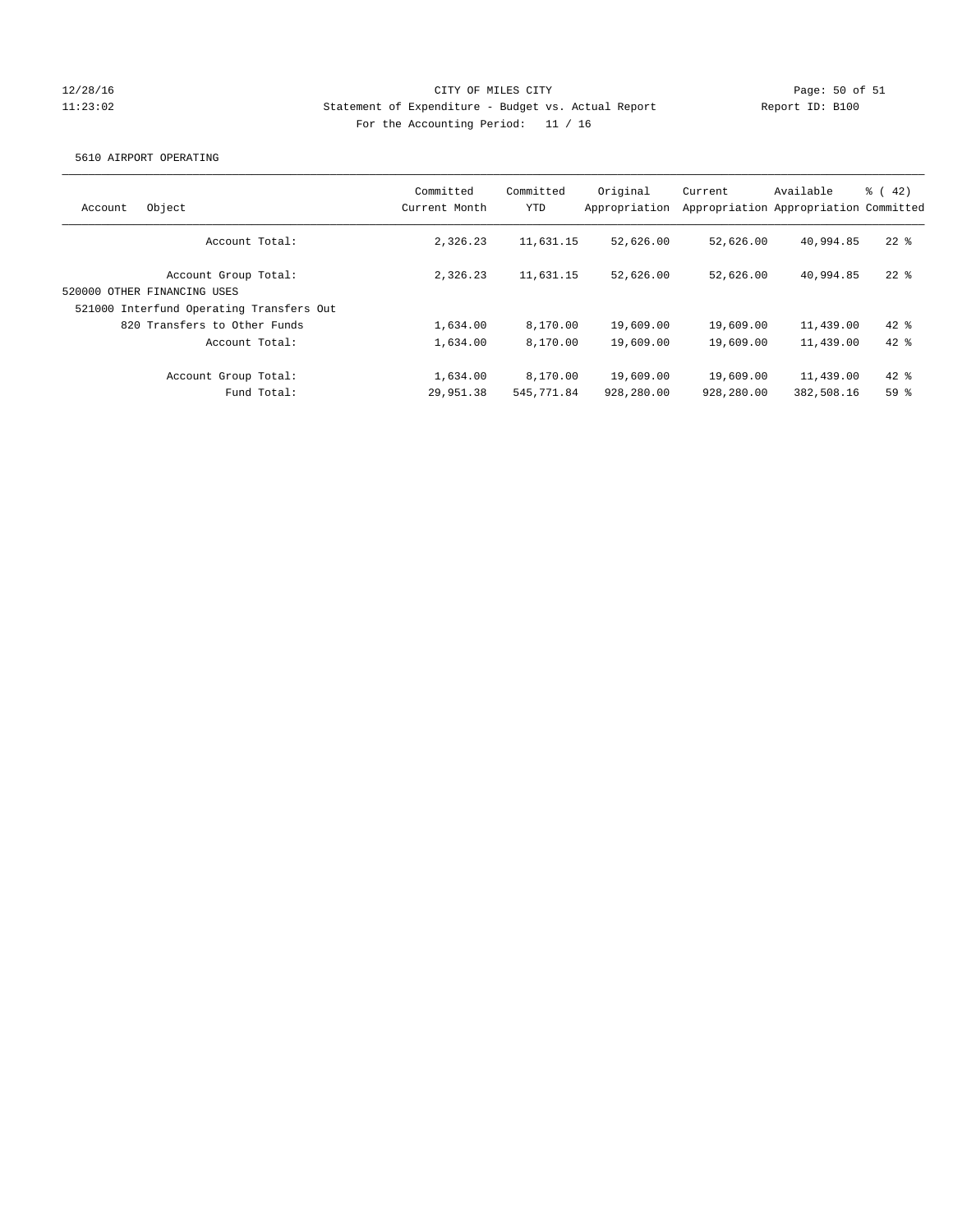CITY OF MILES CITY

Statement of Expenditure - Budget vs. Actual Report

For the Accounting Period: 11 / 16

12/28/16 11:23:02 Report ID: B100

5610 AIRPORT OPERATING

| Account | Object | Committed Current Month | Committed YTD | Original Appropriation | Current Appropriation | Available Appropriation | % ( 42) Committed |
|---|---|---|---|---|---|---|---|
| | Account Total: | 2,326.23 | 11,631.15 | 52,626.00 | 52,626.00 | 40,994.85 | 22 % |
| | Account Group Total: | 2,326.23 | 11,631.15 | 52,626.00 | 52,626.00 | 40,994.85 | 22 % |
| 520000 OTHER FINANCING USES | | | | | | | |
| 521000 Interfund Operating Transfers Out | | | | | | | |
| | 820 Transfers to Other Funds | 1,634.00 | 8,170.00 | 19,609.00 | 19,609.00 | 11,439.00 | 42 % |
| | Account Total: | 1,634.00 | 8,170.00 | 19,609.00 | 19,609.00 | 11,439.00 | 42 % |
| | Account Group Total: | 1,634.00 | 8,170.00 | 19,609.00 | 19,609.00 | 11,439.00 | 42 % |
| | Fund Total: | 29,951.38 | 545,771.84 | 928,280.00 | 928,280.00 | 382,508.16 | 59 % |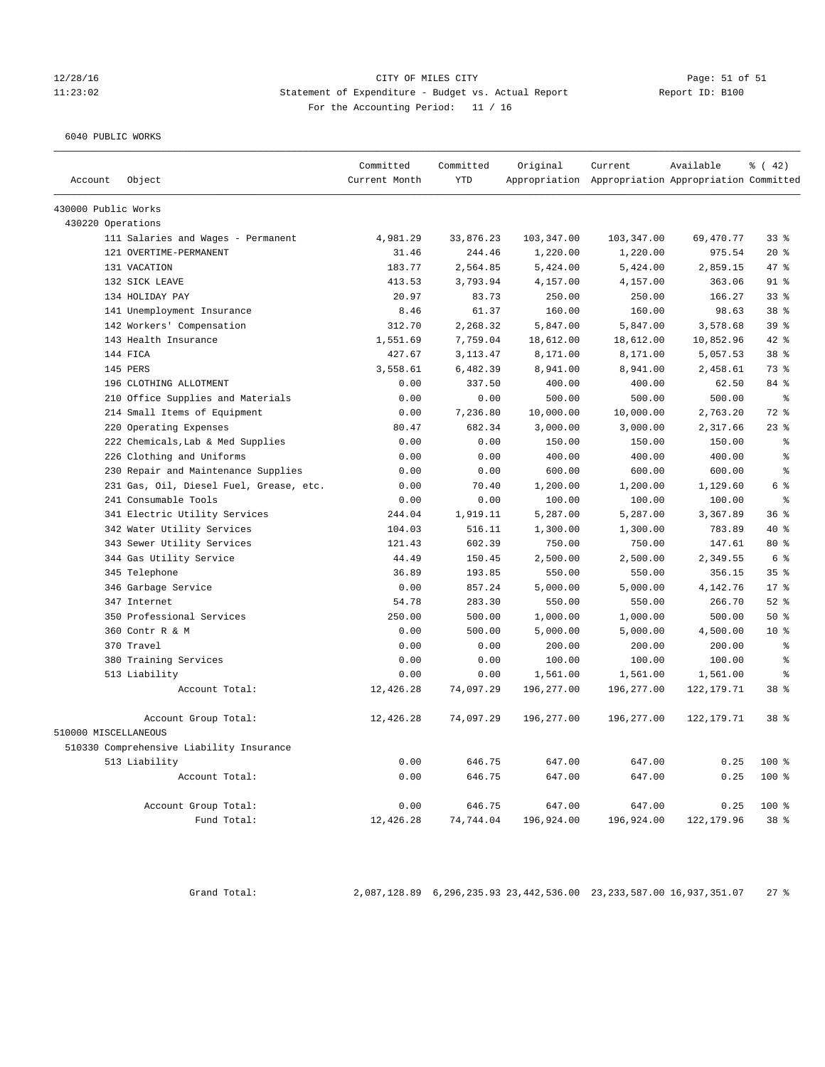CITY OF MILES CITY
Statement of Expenditure - Budget vs. Actual Report
For the Accounting Period: 11 / 16

12/28/16
11:23:02

Report ID: B100

6040 PUBLIC WORKS

| Account | Object | Committed Current Month | Committed YTD | Original Appropriation | Current Appropriation | Available Appropriation | % ( 42) Committed |
|---|---|---|---|---|---|---|---|
| 430000 Public Works | | | | | | | |
| 430220 Operations | | | | | | | |
| | 111 Salaries and Wages - Permanent | 4,981.29 | 33,876.23 | 103,347.00 | 103,347.00 | 69,470.77 | 33 % |
| | 121 OVERTIME-PERMANENT | 31.46 | 244.46 | 1,220.00 | 1,220.00 | 975.54 | 20 % |
| | 131 VACATION | 183.77 | 2,564.85 | 5,424.00 | 5,424.00 | 2,859.15 | 47 % |
| | 132 SICK LEAVE | 413.53 | 3,793.94 | 4,157.00 | 4,157.00 | 363.06 | 91 % |
| | 134 HOLIDAY PAY | 20.97 | 83.73 | 250.00 | 250.00 | 166.27 | 33 % |
| | 141 Unemployment Insurance | 8.46 | 61.37 | 160.00 | 160.00 | 98.63 | 38 % |
| | 142 Workers' Compensation | 312.70 | 2,268.32 | 5,847.00 | 5,847.00 | 3,578.68 | 39 % |
| | 143 Health Insurance | 1,551.69 | 7,759.04 | 18,612.00 | 18,612.00 | 10,852.96 | 42 % |
| | 144 FICA | 427.67 | 3,113.47 | 8,171.00 | 8,171.00 | 5,057.53 | 38 % |
| | 145 PERS | 3,558.61 | 6,482.39 | 8,941.00 | 8,941.00 | 2,458.61 | 73 % |
| | 196 CLOTHING ALLOTMENT | 0.00 | 337.50 | 400.00 | 400.00 | 62.50 | 84 % |
| | 210 Office Supplies and Materials | 0.00 | 0.00 | 500.00 | 500.00 | 500.00 | % |
| | 214 Small Items of Equipment | 0.00 | 7,236.80 | 10,000.00 | 10,000.00 | 2,763.20 | 72 % |
| | 220 Operating Expenses | 80.47 | 682.34 | 3,000.00 | 3,000.00 | 2,317.66 | 23 % |
| | 222 Chemicals,Lab & Med Supplies | 0.00 | 0.00 | 150.00 | 150.00 | 150.00 | % |
| | 226 Clothing and Uniforms | 0.00 | 0.00 | 400.00 | 400.00 | 400.00 | % |
| | 230 Repair and Maintenance Supplies | 0.00 | 0.00 | 600.00 | 600.00 | 600.00 | % |
| | 231 Gas, Oil, Diesel Fuel, Grease, etc. | 0.00 | 70.40 | 1,200.00 | 1,200.00 | 1,129.60 | 6 % |
| | 241 Consumable Tools | 0.00 | 0.00 | 100.00 | 100.00 | 100.00 | % |
| | 341 Electric Utility Services | 244.04 | 1,919.11 | 5,287.00 | 5,287.00 | 3,367.89 | 36 % |
| | 342 Water Utility Services | 104.03 | 516.11 | 1,300.00 | 1,300.00 | 783.89 | 40 % |
| | 343 Sewer Utility Services | 121.43 | 602.39 | 750.00 | 750.00 | 147.61 | 80 % |
| | 344 Gas Utility Service | 44.49 | 150.45 | 2,500.00 | 2,500.00 | 2,349.55 | 6 % |
| | 345 Telephone | 36.89 | 193.85 | 550.00 | 550.00 | 356.15 | 35 % |
| | 346 Garbage Service | 0.00 | 857.24 | 5,000.00 | 5,000.00 | 4,142.76 | 17 % |
| | 347 Internet | 54.78 | 283.30 | 550.00 | 550.00 | 266.70 | 52 % |
| | 350 Professional Services | 250.00 | 500.00 | 1,000.00 | 1,000.00 | 500.00 | 50 % |
| | 360 Contr R & M | 0.00 | 500.00 | 5,000.00 | 5,000.00 | 4,500.00 | 10 % |
| | 370 Travel | 0.00 | 0.00 | 200.00 | 200.00 | 200.00 | % |
| | 380 Training Services | 0.00 | 0.00 | 100.00 | 100.00 | 100.00 | % |
| | 513 Liability | 0.00 | 0.00 | 1,561.00 | 1,561.00 | 1,561.00 | % |
| | Account Total: | 12,426.28 | 74,097.29 | 196,277.00 | 196,277.00 | 122,179.71 | 38 % |
| | Account Group Total: | 12,426.28 | 74,097.29 | 196,277.00 | 196,277.00 | 122,179.71 | 38 % |
| 510000 MISCELLANEOUS | | | | | | | |
| 510330 Comprehensive Liability Insurance | | | | | | | |
| | 513 Liability | 0.00 | 646.75 | 647.00 | 647.00 | 0.25 | 100 % |
| | Account Total: | 0.00 | 646.75 | 647.00 | 647.00 | 0.25 | 100 % |
| | Account Group Total: | 0.00 | 646.75 | 647.00 | 647.00 | 0.25 | 100 % |
| | Fund Total: | 12,426.28 | 74,744.04 | 196,924.00 | 196,924.00 | 122,179.96 | 38 % |
| | Grand Total: | 2,087,128.89 | 6,296,235.93 | 23,442,536.00 | 23,233,587.00 | 16,937,351.07 | 27 % |